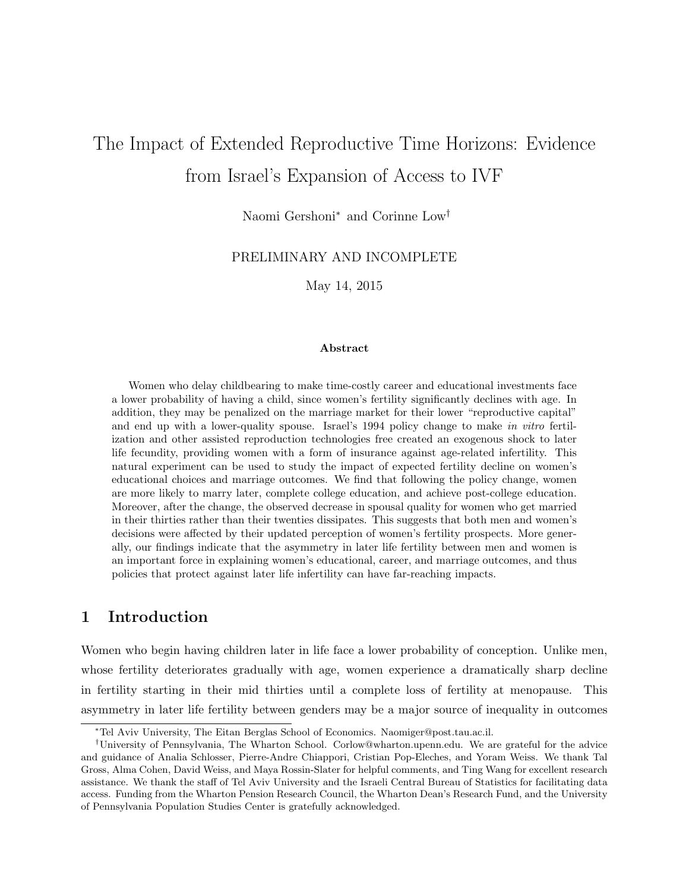# The Impact of Extended Reproductive Time Horizons: Evidence from Israel's Expansion of Access to IVF

Naomi Gershoni[*] and Corinne Low[†]

PRELIMINARY AND INCOMPLETE

May 14, 2015

### Abstract

Women who delay childbearing to make time-costly career and educational investments face a lower probability of having a child, since women's fertility significantly declines with age. In addition, they may be penalized on the marriage market for their lower "reproductive capital" and end up with a lower-quality spouse. Israel's 1994 policy change to make *in vitro* fertilization and other assisted reproduction technologies free created an exogenous shock to later life fecundity, providing women with a form of insurance against age-related infertility. This natural experiment can be used to study the impact of expected fertility decline on women's educational choices and marriage outcomes. We find that following the policy change, women are more likely to marry later, complete college education, and achieve post-college education. Moreover, after the change, the observed decrease in spousal quality for women who get married in their thirties rather than their twenties dissipates. This suggests that both men and women's decisions were affected by their updated perception of women's fertility prospects. More generally, our findings indicate that the asymmetry in later life fertility between men and women is an important force in explaining women's educational, career, and marriage outcomes, and thus policies that protect against later life infertility can have far-reaching impacts.

## 1 Introduction

Women who begin having children later in life face a lower probability of conception. Unlike men, whose fertility deteriorates gradually with age, women experience a dramatically sharp decline in fertility starting in their mid thirties until a complete loss of fertility at menopause. This asymmetry in later life fertility between genders may be a major source of inequality in outcomes

---

[*] Tel Aviv University, The Eitan Berglas School of Economics. Naomiger@post.tau.ac.il.

[†] University of Pennsylvania, The Wharton School. Corlow@wharton.upenn.edu. We are grateful for the advice and guidance of Analia Schlosser, Pierre-Andre Chiappori, Cristian Pop-Eleches, and Yoram Weiss. We thank Tal Gross, Alma Cohen, David Weiss, and Maya Rossin-Slater for helpful comments, and Ting Wang for excellent research assistance. We thank the staff of Tel Aviv University and the Israeli Central Bureau of Statistics for facilitating data access. Funding from the Wharton Pension Research Council, the Wharton Dean's Research Fund, and the University of Pennsylvania Population Studies Center is gratefully acknowledged.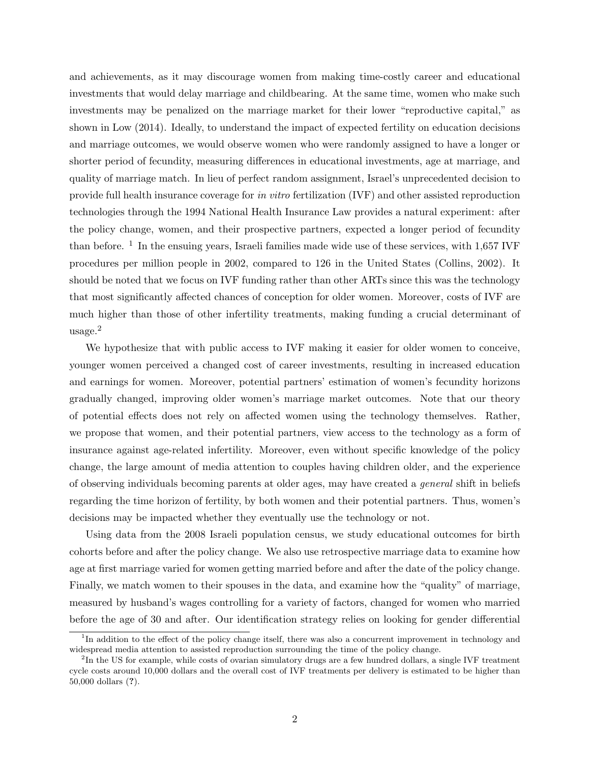and achievements, as it may discourage women from making time-costly career and educational investments that would delay marriage and childbearing. At the same time, women who make such investments may be penalized on the marriage market for their lower "reproductive capital," as shown in Low (2014). Ideally, to understand the impact of expected fertility on education decisions and marriage outcomes, we would observe women who were randomly assigned to have a longer or shorter period of fecundity, measuring differences in educational investments, age at marriage, and quality of marriage match. In lieu of perfect random assignment, Israel's unprecedented decision to provide full health insurance coverage for *in vitro* fertilization (IVF) and other assisted reproduction technologies through the 1994 National Health Insurance Law provides a natural experiment: after the policy change, women, and their prospective partners, expected a longer period of fecundity than before. [1] In the ensuing years, Israeli families made wide use of these services, with 1,657 IVF procedures per million people in 2002, compared to 126 in the United States (Collins, 2002). It should be noted that we focus on IVF funding rather than other ARTs since this was the technology that most significantly affected chances of conception for older women. Moreover, costs of IVF are much higher than those of other infertility treatments, making funding a crucial determinant of usage.[2]

We hypothesize that with public access to IVF making it easier for older women to conceive, younger women perceived a changed cost of career investments, resulting in increased education and earnings for women. Moreover, potential partners' estimation of women's fecundity horizons gradually changed, improving older women's marriage market outcomes. Note that our theory of potential effects does not rely on affected women using the technology themselves. Rather, we propose that women, and their potential partners, view access to the technology as a form of insurance against age-related infertility. Moreover, even without specific knowledge of the policy change, the large amount of media attention to couples having children older, and the experience of observing individuals becoming parents at older ages, may have created a *general* shift in beliefs regarding the time horizon of fertility, by both women and their potential partners. Thus, women's decisions may be impacted whether they eventually use the technology or not.

Using data from the 2008 Israeli population census, we study educational outcomes for birth cohorts before and after the policy change. We also use retrospective marriage data to examine how age at first marriage varied for women getting married before and after the date of the policy change. Finally, we match women to their spouses in the data, and examine how the "quality" of marriage, measured by husband's wages controlling for a variety of factors, changed for women who married before the age of 30 and after. Our identification strategy relies on looking for gender differential

[1] In addition to the effect of the policy change itself, there was also a concurrent improvement in technology and widespread media attention to assisted reproduction surrounding the time of the policy change.

[2] In the US for example, while costs of ovarian simulatory drugs are a few hundred dollars, a single IVF treatment cycle costs around 10,000 dollars and the overall cost of IVF treatments per delivery is estimated to be higher than 50,000 dollars (**?**).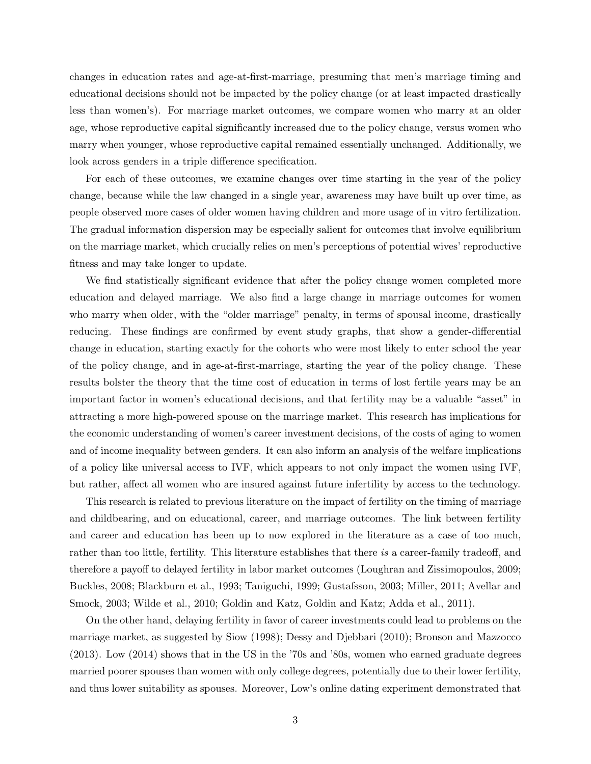changes in education rates and age-at-first-marriage, presuming that men's marriage timing and educational decisions should not be impacted by the policy change (or at least impacted drastically less than women's). For marriage market outcomes, we compare women who marry at an older age, whose reproductive capital significantly increased due to the policy change, versus women who marry when younger, whose reproductive capital remained essentially unchanged. Additionally, we look across genders in a triple difference specification.

For each of these outcomes, we examine changes over time starting in the year of the policy change, because while the law changed in a single year, awareness may have built up over time, as people observed more cases of older women having children and more usage of in vitro fertilization. The gradual information dispersion may be especially salient for outcomes that involve equilibrium on the marriage market, which crucially relies on men's perceptions of potential wives' reproductive fitness and may take longer to update.

We find statistically significant evidence that after the policy change women completed more education and delayed marriage. We also find a large change in marriage outcomes for women who marry when older, with the "older marriage" penalty, in terms of spousal income, drastically reducing. These findings are confirmed by event study graphs, that show a gender-differential change in education, starting exactly for the cohorts who were most likely to enter school the year of the policy change, and in age-at-first-marriage, starting the year of the policy change. These results bolster the theory that the time cost of education in terms of lost fertile years may be an important factor in women's educational decisions, and that fertility may be a valuable "asset" in attracting a more high-powered spouse on the marriage market. This research has implications for the economic understanding of women's career investment decisions, of the costs of aging to women and of income inequality between genders. It can also inform an analysis of the welfare implications of a policy like universal access to IVF, which appears to not only impact the women using IVF, but rather, affect all women who are insured against future infertility by access to the technology.

This research is related to previous literature on the impact of fertility on the timing of marriage and childbearing, and on educational, career, and marriage outcomes. The link between fertility and career and education has been up to now explored in the literature as a case of too much, rather than too little, fertility. This literature establishes that there *is* a career-family tradeoff, and therefore a payoff to delayed fertility in labor market outcomes (Loughran and Zissimopoulos, 2009; Buckles, 2008; Blackburn et al., 1993; Taniguchi, 1999; Gustafsson, 2003; Miller, 2011; Avellar and Smock, 2003; Wilde et al., 2010; Goldin and Katz, Goldin and Katz; Adda et al., 2011).

On the other hand, delaying fertility in favor of career investments could lead to problems on the marriage market, as suggested by Siow (1998); Dessy and Djebbari (2010); Bronson and Mazzocco (2013). Low (2014) shows that in the US in the '70s and '80s, women who earned graduate degrees married poorer spouses than women with only college degrees, potentially due to their lower fertility, and thus lower suitability as spouses. Moreover, Low's online dating experiment demonstrated that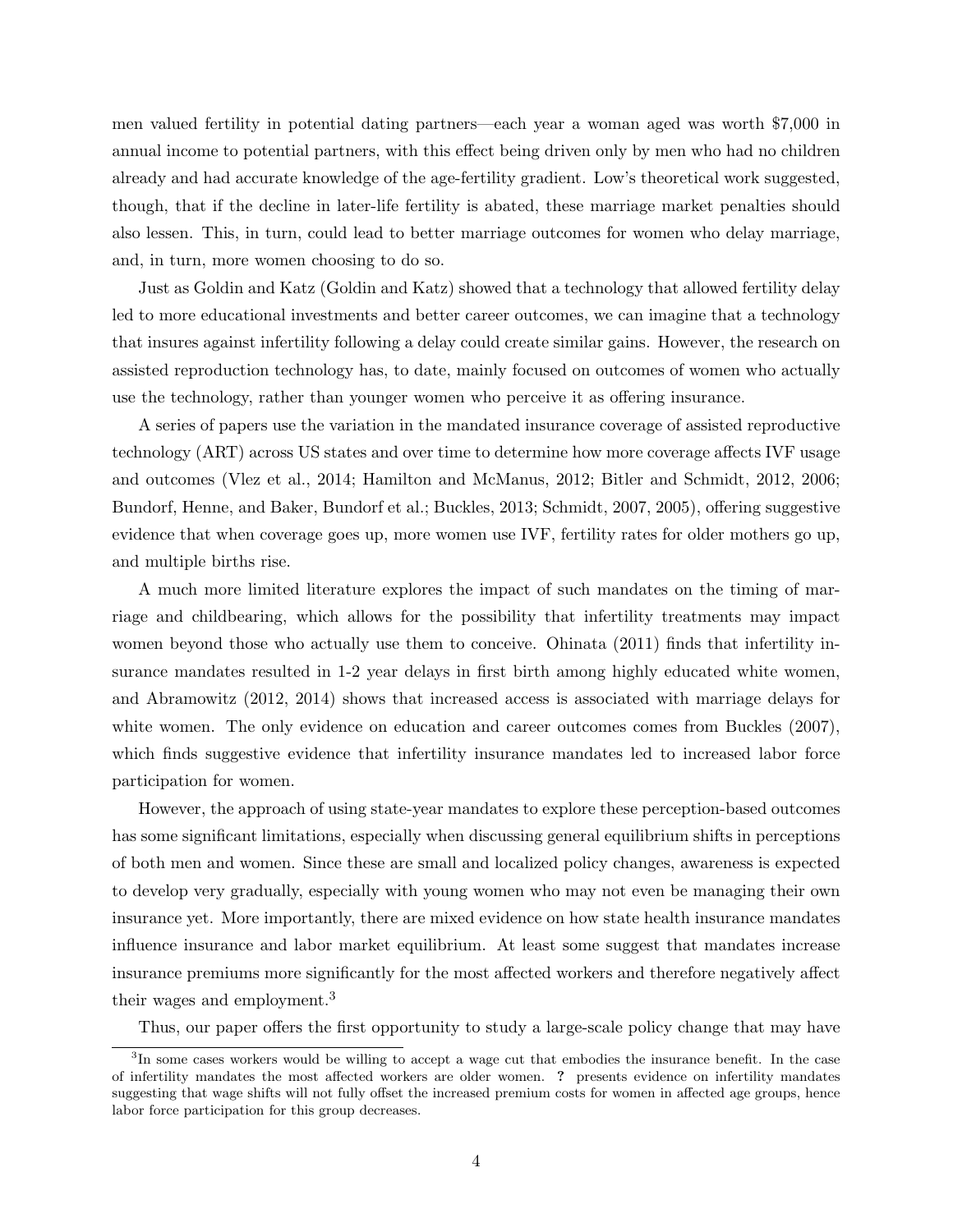men valued fertility in potential dating partners—each year a woman aged was worth \$7,000 in annual income to potential partners, with this effect being driven only by men who had no children already and had accurate knowledge of the age-fertility gradient. Low's theoretical work suggested, though, that if the decline in later-life fertility is abated, these marriage market penalties should also lessen. This, in turn, could lead to better marriage outcomes for women who delay marriage, and, in turn, more women choosing to do so.

Just as Goldin and Katz (Goldin and Katz) showed that a technology that allowed fertility delay led to more educational investments and better career outcomes, we can imagine that a technology that insures against infertility following a delay could create similar gains. However, the research on assisted reproduction technology has, to date, mainly focused on outcomes of women who actually use the technology, rather than younger women who perceive it as offering insurance.

A series of papers use the variation in the mandated insurance coverage of assisted reproductive technology (ART) across US states and over time to determine how more coverage affects IVF usage and outcomes (Vlez et al., 2014; Hamilton and McManus, 2012; Bitler and Schmidt, 2012, 2006; Bundorf, Henne, and Baker, Bundorf et al.; Buckles, 2013; Schmidt, 2007, 2005), offering suggestive evidence that when coverage goes up, more women use IVF, fertility rates for older mothers go up, and multiple births rise.

A much more limited literature explores the impact of such mandates on the timing of marriage and childbearing, which allows for the possibility that infertility treatments may impact women beyond those who actually use them to conceive. Ohinata (2011) finds that infertility insurance mandates resulted in 1-2 year delays in first birth among highly educated white women, and Abramowitz (2012, 2014) shows that increased access is associated with marriage delays for white women. The only evidence on education and career outcomes comes from Buckles (2007), which finds suggestive evidence that infertility insurance mandates led to increased labor force participation for women.

However, the approach of using state-year mandates to explore these perception-based outcomes has some significant limitations, especially when discussing general equilibrium shifts in perceptions of both men and women. Since these are small and localized policy changes, awareness is expected to develop very gradually, especially with young women who may not even be managing their own insurance yet. More importantly, there are mixed evidence on how state health insurance mandates influence insurance and labor market equilibrium. At least some suggest that mandates increase insurance premiums more significantly for the most affected workers and therefore negatively affect their wages and employment.[3]

Thus, our paper offers the first opportunity to study a large-scale policy change that may have

[3]In some cases workers would be willing to accept a wage cut that embodies the insurance benefit. In the case of infertility mandates the most affected workers are older women. **?** presents evidence on infertility mandates suggesting that wage shifts will not fully offset the increased premium costs for women in affected age groups, hence labor force participation for this group decreases.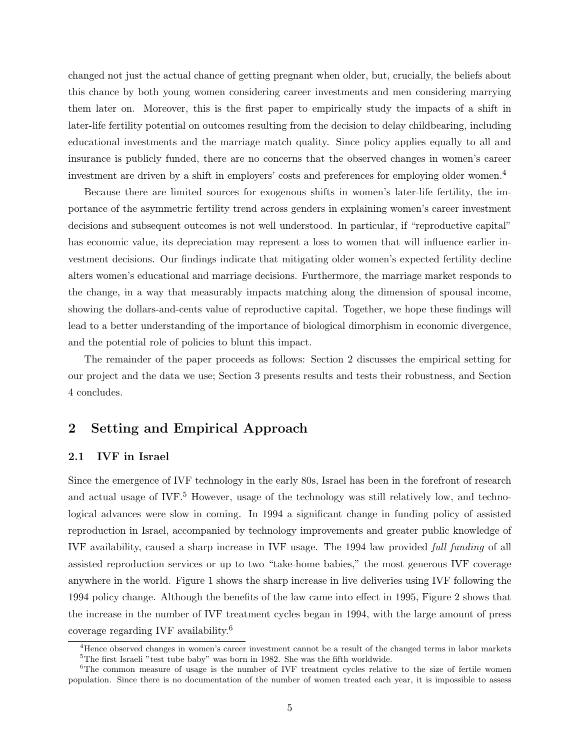changed not just the actual chance of getting pregnant when older, but, crucially, the beliefs about this chance by both young women considering career investments and men considering marrying them later on. Moreover, this is the first paper to empirically study the impacts of a shift in later-life fertility potential on outcomes resulting from the decision to delay childbearing, including educational investments and the marriage match quality. Since policy applies equally to all and insurance is publicly funded, there are no concerns that the observed changes in women's career investment are driven by a shift in employers' costs and preferences for employing older women.[4]

Because there are limited sources for exogenous shifts in women's later-life fertility, the importance of the asymmetric fertility trend across genders in explaining women's career investment decisions and subsequent outcomes is not well understood. In particular, if "reproductive capital" has economic value, its depreciation may represent a loss to women that will influence earlier investment decisions. Our findings indicate that mitigating older women's expected fertility decline alters women's educational and marriage decisions. Furthermore, the marriage market responds to the change, in a way that measurably impacts matching along the dimension of spousal income, showing the dollars-and-cents value of reproductive capital. Together, we hope these findings will lead to a better understanding of the importance of biological dimorphism in economic divergence, and the potential role of policies to blunt this impact.

The remainder of the paper proceeds as follows: Section 2 discusses the empirical setting for our project and the data we use; Section 3 presents results and tests their robustness, and Section 4 concludes.

## 2 Setting and Empirical Approach

### 2.1 IVF in Israel

Since the emergence of IVF technology in the early 80s, Israel has been in the forefront of research and actual usage of IVF.[5] However, usage of the technology was still relatively low, and technological advances were slow in coming. In 1994 a significant change in funding policy of assisted reproduction in Israel, accompanied by technology improvements and greater public knowledge of IVF availability, caused a sharp increase in IVF usage. The 1994 law provided *full funding* of all assisted reproduction services or up to two "take-home babies," the most generous IVF coverage anywhere in the world. Figure 1 shows the sharp increase in live deliveries using IVF following the 1994 policy change. Although the benefits of the law came into effect in 1995, Figure 2 shows that the increase in the number of IVF treatment cycles began in 1994, with the large amount of press coverage regarding IVF availability.[6]

[4] Hence observed changes in women's career investment cannot be a result of the changed terms in labor markets

[5] The first Israeli "test tube baby" was born in 1982. She was the fifth worldwide.

[6] The common measure of usage is the number of IVF treatment cycles relative to the size of fertile women population. Since there is no documentation of the number of women treated each year, it is impossible to assess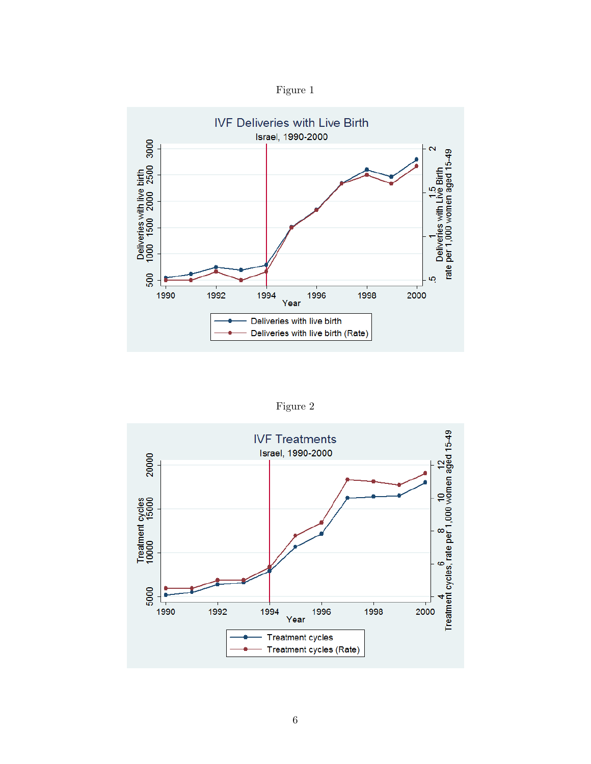Figure 1

Figure 2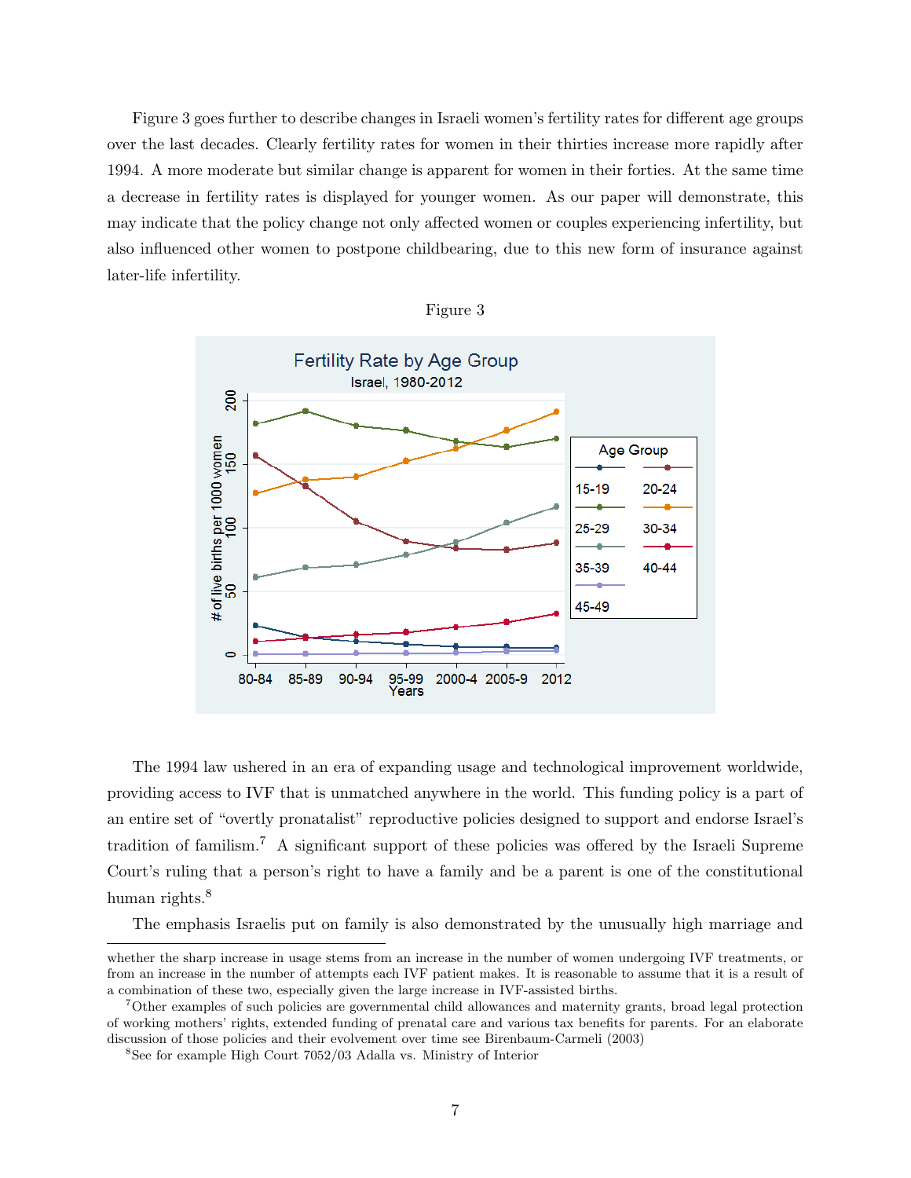Figure 3 goes further to describe changes in Israeli women's fertility rates for different age groups over the last decades. Clearly fertility rates for women in their thirties increase more rapidly after 1994. A more moderate but similar change is apparent for women in their forties. At the same time a decrease in fertility rates is displayed for younger women. As our paper will demonstrate, this may indicate that the policy change not only affected women or couples experiencing infertility, but also influenced other women to postpone childbearing, due to this new form of insurance against later-life infertility.

Figure 3

The 1994 law ushered in an era of expanding usage and technological improvement worldwide, providing access to IVF that is unmatched anywhere in the world. This funding policy is a part of an entire set of "overtly pronatalist" reproductive policies designed to support and endorse Israel's tradition of familism.[7] A significant support of these policies was offered by the Israeli Supreme Court's ruling that a person's right to have a family and be a parent is one of the constitutional human rights.[8]

The emphasis Israelis put on family is also demonstrated by the unusually high marriage and

---

whether the sharp increase in usage stems from an increase in the number of women undergoing IVF treatments, or from an increase in the number of attempts each IVF patient makes. It is reasonable to assume that it is a result of a combination of these two, especially given the large increase in IVF-assisted births.

[7] Other examples of such policies are governmental child allowances and maternity grants, broad legal protection of working mothers' rights, extended funding of prenatal care and various tax benefits for parents. For an elaborate discussion of those policies and their evolvement over time see Birenbaum-Carmeli (2003)

[8] See for example High Court 7052/03 Adalla vs. Ministry of Interior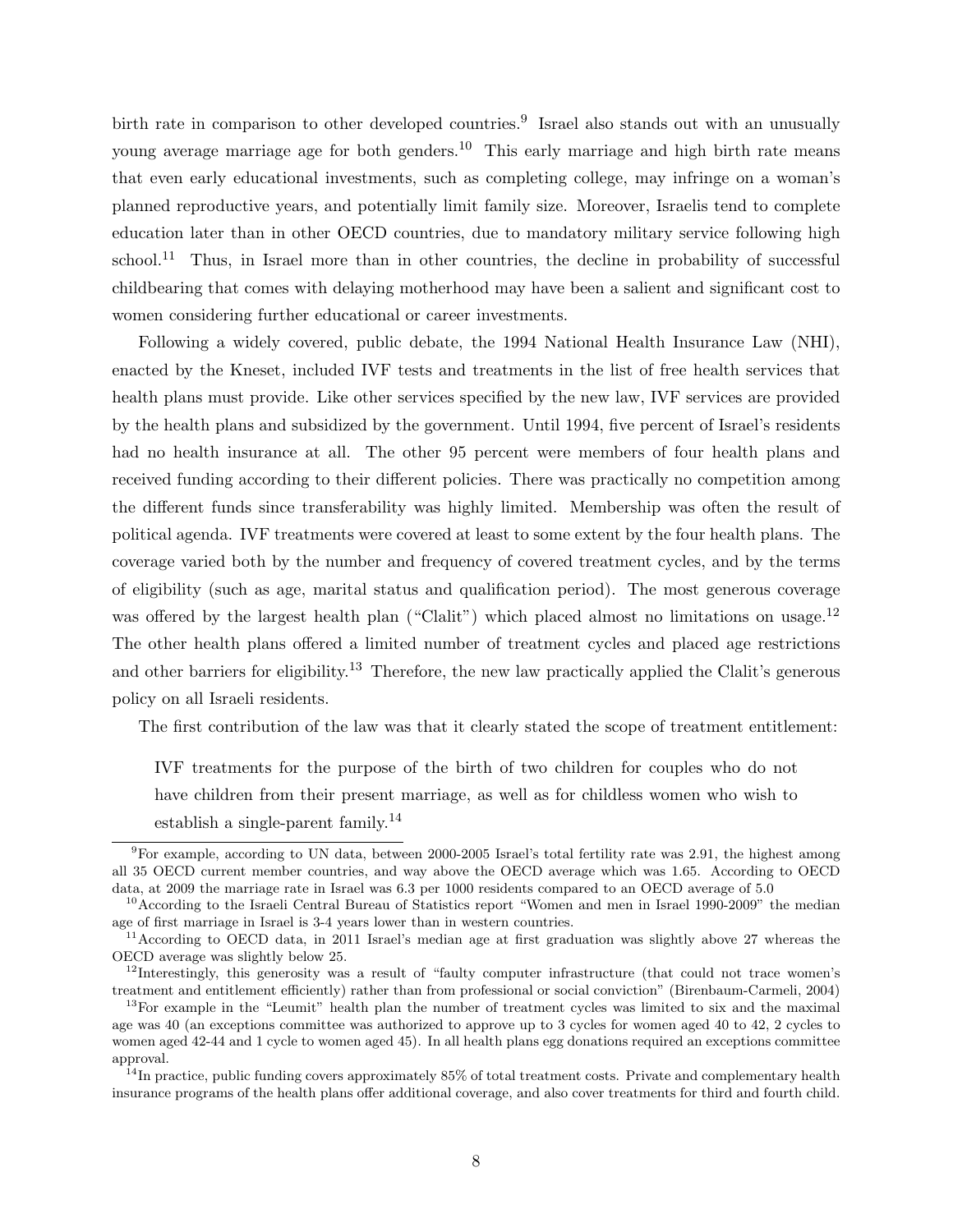birth rate in comparison to other developed countries.[9] Israel also stands out with an unusually young average marriage age for both genders.[10] This early marriage and high birth rate means that even early educational investments, such as completing college, may infringe on a woman's planned reproductive years, and potentially limit family size. Moreover, Israelis tend to complete education later than in other OECD countries, due to mandatory military service following high school.[11] Thus, in Israel more than in other countries, the decline in probability of successful childbearing that comes with delaying motherhood may have been a salient and significant cost to women considering further educational or career investments.

Following a widely covered, public debate, the 1994 National Health Insurance Law (NHI), enacted by the Kneset, included IVF tests and treatments in the list of free health services that health plans must provide. Like other services specified by the new law, IVF services are provided by the health plans and subsidized by the government. Until 1994, five percent of Israel's residents had no health insurance at all. The other 95 percent were members of four health plans and received funding according to their different policies. There was practically no competition among the different funds since transferability was highly limited. Membership was often the result of political agenda. IVF treatments were covered at least to some extent by the four health plans. The coverage varied both by the number and frequency of covered treatment cycles, and by the terms of eligibility (such as age, marital status and qualification period). The most generous coverage was offered by the largest health plan ("Clalit") which placed almost no limitations on usage.[12] The other health plans offered a limited number of treatment cycles and placed age restrictions and other barriers for eligibility.[13] Therefore, the new law practically applied the Clalit's generous policy on all Israeli residents.

The first contribution of the law was that it clearly stated the scope of treatment entitlement:

> IVF treatments for the purpose of the birth of two children for couples who do not have children from their present marriage, as well as for childless women who wish to establish a single-parent family.[14]

---

[9] For example, according to UN data, between 2000-2005 Israel's total fertility rate was 2.91, the highest among all 35 OECD current member countries, and way above the OECD average which was 1.65. According to OECD data, at 2009 the marriage rate in Israel was 6.3 per 1000 residents compared to an OECD average of 5.0

[10] According to the Israeli Central Bureau of Statistics report "Women and men in Israel 1990-2009" the median age of first marriage in Israel is 3-4 years lower than in western countries.

[11] According to OECD data, in 2011 Israel's median age at first graduation was slightly above 27 whereas the OECD average was slightly below 25.

[12] Interestingly, this generosity was a result of "faulty computer infrastructure (that could not trace women's treatment and entitlement efficiently) rather than from professional or social conviction" (Birenbaum-Carmeli, 2004)

[13] For example in the "Leumit" health plan the number of treatment cycles was limited to six and the maximal age was 40 (an exceptions committee was authorized to approve up to 3 cycles for women aged 40 to 42, 2 cycles to women aged 42-44 and 1 cycle to women aged 45). In all health plans egg donations required an exceptions committee approval.

[14] In practice, public funding covers approximately 85% of total treatment costs. Private and complementary health insurance programs of the health plans offer additional coverage, and also cover treatments for third and fourth child.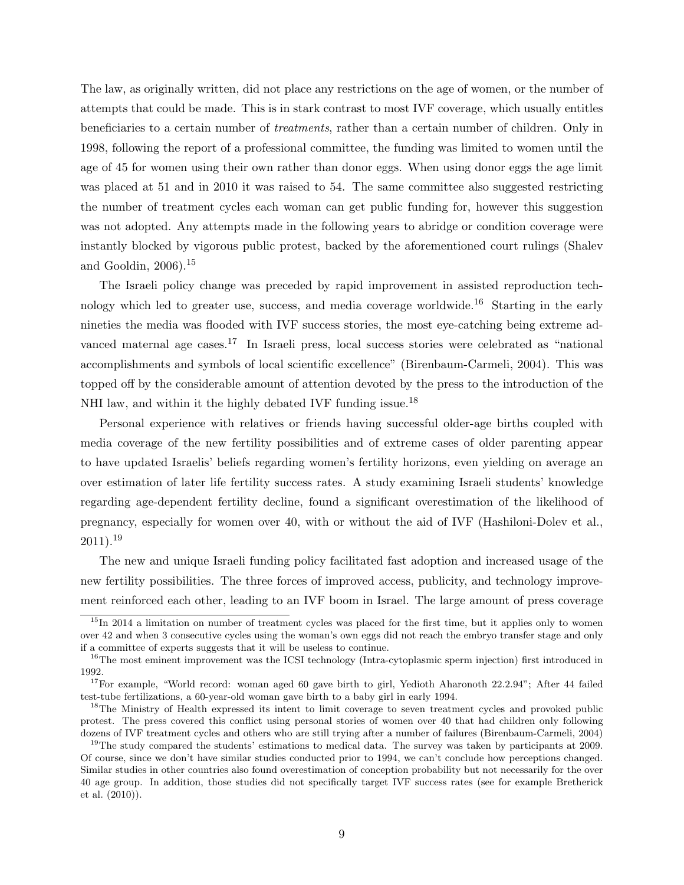The law, as originally written, did not place any restrictions on the age of women, or the number of attempts that could be made. This is in stark contrast to most IVF coverage, which usually entitles beneficiaries to a certain number of *treatments*, rather than a certain number of children. Only in 1998, following the report of a professional committee, the funding was limited to women until the age of 45 for women using their own rather than donor eggs. When using donor eggs the age limit was placed at 51 and in 2010 it was raised to 54. The same committee also suggested restricting the number of treatment cycles each woman can get public funding for, however this suggestion was not adopted. Any attempts made in the following years to abridge or condition coverage were instantly blocked by vigorous public protest, backed by the aforementioned court rulings (Shalev and Gooldin, 2006).[15]

The Israeli policy change was preceded by rapid improvement in assisted reproduction technology which led to greater use, success, and media coverage worldwide.[16] Starting in the early nineties the media was flooded with IVF success stories, the most eye-catching being extreme advanced maternal age cases.[17] In Israeli press, local success stories were celebrated as "national accomplishments and symbols of local scientific excellence" (Birenbaum-Carmeli, 2004). This was topped off by the considerable amount of attention devoted by the press to the introduction of the NHI law, and within it the highly debated IVF funding issue.[18]

Personal experience with relatives or friends having successful older-age births coupled with media coverage of the new fertility possibilities and of extreme cases of older parenting appear to have updated Israelis' beliefs regarding women's fertility horizons, even yielding on average an over estimation of later life fertility success rates. A study examining Israeli students' knowledge regarding age-dependent fertility decline, found a significant overestimation of the likelihood of pregnancy, especially for women over 40, with or without the aid of IVF (Hashiloni-Dolev et al., 2011).[19]

The new and unique Israeli funding policy facilitated fast adoption and increased usage of the new fertility possibilities. The three forces of improved access, publicity, and technology improvement reinforced each other, leading to an IVF boom in Israel. The large amount of press coverage

[15] In 2014 a limitation on number of treatment cycles was placed for the first time, but it applies only to women over 42 and when 3 consecutive cycles using the woman's own eggs did not reach the embryo transfer stage and only if a committee of experts suggests that it will be useless to continue.

[16] The most eminent improvement was the ICSI technology (Intra-cytoplasmic sperm injection) first introduced in 1992.

[17] For example, "World record: woman aged 60 gave birth to girl, Yedioth Aharonoth 22.2.94"; After 44 failed test-tube fertilizations, a 60-year-old woman gave birth to a baby girl in early 1994.

[18] The Ministry of Health expressed its intent to limit coverage to seven treatment cycles and provoked public protest. The press covered this conflict using personal stories of women over 40 that had children only following dozens of IVF treatment cycles and others who are still trying after a number of failures (Birenbaum-Carmeli, 2004)

[19] The study compared the students' estimations to medical data. The survey was taken by participants at 2009. Of course, since we don't have similar studies conducted prior to 1994, we can't conclude how perceptions changed. Similar studies in other countries also found overestimation of conception probability but not necessarily for the over 40 age group. In addition, those studies did not specifically target IVF success rates (see for example Bretherick et al. (2010)).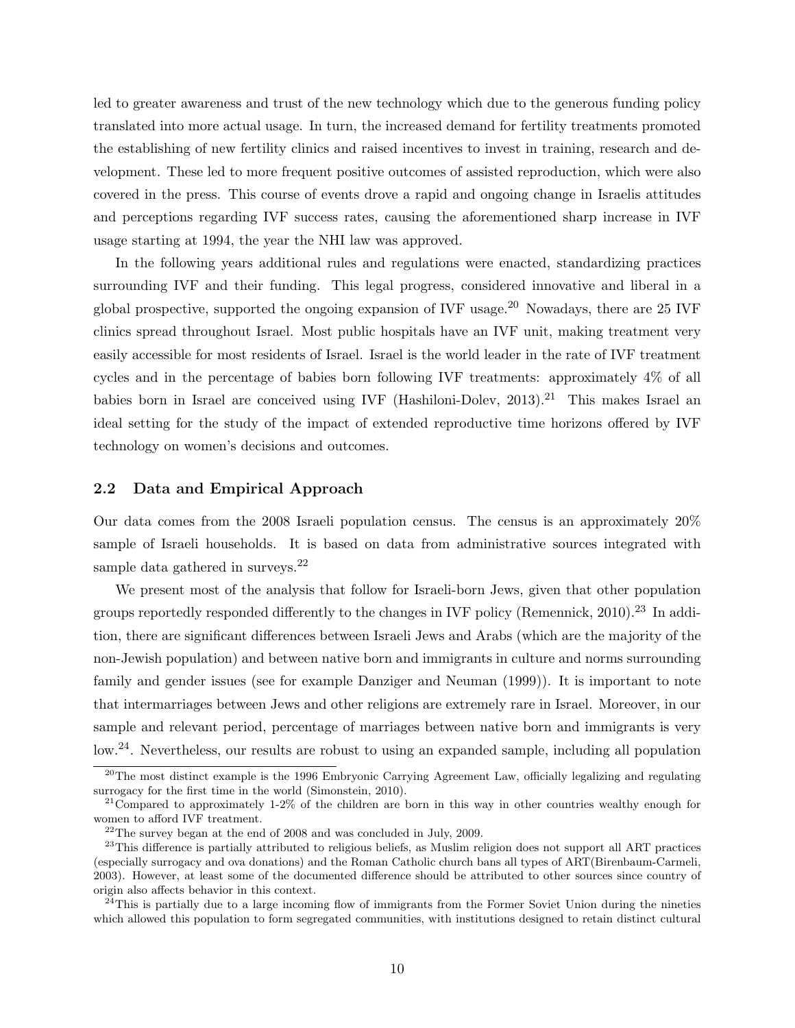led to greater awareness and trust of the new technology which due to the generous funding policy translated into more actual usage. In turn, the increased demand for fertility treatments promoted the establishing of new fertility clinics and raised incentives to invest in training, research and development. These led to more frequent positive outcomes of assisted reproduction, which were also covered in the press. This course of events drove a rapid and ongoing change in Israelis attitudes and perceptions regarding IVF success rates, causing the aforementioned sharp increase in IVF usage starting at 1994, the year the NHI law was approved.

In the following years additional rules and regulations were enacted, standardizing practices surrounding IVF and their funding. This legal progress, considered innovative and liberal in a global prospective, supported the ongoing expansion of IVF usage.[20] Nowadays, there are 25 IVF clinics spread throughout Israel. Most public hospitals have an IVF unit, making treatment very easily accessible for most residents of Israel. Israel is the world leader in the rate of IVF treatment cycles and in the percentage of babies born following IVF treatments: approximately 4% of all babies born in Israel are conceived using IVF (Hashiloni-Dolev, 2013).[21] This makes Israel an ideal setting for the study of the impact of extended reproductive time horizons offered by IVF technology on women's decisions and outcomes.

## 2.2 Data and Empirical Approach

Our data comes from the 2008 Israeli population census. The census is an approximately 20% sample of Israeli households. It is based on data from administrative sources integrated with sample data gathered in surveys.[22]

We present most of the analysis that follow for Israeli-born Jews, given that other population groups reportedly responded differently to the changes in IVF policy (Remennick, 2010).[23] In addition, there are significant differences between Israeli Jews and Arabs (which are the majority of the non-Jewish population) and between native born and immigrants in culture and norms surrounding family and gender issues (see for example Danziger and Neuman (1999)). It is important to note that intermarriages between Jews and other religions are extremely rare in Israel. Moreover, in our sample and relevant period, percentage of marriages between native born and immigrants is very low.[24]. Nevertheless, our results are robust to using an expanded sample, including all population

[20] The most distinct example is the 1996 Embryonic Carrying Agreement Law, officially legalizing and regulating surrogacy for the first time in the world (Simonstein, 2010).

[21] Compared to approximately 1-2% of the children are born in this way in other countries wealthy enough for women to afford IVF treatment.

[22] The survey began at the end of 2008 and was concluded in July, 2009.

[23] This difference is partially attributed to religious beliefs, as Muslim religion does not support all ART practices (especially surrogacy and ova donations) and the Roman Catholic church bans all types of ART(Birenbaum-Carmeli, 2003). However, at least some of the documented difference should be attributed to other sources since country of origin also affects behavior in this context.

[24] This is partially due to a large incoming flow of immigrants from the Former Soviet Union during the nineties which allowed this population to form segregated communities, with institutions designed to retain distinct cultural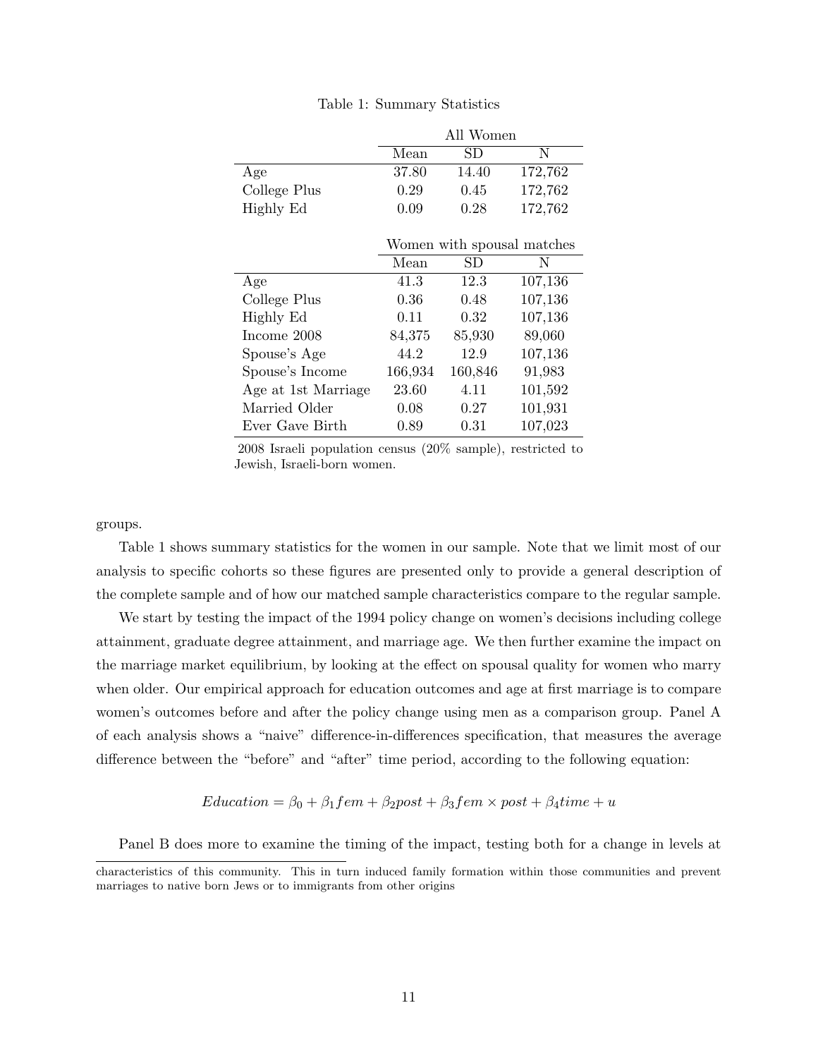Table 1: Summary Statistics

| | All Women | | |
|---|---|---|---|
| | Mean | SD | N |
| Age | 37.80 | 14.40 | 172,762 |
| College Plus | 0.29 | 0.45 | 172,762 |
| Highly Ed | 0.09 | 0.28 | 172,762 |
| | **Women with spousal matches** | | |
| | Mean | SD | N |
| Age | 41.3 | 12.3 | 107,136 |
| College Plus | 0.36 | 0.48 | 107,136 |
| Highly Ed | 0.11 | 0.32 | 107,136 |
| Income 2008 | 84,375 | 85,930 | 89,060 |
| Spouse's Age | 44.2 | 12.9 | 107,136 |
| Spouse's Income | 166,934 | 160,846 | 91,983 |
| Age at 1st Marriage | 23.60 | 4.11 | 101,592 |
| Married Older | 0.08 | 0.27 | 101,931 |
| Ever Gave Birth | 0.89 | 0.31 | 107,023 |

2008 Israeli population census (20% sample), restricted to Jewish, Israeli-born women.

groups.

Table 1 shows summary statistics for the women in our sample. Note that we limit most of our analysis to specific cohorts so these figures are presented only to provide a general description of the complete sample and of how our matched sample characteristics compare to the regular sample.

We start by testing the impact of the 1994 policy change on women's decisions including college attainment, graduate degree attainment, and marriage age. We then further examine the impact on the marriage market equilibrium, by looking at the effect on spousal quality for women who marry when older. Our empirical approach for education outcomes and age at first marriage is to compare women's outcomes before and after the policy change using men as a comparison group. Panel A of each analysis shows a "naive" difference-in-differences specification, that measures the average difference between the "before" and "after" time period, according to the following equation:

$$Education = \beta_0 + \beta_1 fem + \beta_2 post + \beta_3 fem \times post + \beta_4 time + u$$

Panel B does more to examine the timing of the impact, testing both for a change in levels at

characteristics of this community. This in turn induced family formation within those communities and prevent marriages to native born Jews or to immigrants from other origins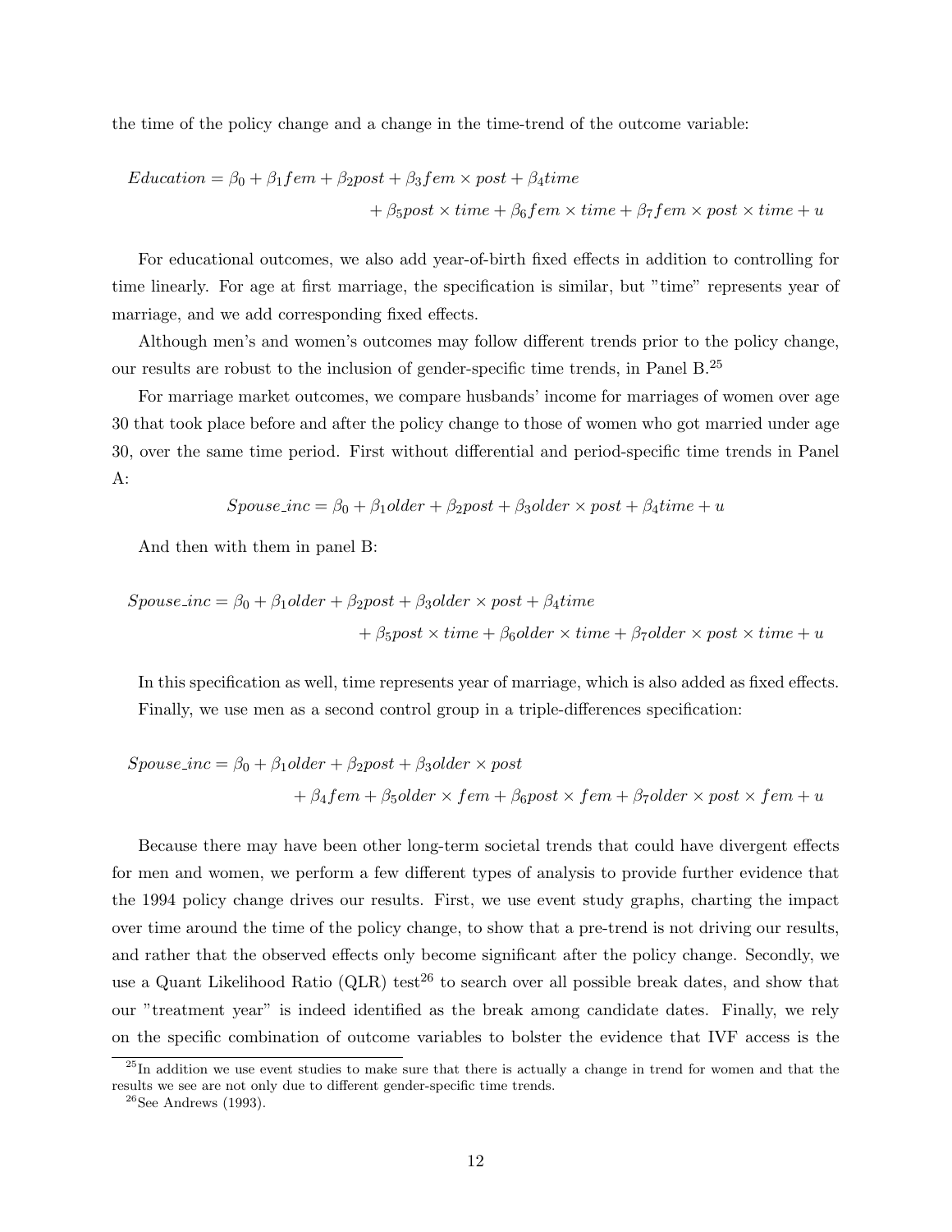the time of the policy change and a change in the time-trend of the outcome variable:

$$
\begin{aligned}
Education = \beta_0 + \beta_1 fem + \beta_2 post + \beta_3 fem \times post + \beta_4 time \\
+ \beta_5 post \times time + \beta_6 fem \times time + \beta_7 fem \times post \times time + u
\end{aligned}
$$

For educational outcomes, we also add year-of-birth fixed effects in addition to controlling for time linearly. For age at first marriage, the specification is similar, but "time" represents year of marriage, and we add corresponding fixed effects.

Although men's and women's outcomes may follow different trends prior to the policy change, our results are robust to the inclusion of gender-specific time trends, in Panel B.[25]

For marriage market outcomes, we compare husbands' income for marriages of women over age 30 that took place before and after the policy change to those of women who got married under age 30, over the same time period. First without differential and period-specific time trends in Panel A:

$$
Spouse\_inc = \beta_0 + \beta_1 older + \beta_2 post + \beta_3 older \times post + \beta_4 time + u
$$

And then with them in panel B:

$$
\begin{aligned}
Spouse\_inc = \beta_0 + \beta_1 older + \beta_2 post + \beta_3 older \times post + \beta_4 time \\
+ \beta_5 post \times time + \beta_6 older \times time + \beta_7 older \times post \times time + u
\end{aligned}
$$

In this specification as well, time represents year of marriage, which is also added as fixed effects.

Finally, we use men as a second control group in a triple-differences specification:

$$
\begin{aligned}
Spouse\_inc = \beta_0 + \beta_1 older + \beta_2 post + \beta_3 older \times post \\
+ \beta_4 fem + \beta_5 older \times fem + \beta_6 post \times fem + \beta_7 older \times post \times fem + u
\end{aligned}
$$

Because there may have been other long-term societal trends that could have divergent effects for men and women, we perform a few different types of analysis to provide further evidence that the 1994 policy change drives our results. First, we use event study graphs, charting the impact over time around the time of the policy change, to show that a pre-trend is not driving our results, and rather that the observed effects only become significant after the policy change. Secondly, we use a Quant Likelihood Ratio (QLR) test[26] to search over all possible break dates, and show that our "treatment year" is indeed identified as the break among candidate dates. Finally, we rely on the specific combination of outcome variables to bolster the evidence that IVF access is the

[25] In addition we use event studies to make sure that there is actually a change in trend for women and that the results we see are not only due to different gender-specific time trends.

[26] See Andrews (1993).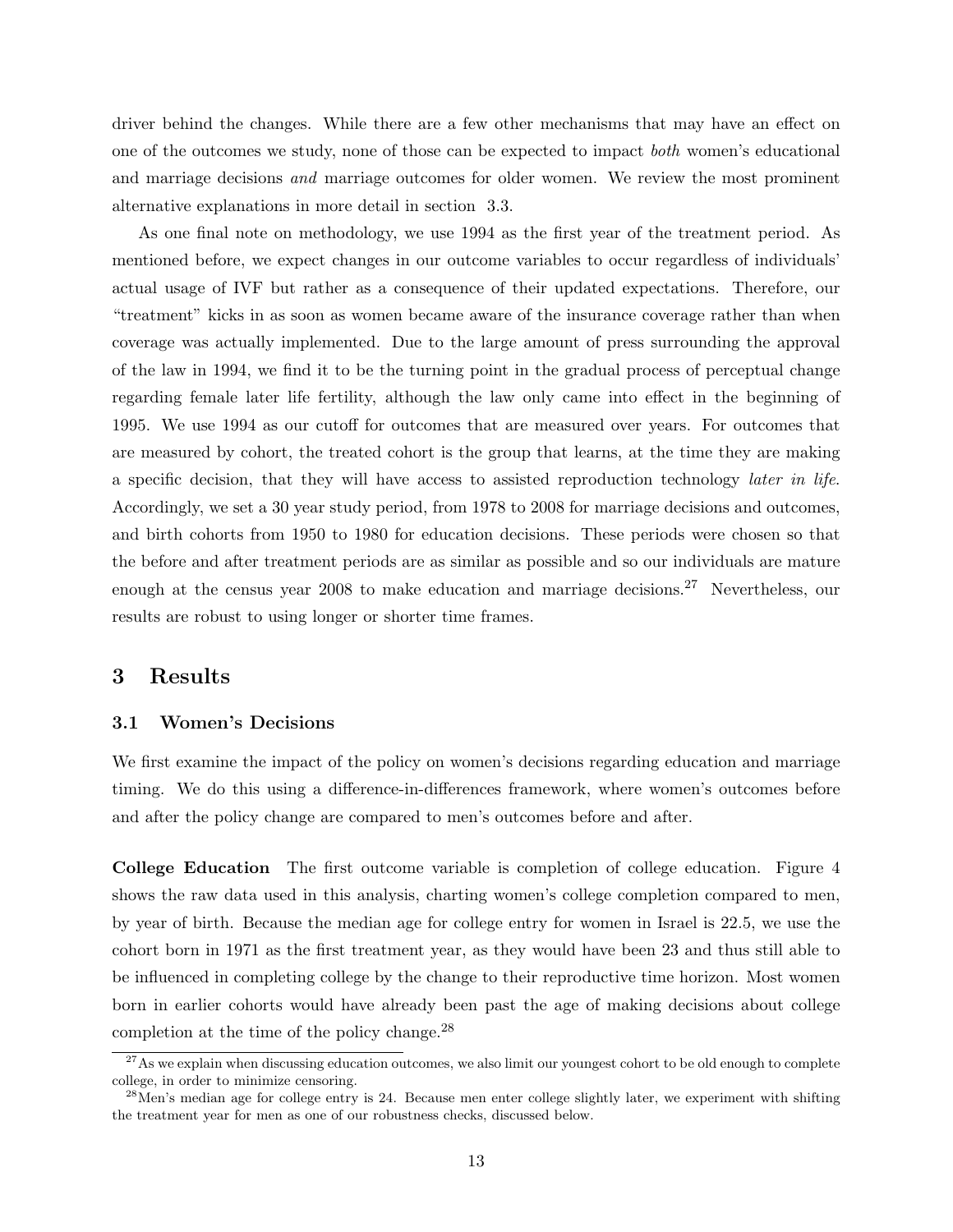driver behind the changes. While there are a few other mechanisms that may have an effect on one of the outcomes we study, none of those can be expected to impact *both* women's educational and marriage decisions *and* marriage outcomes for older women. We review the most prominent alternative explanations in more detail in section 3.3.

As one final note on methodology, we use 1994 as the first year of the treatment period. As mentioned before, we expect changes in our outcome variables to occur regardless of individuals' actual usage of IVF but rather as a consequence of their updated expectations. Therefore, our "treatment" kicks in as soon as women became aware of the insurance coverage rather than when coverage was actually implemented. Due to the large amount of press surrounding the approval of the law in 1994, we find it to be the turning point in the gradual process of perceptual change regarding female later life fertility, although the law only came into effect in the beginning of 1995. We use 1994 as our cutoff for outcomes that are measured over years. For outcomes that are measured by cohort, the treated cohort is the group that learns, at the time they are making a specific decision, that they will have access to assisted reproduction technology *later in life.* Accordingly, we set a 30 year study period, from 1978 to 2008 for marriage decisions and outcomes, and birth cohorts from 1950 to 1980 for education decisions. These periods were chosen so that the before and after treatment periods are as similar as possible and so our individuals are mature enough at the census year 2008 to make education and marriage decisions.[27] Nevertheless, our results are robust to using longer or shorter time frames.

# 3 Results

## 3.1 Women's Decisions

We first examine the impact of the policy on women's decisions regarding education and marriage timing. We do this using a difference-in-differences framework, where women's outcomes before and after the policy change are compared to men's outcomes before and after.

**College Education** The first outcome variable is completion of college education. Figure 4 shows the raw data used in this analysis, charting women's college completion compared to men, by year of birth. Because the median age for college entry for women in Israel is 22.5, we use the cohort born in 1971 as the first treatment year, as they would have been 23 and thus still able to be influenced in completing college by the change to their reproductive time horizon. Most women born in earlier cohorts would have already been past the age of making decisions about college completion at the time of the policy change.[28]

[27] As we explain when discussing education outcomes, we also limit our youngest cohort to be old enough to complete college, in order to minimize censoring.

[28] Men's median age for college entry is 24. Because men enter college slightly later, we experiment with shifting the treatment year for men as one of our robustness checks, discussed below.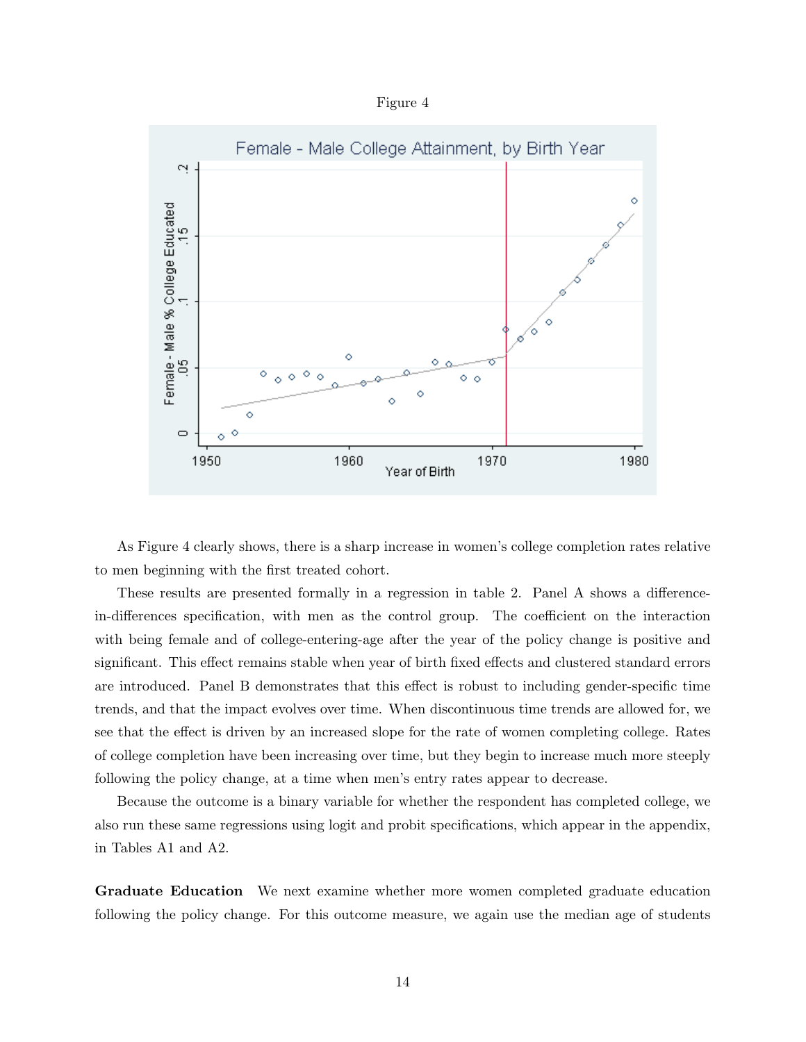Figure 4

As Figure 4 clearly shows, there is a sharp increase in women's college completion rates relative to men beginning with the first treated cohort.

These results are presented formally in a regression in table 2. Panel A shows a difference-in-differences specification, with men as the control group. The coefficient on the interaction with being female and of college-entering-age after the year of the policy change is positive and significant. This effect remains stable when year of birth fixed effects and clustered standard errors are introduced. Panel B demonstrates that this effect is robust to including gender-specific time trends, and that the impact evolves over time. When discontinuous time trends are allowed for, we see that the effect is driven by an increased slope for the rate of women completing college. Rates of college completion have been increasing over time, but they begin to increase much more steeply following the policy change, at a time when men's entry rates appear to decrease.

Because the outcome is a binary variable for whether the respondent has completed college, we also run these same regressions using logit and probit specifications, which appear in the appendix, in Tables A1 and A2.

**Graduate Education** We next examine whether more women completed graduate education following the policy change. For this outcome measure, we again use the median age of students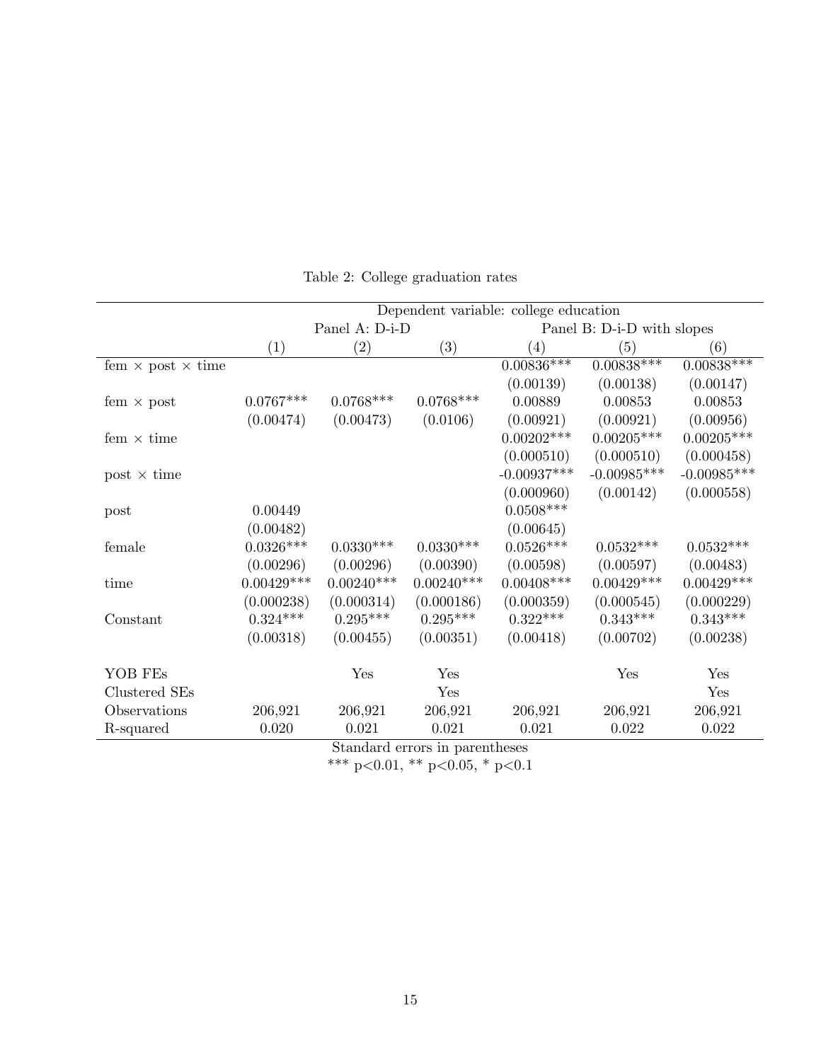Table 2: College graduation rates

| | Dependent variable: college education | | | | | |
|---|---|---|---|---|---|---|
| | Panel A: D-i-D | | | Panel B: D-i-D with slopes | | |
| | (1) | (2) | (3) | (4) | (5) | (6) |
| fem × post × time | | | | 0.00836*** | 0.00838*** | 0.00838*** |
| | | | | (0.00139) | (0.00138) | (0.00147) |
| fem × post | 0.0767*** | 0.0768*** | 0.0768*** | 0.00889 | 0.00853 | 0.00853 |
| | (0.00474) | (0.00473) | (0.0106) | (0.00921) | (0.00921) | (0.00956) |
| fem × time | | | | 0.00202*** | 0.00205*** | 0.00205*** |
| | | | | (0.000510) | (0.000510) | (0.000458) |
| post × time | | | | -0.00937*** | -0.00985*** | -0.00985*** |
| | | | | (0.000960) | (0.00142) | (0.000558) |
| post | 0.00449 | | | 0.0508*** | | |
| | (0.00482) | | | (0.00645) | | |
| female | 0.0326*** | 0.0330*** | 0.0330*** | 0.0526*** | 0.0532*** | 0.0532*** |
| | (0.00296) | (0.00296) | (0.00390) | (0.00598) | (0.00597) | (0.00483) |
| time | 0.00429*** | 0.00240*** | 0.00240*** | 0.00408*** | 0.00429*** | 0.00429*** |
| | (0.000238) | (0.000314) | (0.000186) | (0.000359) | (0.000545) | (0.000229) |
| Constant | 0.324*** | 0.295*** | 0.295*** | 0.322*** | 0.343*** | 0.343*** |
| | (0.00318) | (0.00455) | (0.00351) | (0.00418) | (0.00702) | (0.00238) |
| YOB FEs | | Yes | Yes | | Yes | Yes |
| Clustered SEs | | | Yes | | | Yes |
| Observations | 206,921 | 206,921 | 206,921 | 206,921 | 206,921 | 206,921 |
| R-squared | 0.020 | 0.021 | 0.021 | 0.021 | 0.022 | 0.022 |

Standard errors in parentheses

*** p<0.01, ** p<0.05, * p<0.1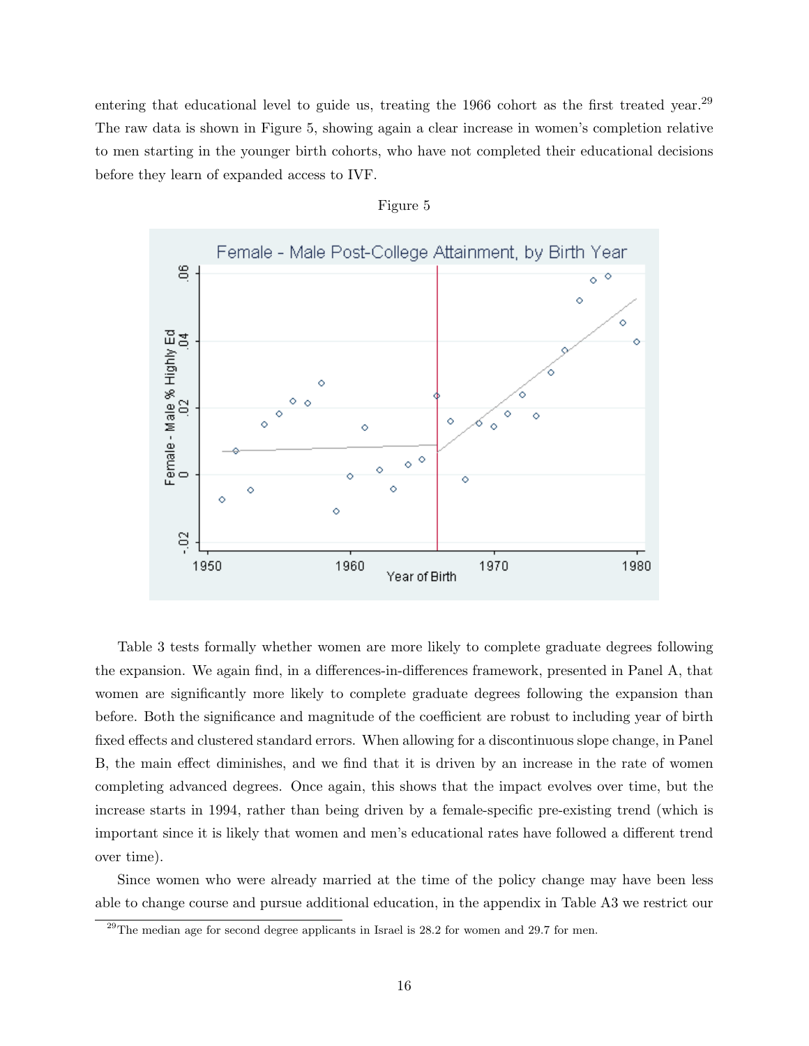entering that educational level to guide us, treating the 1966 cohort as the first treated year.[29] The raw data is shown in Figure 5, showing again a clear increase in women's completion relative to men starting in the younger birth cohorts, who have not completed their educational decisions before they learn of expanded access to IVF.

Figure 5

Table 3 tests formally whether women are more likely to complete graduate degrees following the expansion. We again find, in a differences-in-differences framework, presented in Panel A, that women are significantly more likely to complete graduate degrees following the expansion than before. Both the significance and magnitude of the coefficient are robust to including year of birth fixed effects and clustered standard errors. When allowing for a discontinuous slope change, in Panel B, the main effect diminishes, and we find that it is driven by an increase in the rate of women completing advanced degrees. Once again, this shows that the impact evolves over time, but the increase starts in 1994, rather than being driven by a female-specific pre-existing trend (which is important since it is likely that women and men's educational rates have followed a different trend over time).

Since women who were already married at the time of the policy change may have been less able to change course and pursue additional education, in the appendix in Table A3 we restrict our

[29] The median age for second degree applicants in Israel is 28.2 for women and 29.7 for men.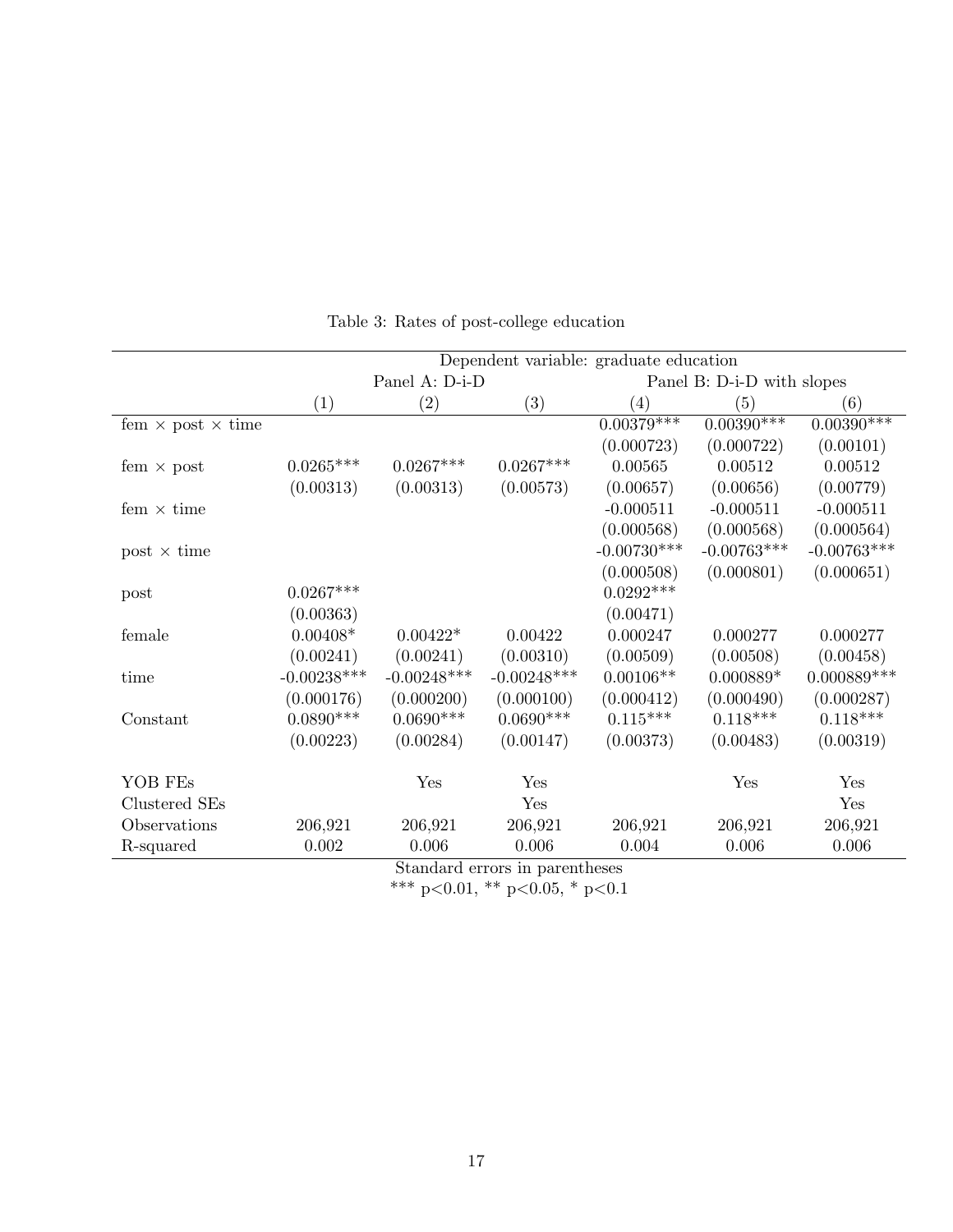Table 3: Rates of post-college education

| | Dependent variable: graduate education | | | | | |
|---|---|---|---|---|---|---|
| | Panel A: D-i-D | | | Panel B: D-i-D with slopes | | |
| | (1) | (2) | (3) | (4) | (5) | (6) |
| fem × post × time | | | | 0.00379*** | 0.00390*** | 0.00390*** |
| | | | | (0.000723) | (0.000722) | (0.00101) |
| fem × post | 0.0265*** | 0.0267*** | 0.0267*** | 0.00565 | 0.00512 | 0.00512 |
| | (0.00313) | (0.00313) | (0.00573) | (0.00657) | (0.00656) | (0.00779) |
| fem × time | | | | -0.000511 | -0.000511 | -0.000511 |
| | | | | (0.000568) | (0.000568) | (0.000564) |
| post × time | | | | -0.00730*** | -0.00763*** | -0.00763*** |
| | | | | (0.000508) | (0.000801) | (0.000651) |
| post | 0.0267*** | | | 0.0292*** | | |
| | (0.00363) | | | (0.00471) | | |
| female | 0.00408* | 0.00422* | 0.00422 | 0.000247 | 0.000277 | 0.000277 |
| | (0.00241) | (0.00241) | (0.00310) | (0.00509) | (0.00508) | (0.00458) |
| time | -0.00238*** | -0.00248*** | -0.00248*** | 0.00106** | 0.000889* | 0.000889*** |
| | (0.000176) | (0.000200) | (0.000100) | (0.000412) | (0.000490) | (0.000287) |
| Constant | 0.0890*** | 0.0690*** | 0.0690*** | 0.115*** | 0.118*** | 0.118*** |
| | (0.00223) | (0.00284) | (0.00147) | (0.00373) | (0.00483) | (0.00319) |
| YOB FEs | | Yes | Yes | | Yes | Yes |
| Clustered SEs | | | Yes | | | Yes |
| Observations | 206,921 | 206,921 | 206,921 | 206,921 | 206,921 | 206,921 |
| R-squared | 0.002 | 0.006 | 0.006 | 0.004 | 0.006 | 0.006 |

Standard errors in parentheses

*** p<0.01, ** p<0.05, * p<0.1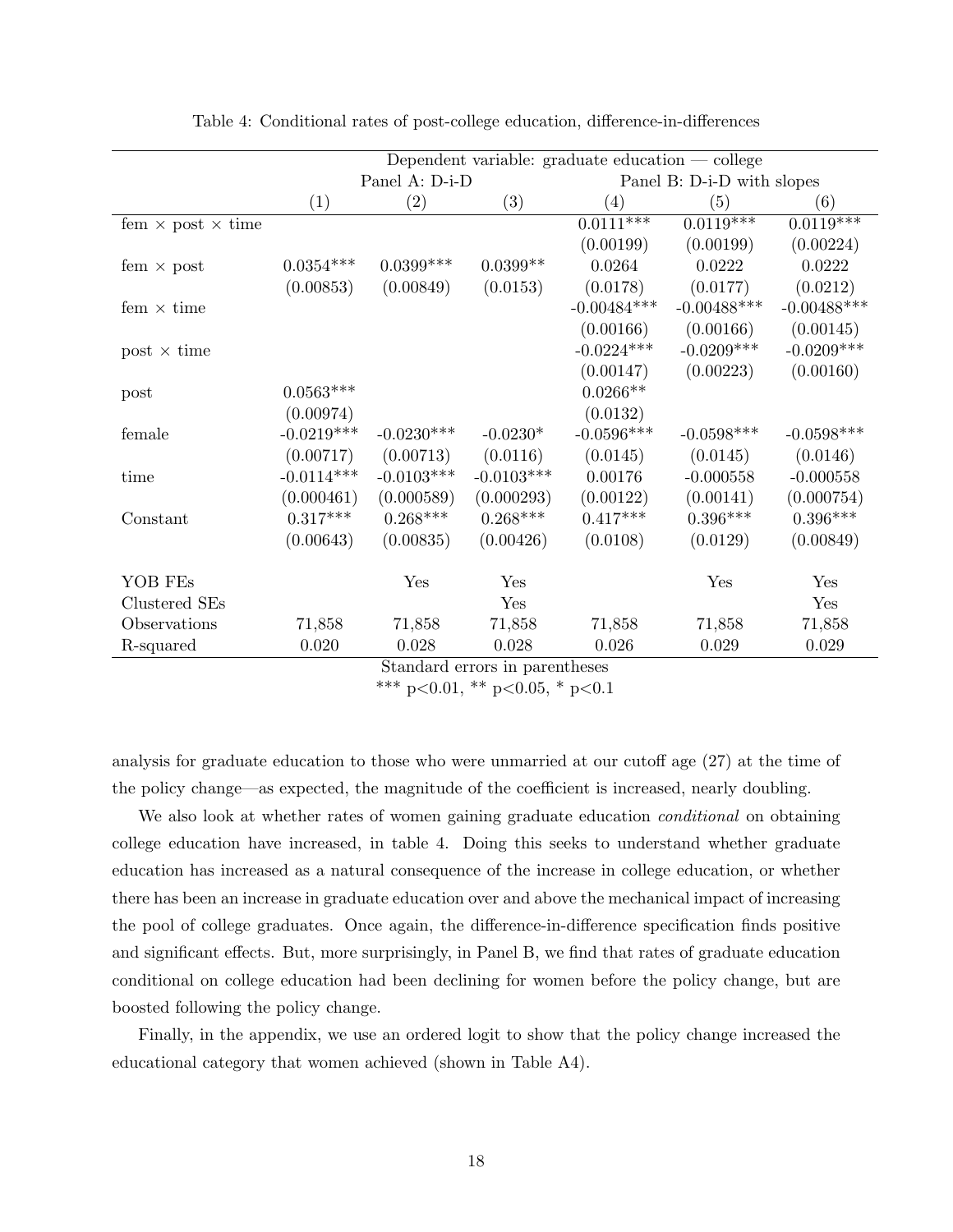Table 4: Conditional rates of post-college education, difference-in-differences

| | Dependent variable: graduate education — college | | | | | |
|---|---|---|---|---|---|---|
| | Panel A: D-i-D | | | Panel B: D-i-D with slopes | | |
| | (1) | (2) | (3) | (4) | (5) | (6) |
| fem × post × time | | | | 0.0111*** | 0.0119*** | 0.0119*** |
| | | | | (0.00199) | (0.00199) | (0.00224) |
| fem × post | 0.0354*** | 0.0399*** | 0.0399** | 0.0264 | 0.0222 | 0.0222 |
| | (0.00853) | (0.00849) | (0.0153) | (0.0178) | (0.0177) | (0.0212) |
| fem × time | | | | -0.00484*** | -0.00488*** | -0.00488*** |
| | | | | (0.00166) | (0.00166) | (0.00145) |
| post × time | | | | -0.0224*** | -0.0209*** | -0.0209*** |
| | | | | (0.00147) | (0.00223) | (0.00160) |
| post | 0.0563*** | | | 0.0266** | | |
| | (0.00974) | | | (0.0132) | | |
| female | -0.0219*** | -0.0230*** | -0.0230* | -0.0596*** | -0.0598*** | -0.0598*** |
| | (0.00717) | (0.00713) | (0.0116) | (0.0145) | (0.0145) | (0.0146) |
| time | -0.0114*** | -0.0103*** | -0.0103*** | 0.00176 | -0.000558 | -0.000558 |
| | (0.000461) | (0.000589) | (0.000293) | (0.00122) | (0.00141) | (0.000754) |
| Constant | 0.317*** | 0.268*** | 0.268*** | 0.417*** | 0.396*** | 0.396*** |
| | (0.00643) | (0.00835) | (0.00426) | (0.0108) | (0.0129) | (0.00849) |
| YOB FEs | | Yes | Yes | | Yes | Yes |
| Clustered SEs | | | Yes | | | Yes |
| Observations | 71,858 | 71,858 | 71,858 | 71,858 | 71,858 | 71,858 |
| R-squared | 0.020 | 0.028 | 0.028 | 0.026 | 0.029 | 0.029 |

Standard errors in parentheses

*** p<0.01, ** p<0.05, * p<0.1

analysis for graduate education to those who were unmarried at our cutoff age (27) at the time of the policy change—as expected, the magnitude of the coefficient is increased, nearly doubling.

We also look at whether rates of women gaining graduate education *conditional* on obtaining college education have increased, in table 4. Doing this seeks to understand whether graduate education has increased as a natural consequence of the increase in college education, or whether there has been an increase in graduate education over and above the mechanical impact of increasing the pool of college graduates. Once again, the difference-in-difference specification finds positive and significant effects. But, more surprisingly, in Panel B, we find that rates of graduate education conditional on college education had been declining for women before the policy change, but are boosted following the policy change.

Finally, in the appendix, we use an ordered logit to show that the policy change increased the educational category that women achieved (shown in Table A4).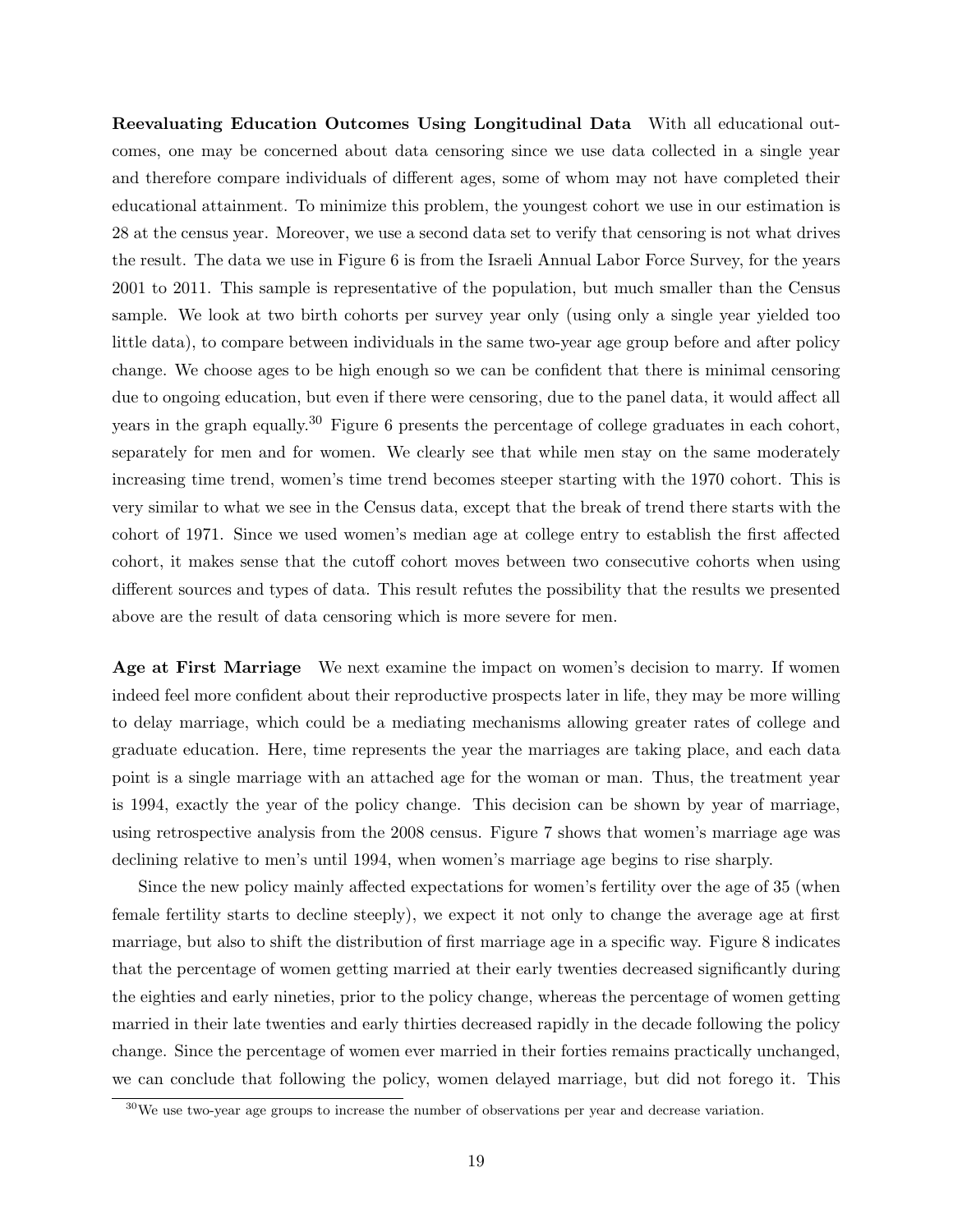**Reevaluating Education Outcomes Using Longitudinal Data** With all educational outcomes, one may be concerned about data censoring since we use data collected in a single year and therefore compare individuals of different ages, some of whom may not have completed their educational attainment. To minimize this problem, the youngest cohort we use in our estimation is 28 at the census year. Moreover, we use a second data set to verify that censoring is not what drives the result. The data we use in Figure 6 is from the Israeli Annual Labor Force Survey, for the years 2001 to 2011. This sample is representative of the population, but much smaller than the Census sample. We look at two birth cohorts per survey year only (using only a single year yielded too little data), to compare between individuals in the same two-year age group before and after policy change. We choose ages to be high enough so we can be confident that there is minimal censoring due to ongoing education, but even if there were censoring, due to the panel data, it would affect all years in the graph equally.[30] Figure 6 presents the percentage of college graduates in each cohort, separately for men and for women. We clearly see that while men stay on the same moderately increasing time trend, women's time trend becomes steeper starting with the 1970 cohort. This is very similar to what we see in the Census data, except that the break of trend there starts with the cohort of 1971. Since we used women's median age at college entry to establish the first affected cohort, it makes sense that the cutoff cohort moves between two consecutive cohorts when using different sources and types of data. This result refutes the possibility that the results we presented above are the result of data censoring which is more severe for men.

**Age at First Marriage** We next examine the impact on women's decision to marry. If women indeed feel more confident about their reproductive prospects later in life, they may be more willing to delay marriage, which could be a mediating mechanisms allowing greater rates of college and graduate education. Here, time represents the year the marriages are taking place, and each data point is a single marriage with an attached age for the woman or man. Thus, the treatment year is 1994, exactly the year of the policy change. This decision can be shown by year of marriage, using retrospective analysis from the 2008 census. Figure 7 shows that women's marriage age was declining relative to men's until 1994, when women's marriage age begins to rise sharply.

Since the new policy mainly affected expectations for women's fertility over the age of 35 (when female fertility starts to decline steeply), we expect it not only to change the average age at first marriage, but also to shift the distribution of first marriage age in a specific way. Figure 8 indicates that the percentage of women getting married at their early twenties decreased significantly during the eighties and early nineties, prior to the policy change, whereas the percentage of women getting married in their late twenties and early thirties decreased rapidly in the decade following the policy change. Since the percentage of women ever married in their forties remains practically unchanged, we can conclude that following the policy, women delayed marriage, but did not forego it. This

[30] We use two-year age groups to increase the number of observations per year and decrease variation.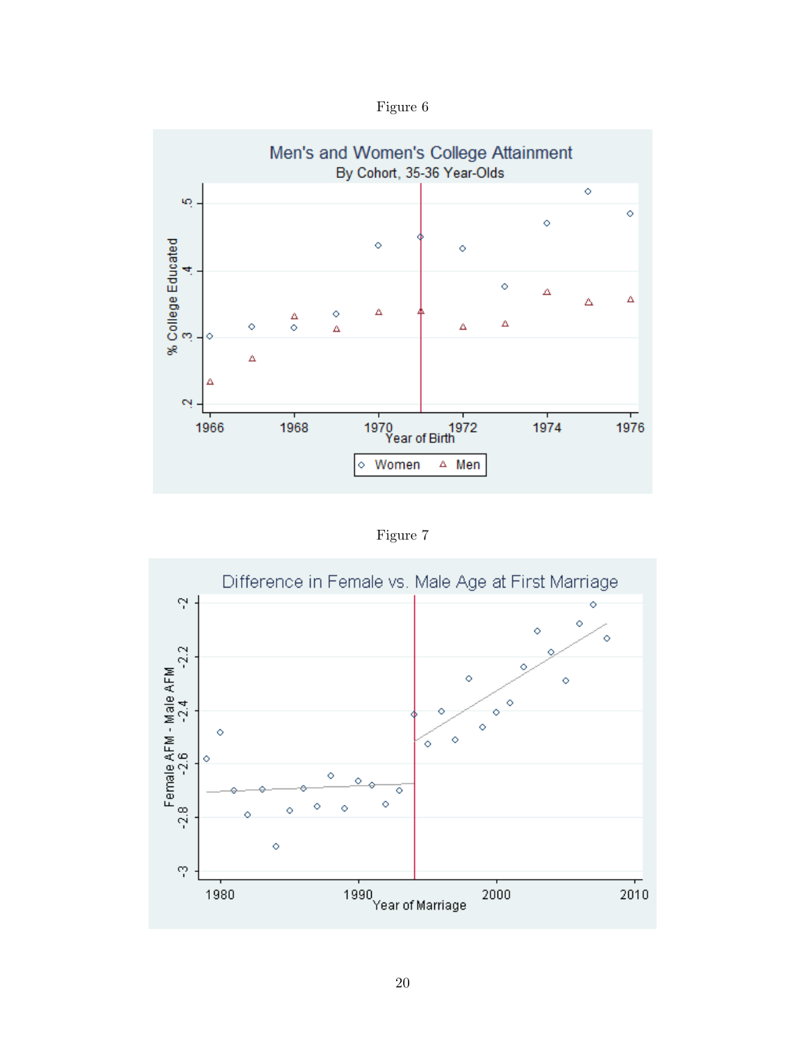Figure 6

Figure 7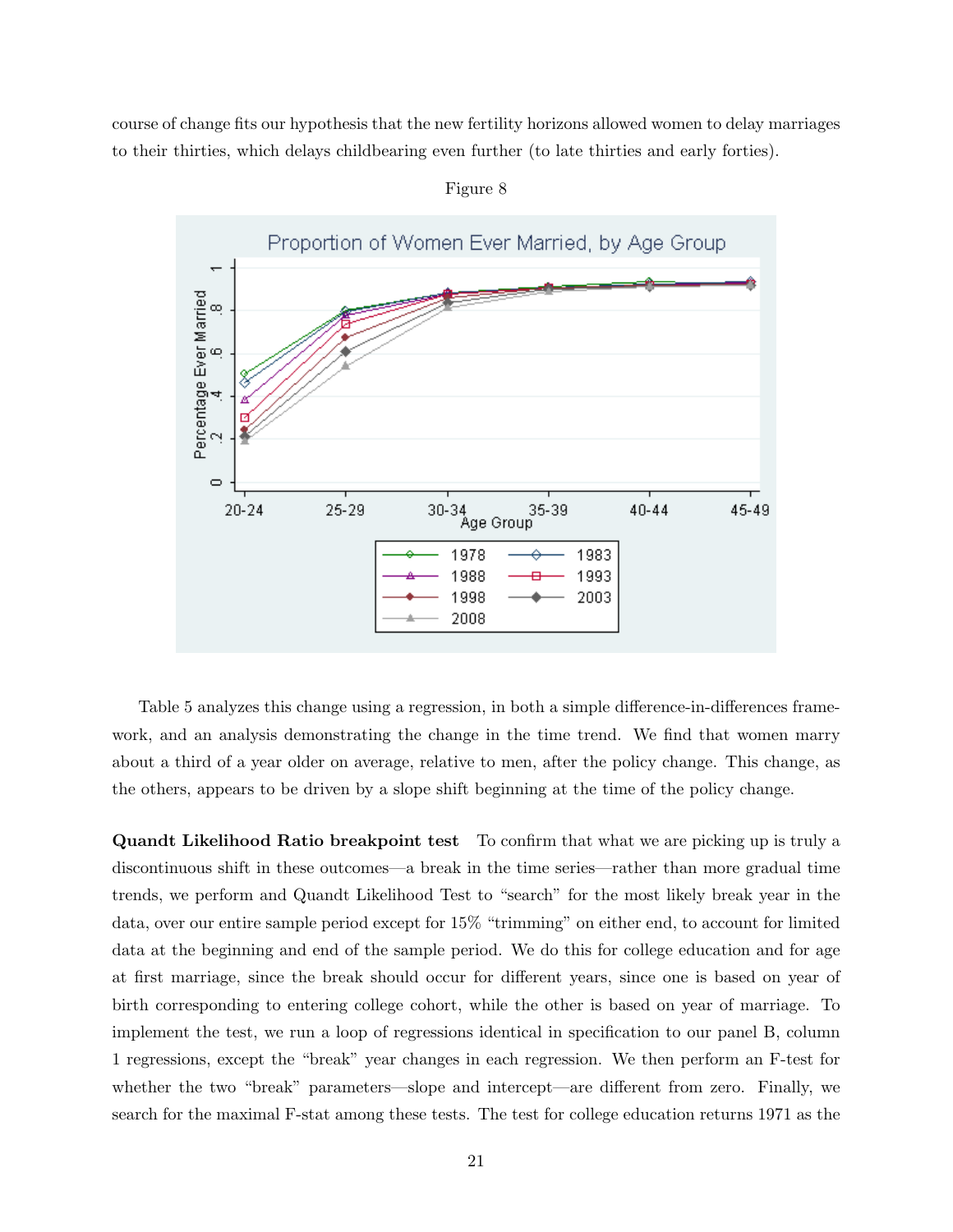course of change fits our hypothesis that the new fertility horizons allowed women to delay marriages to their thirties, which delays childbearing even further (to late thirties and early forties).

Figure 8

Table 5 analyzes this change using a regression, in both a simple difference-in-differences framework, and an analysis demonstrating the change in the time trend. We find that women marry about a third of a year older on average, relative to men, after the policy change. This change, as the others, appears to be driven by a slope shift beginning at the time of the policy change.

**Quandt Likelihood Ratio breakpoint test** To confirm that what we are picking up is truly a discontinuous shift in these outcomes—a break in the time series—rather than more gradual time trends, we perform and Quandt Likelihood Test to "search" for the most likely break year in the data, over our entire sample period except for 15% "trimming" on either end, to account for limited data at the beginning and end of the sample period. We do this for college education and for age at first marriage, since the break should occur for different years, since one is based on year of birth corresponding to entering college cohort, while the other is based on year of marriage. To implement the test, we run a loop of regressions identical in specification to our panel B, column 1 regressions, except the "break" year changes in each regression. We then perform an F-test for whether the two "break" parameters—slope and intercept—are different from zero. Finally, we search for the maximal F-stat among these tests. The test for college education returns 1971 as the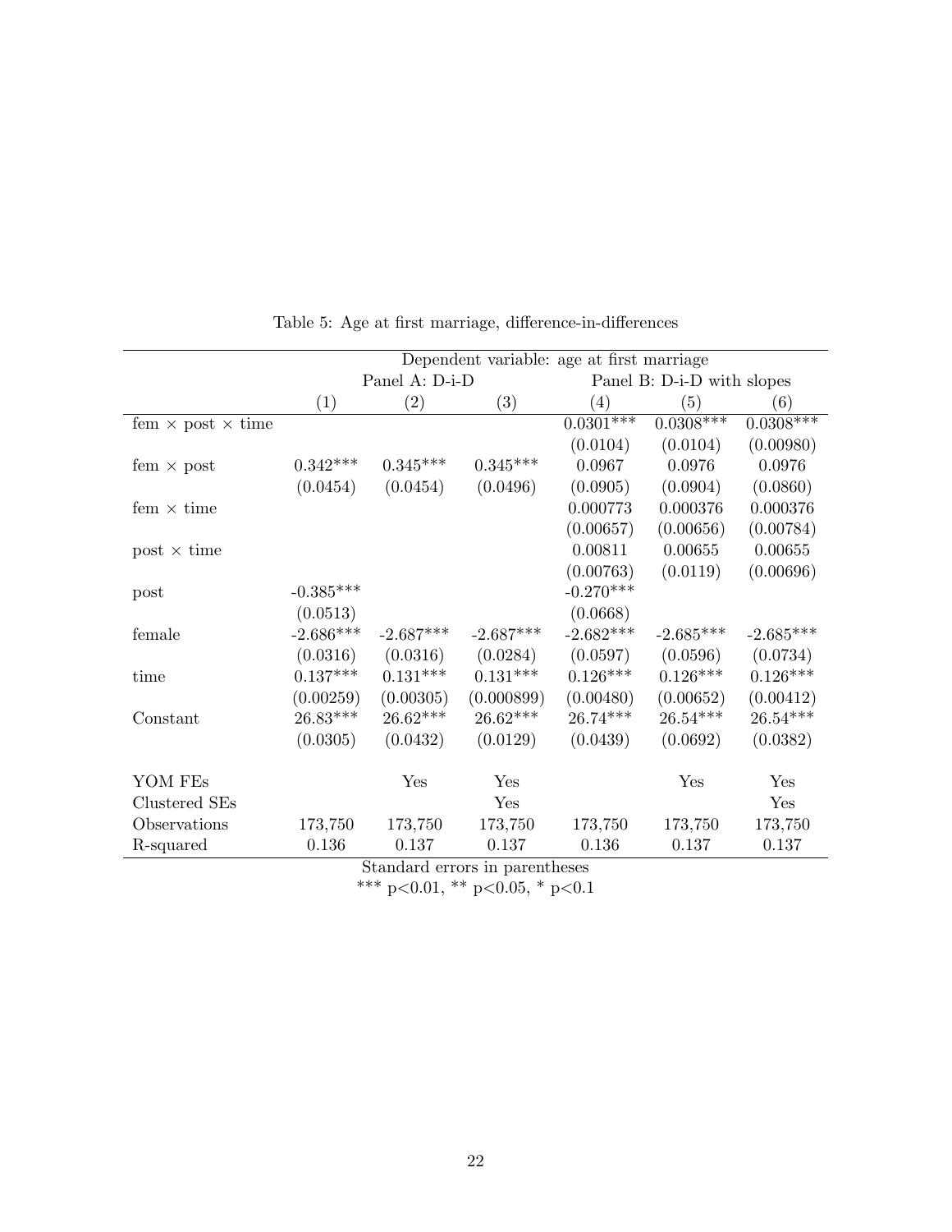Table 5: Age at first marriage, difference-in-differences

| | Dependent variable: age at first marriage | | | | | |
|---|---|---|---|---|---|---|
| | Panel A: D-i-D | | | Panel B: D-i-D with slopes | | |
| | (1) | (2) | (3) | (4) | (5) | (6) |
| fem × post × time | | | | 0.0301*** | 0.0308*** | 0.0308*** |
| | | | | (0.0104) | (0.0104) | (0.00980) |
| fem × post | 0.342*** | 0.345*** | 0.345*** | 0.0967 | 0.0976 | 0.0976 |
| | (0.0454) | (0.0454) | (0.0496) | (0.0905) | (0.0904) | (0.0860) |
| fem × time | | | | 0.000773 | 0.000376 | 0.000376 |
| | | | | (0.00657) | (0.00656) | (0.00784) |
| post × time | | | | 0.00811 | 0.00655 | 0.00655 |
| | | | | (0.00763) | (0.0119) | (0.00696) |
| post | -0.385*** | | | -0.270*** | | |
| | (0.0513) | | | (0.0668) | | |
| female | -2.686*** | -2.687*** | -2.687*** | -2.682*** | -2.685*** | -2.685*** |
| | (0.0316) | (0.0316) | (0.0284) | (0.0597) | (0.0596) | (0.0734) |
| time | 0.137*** | 0.131*** | 0.131*** | 0.126*** | 0.126*** | 0.126*** |
| | (0.00259) | (0.00305) | (0.000899) | (0.00480) | (0.00652) | (0.00412) |
| Constant | 26.83*** | 26.62*** | 26.62*** | 26.74*** | 26.54*** | 26.54*** |
| | (0.0305) | (0.0432) | (0.0129) | (0.0439) | (0.0692) | (0.0382) |
| YOM FEs | | Yes | Yes | | Yes | Yes |
| Clustered SEs | | | Yes | | | Yes |
| Observations | 173,750 | 173,750 | 173,750 | 173,750 | 173,750 | 173,750 |
| R-squared | 0.136 | 0.137 | 0.137 | 0.136 | 0.137 | 0.137 |

Standard errors in parentheses

*** p<0.01, ** p<0.05, * p<0.1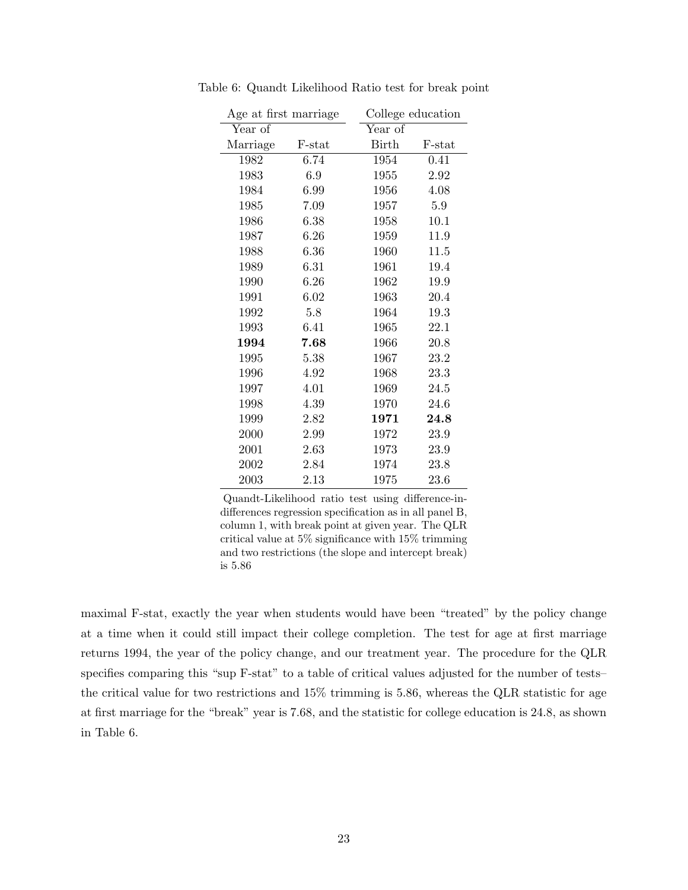Table 6: Quandt Likelihood Ratio test for break point

| Age at first marriage | | College education | |
|---|---|---|---|
| Year of Marriage | F-stat | Year of Birth | F-stat |
| 1982 | 6.74 | 1954 | 0.41 |
| 1983 | 6.9 | 1955 | 2.92 |
| 1984 | 6.99 | 1956 | 4.08 |
| 1985 | 7.09 | 1957 | 5.9 |
| 1986 | 6.38 | 1958 | 10.1 |
| 1987 | 6.26 | 1959 | 11.9 |
| 1988 | 6.36 | 1960 | 11.5 |
| 1989 | 6.31 | 1961 | 19.4 |
| 1990 | 6.26 | 1962 | 19.9 |
| 1991 | 6.02 | 1963 | 20.4 |
| 1992 | 5.8 | 1964 | 19.3 |
| 1993 | 6.41 | 1965 | 22.1 |
| **1994** | **7.68** | 1966 | 20.8 |
| 1995 | 5.38 | 1967 | 23.2 |
| 1996 | 4.92 | 1968 | 23.3 |
| 1997 | 4.01 | 1969 | 24.5 |
| 1998 | 4.39 | 1970 | 24.6 |
| 1999 | 2.82 | **1971** | **24.8** |
| 2000 | 2.99 | 1972 | 23.9 |
| 2001 | 2.63 | 1973 | 23.9 |
| 2002 | 2.84 | 1974 | 23.8 |
| 2003 | 2.13 | 1975 | 23.6 |

Quandt-Likelihood ratio test using difference-in-differences regression specification as in all panel B, column 1, with break point at given year. The QLR critical value at 5% significance with 15% trimming and two restrictions (the slope and intercept break) is 5.86

maximal F-stat, exactly the year when students would have been "treated" by the policy change at a time when it could still impact their college completion. The test for age at first marriage returns 1994, the year of the policy change, and our treatment year. The procedure for the QLR specifies comparing this "sup F-stat" to a table of critical values adjusted for the number of tests– the critical value for two restrictions and 15% trimming is 5.86, whereas the QLR statistic for age at first marriage for the "break" year is 7.68, and the statistic for college education is 24.8, as shown in Table 6.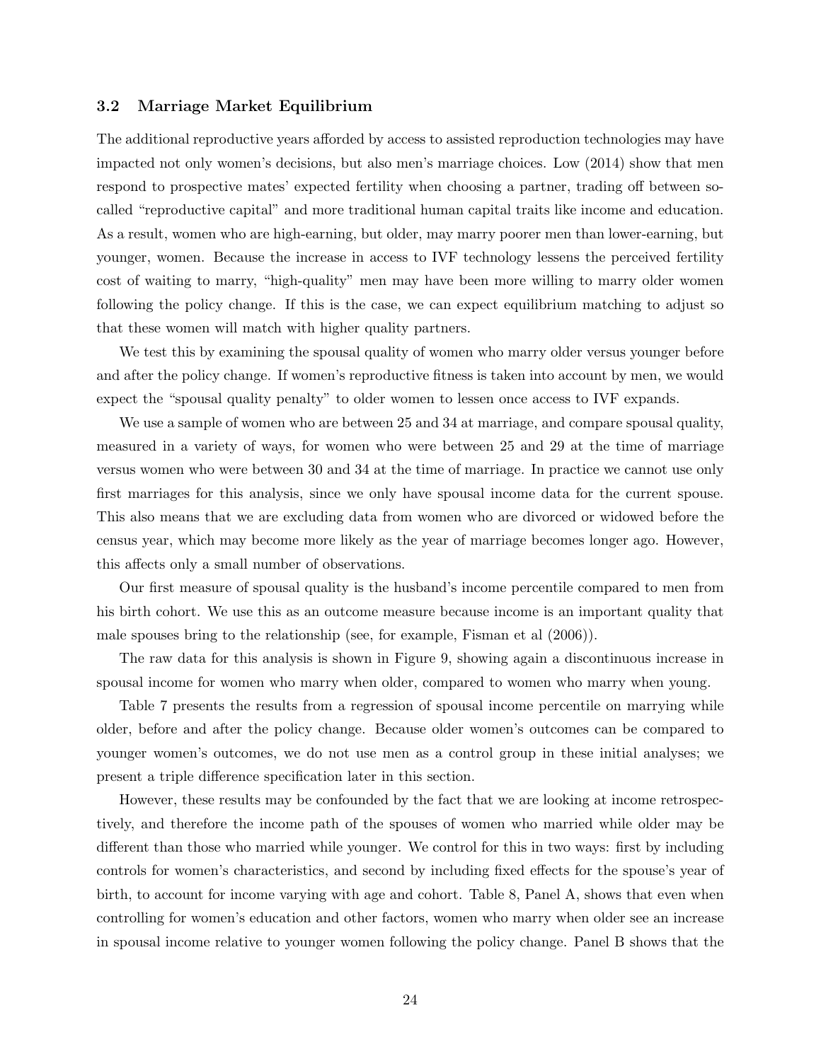### 3.2 Marriage Market Equilibrium

The additional reproductive years afforded by access to assisted reproduction technologies may have impacted not only women's decisions, but also men's marriage choices. Low (2014) show that men respond to prospective mates' expected fertility when choosing a partner, trading off between so-called "reproductive capital" and more traditional human capital traits like income and education. As a result, women who are high-earning, but older, may marry poorer men than lower-earning, but younger, women. Because the increase in access to IVF technology lessens the perceived fertility cost of waiting to marry, "high-quality" men may have been more willing to marry older women following the policy change. If this is the case, we can expect equilibrium matching to adjust so that these women will match with higher quality partners.

We test this by examining the spousal quality of women who marry older versus younger before and after the policy change. If women's reproductive fitness is taken into account by men, we would expect the "spousal quality penalty" to older women to lessen once access to IVF expands.

We use a sample of women who are between 25 and 34 at marriage, and compare spousal quality, measured in a variety of ways, for women who were between 25 and 29 at the time of marriage versus women who were between 30 and 34 at the time of marriage. In practice we cannot use only first marriages for this analysis, since we only have spousal income data for the current spouse. This also means that we are excluding data from women who are divorced or widowed before the census year, which may become more likely as the year of marriage becomes longer ago. However, this affects only a small number of observations.

Our first measure of spousal quality is the husband's income percentile compared to men from his birth cohort. We use this as an outcome measure because income is an important quality that male spouses bring to the relationship (see, for example, Fisman et al (2006)).

The raw data for this analysis is shown in Figure 9, showing again a discontinuous increase in spousal income for women who marry when older, compared to women who marry when young.

Table 7 presents the results from a regression of spousal income percentile on marrying while older, before and after the policy change. Because older women's outcomes can be compared to younger women's outcomes, we do not use men as a control group in these initial analyses; we present a triple difference specification later in this section.

However, these results may be confounded by the fact that we are looking at income retrospectively, and therefore the income path of the spouses of women who married while older may be different than those who married while younger. We control for this in two ways: first by including controls for women's characteristics, and second by including fixed effects for the spouse's year of birth, to account for income varying with age and cohort. Table 8, Panel A, shows that even when controlling for women's education and other factors, women who marry when older see an increase in spousal income relative to younger women following the policy change. Panel B shows that the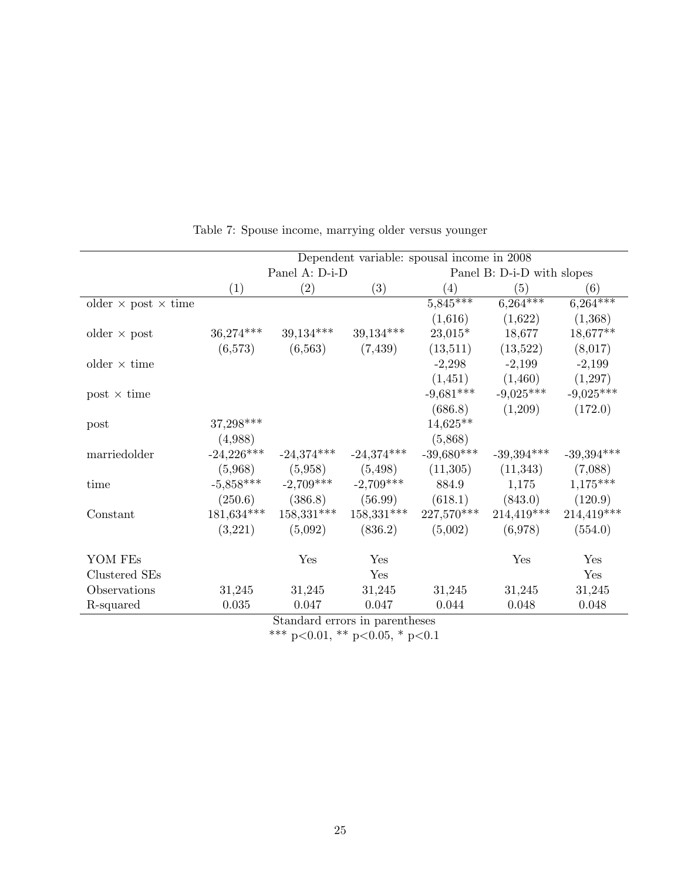Table 7: Spouse income, marrying older versus younger

| | Dependent variable: spousal income in 2008 | | | | | |
|---|---|---|---|---|---|---|
| | Panel A: D-i-D | | | Panel B: D-i-D with slopes | | |
| | (1) | (2) | (3) | (4) | (5) | (6) |
| older × post × time | | | | 5,845*** | 6,264*** | 6,264*** |
| | | | | (1,616) | (1,622) | (1,368) |
| older × post | 36,274*** | 39,134*** | 39,134*** | 23,015* | 18,677 | 18,677** |
| | (6,573) | (6,563) | (7,439) | (13,511) | (13,522) | (8,017) |
| older × time | | | | -2,298 | -2,199 | -2,199 |
| | | | | (1,451) | (1,460) | (1,297) |
| post × time | | | | -9,681*** | -9,025*** | -9,025*** |
| | | | | (686.8) | (1,209) | (172.0) |
| post | 37,298*** | | | 14,625** | | |
| | (4,988) | | | (5,868) | | |
| marriedolder | -24,226*** | -24,374*** | -24,374*** | -39,680*** | -39,394*** | -39,394*** |
| | (5,968) | (5,958) | (5,498) | (11,305) | (11,343) | (7,088) |
| time | -5,858*** | -2,709*** | -2,709*** | 884.9 | 1,175 | 1,175*** |
| | (250.6) | (386.8) | (56.99) | (618.1) | (843.0) | (120.9) |
| Constant | 181,634*** | 158,331*** | 158,331*** | 227,570*** | 214,419*** | 214,419*** |
| | (3,221) | (5,092) | (836.2) | (5,002) | (6,978) | (554.0) |
| | | | | | | |
| YOM FEs | | Yes | Yes | | Yes | Yes |
| Clustered SEs | | | Yes | | | Yes |
| Observations | 31,245 | 31,245 | 31,245 | 31,245 | 31,245 | 31,245 |
| R-squared | 0.035 | 0.047 | 0.047 | 0.044 | 0.048 | 0.048 |

Standard errors in parentheses

*** p<0.01, ** p<0.05, * p<0.1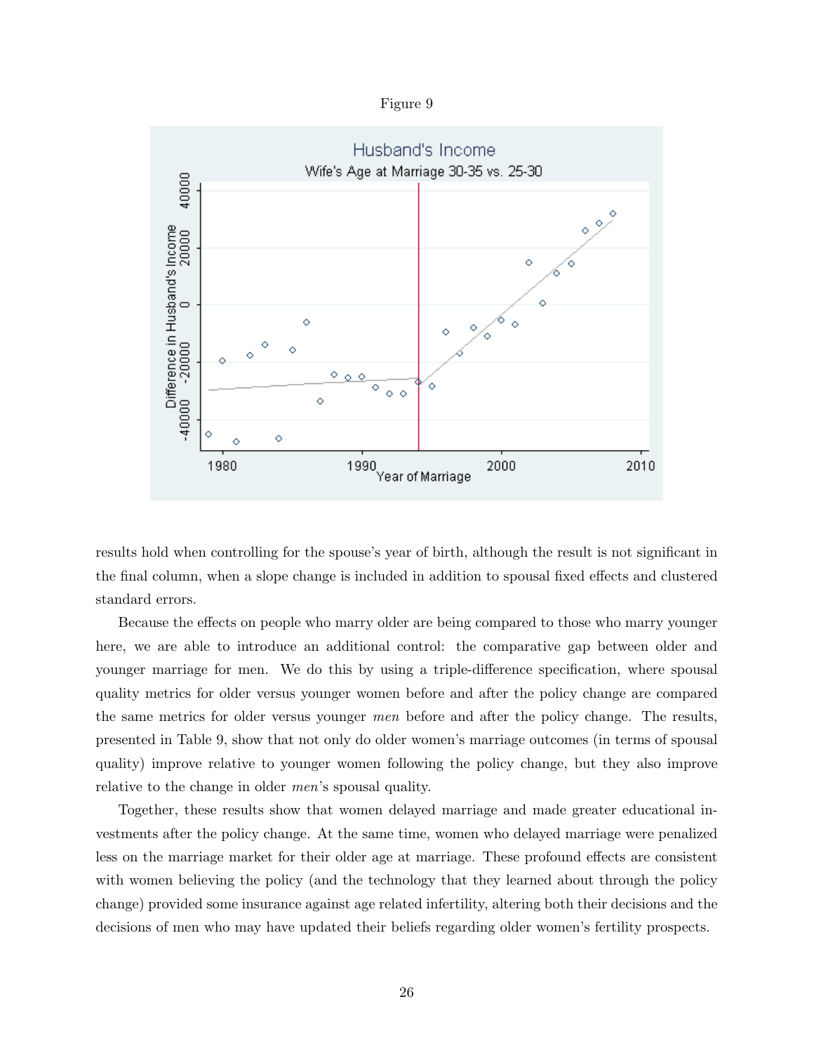Figure 9

results hold when controlling for the spouse's year of birth, although the result is not significant in the final column, when a slope change is included in addition to spousal fixed effects and clustered standard errors.

Because the effects on people who marry older are being compared to those who marry younger here, we are able to introduce an additional control: the comparative gap between older and younger marriage for men. We do this by using a triple-difference specification, where spousal quality metrics for older versus younger women before and after the policy change are compared the same metrics for older versus younger *men* before and after the policy change. The results, presented in Table 9, show that not only do older women's marriage outcomes (in terms of spousal quality) improve relative to younger women following the policy change, but they also improve relative to the change in older *men*'s spousal quality.

Together, these results show that women delayed marriage and made greater educational investments after the policy change. At the same time, women who delayed marriage were penalized less on the marriage market for their older age at marriage. These profound effects are consistent with women believing the policy (and the technology that they learned about through the policy change) provided some insurance against age related infertility, altering both their decisions and the decisions of men who may have updated their beliefs regarding older women's fertility prospects.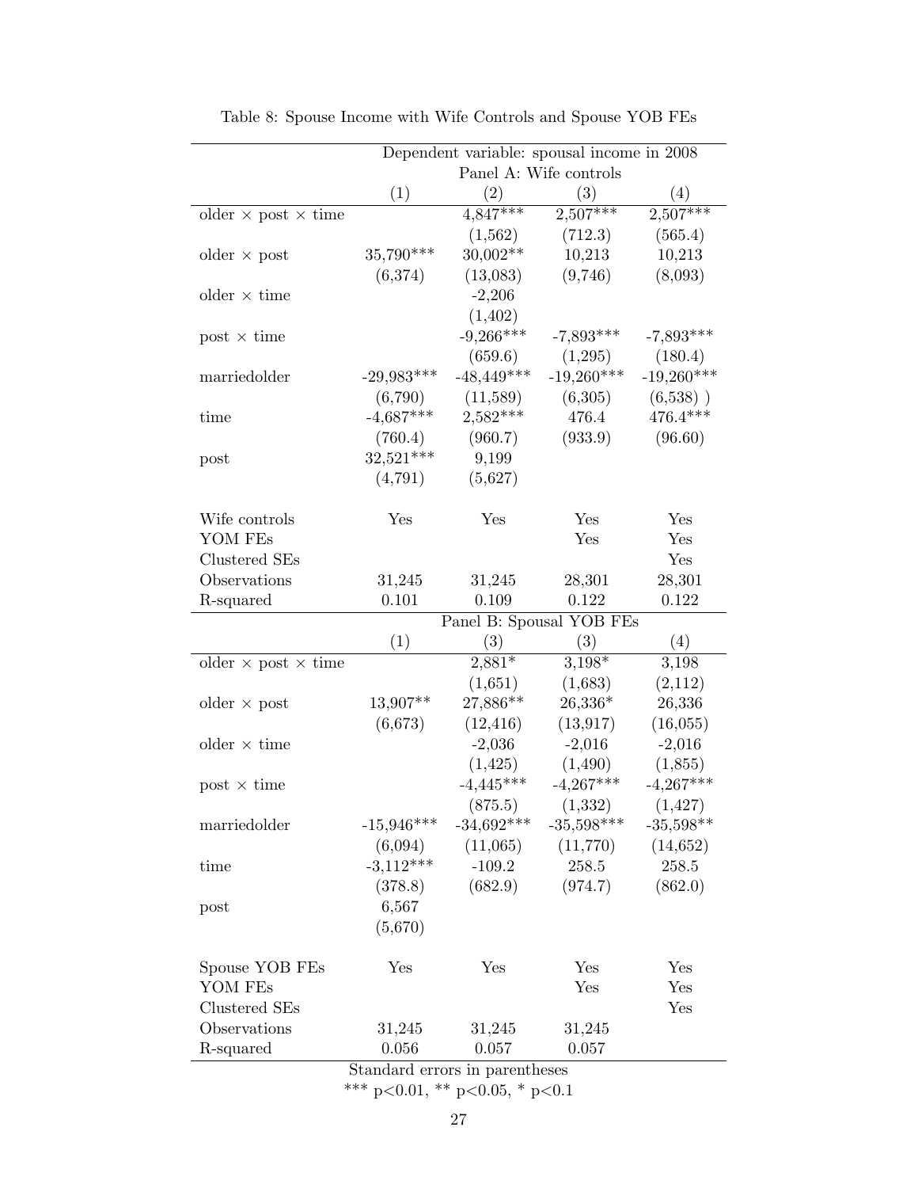Table 8: Spouse Income with Wife Controls and Spouse YOB FEs

| | Dependent variable: spousal income in 2008 | | | |
|---|---|---|---|---|
| | Panel A: Wife controls | | | |
| | (1) | (2) | (3) | (4) |
| older × post × time | | 4,847*** | 2,507*** | 2,507*** |
| | | (1,562) | (712.3) | (565.4) |
| older × post | 35,790*** | 30,002** | 10,213 | 10,213 |
| | (6,374) | (13,083) | (9,746) | (8,093) |
| older × time | | -2,206 | | |
| | | (1,402) | | |
| post × time | | -9,266*** | -7,893*** | -7,893*** |
| | | (659.6) | (1,295) | (180.4) |
| marriedolder | -29,983*** | -48,449*** | -19,260*** | -19,260*** |
| | (6,790) | (11,589) | (6,305) | (6,538) ) |
| time | -4,687*** | 2,582*** | 476.4 | 476.4*** |
| | (760.4) | (960.7) | (933.9) | (96.60) |
| post | 32,521*** | 9,199 | | |
| | (4,791) | (5,627) | | |
| | | | | |
| Wife controls | Yes | Yes | Yes | Yes |
| YOM FEs | | | Yes | Yes |
| Clustered SEs | | | | Yes |
| Observations | 31,245 | 31,245 | 28,301 | 28,301 |
| R-squared | 0.101 | 0.109 | 0.122 | 0.122 |
| | Panel B: Spousal YOB FEs | | | |
| | (1) | (3) | (3) | (4) |
| older × post × time | | 2,881* | 3,198* | 3,198 |
| | | (1,651) | (1,683) | (2,112) |
| older × post | 13,907** | 27,886** | 26,336* | 26,336 |
| | (6,673) | (12,416) | (13,917) | (16,055) |
| older × time | | -2,036 | -2,016 | -2,016 |
| | | (1,425) | (1,490) | (1,855) |
| post × time | | -4,445*** | -4,267*** | -4,267*** |
| | | (875.5) | (1,332) | (1,427) |
| marriedolder | -15,946*** | -34,692*** | -35,598*** | -35,598** |
| | (6,094) | (11,065) | (11,770) | (14,652) |
| time | -3,112*** | -109.2 | 258.5 | 258.5 |
| | (378.8) | (682.9) | (974.7) | (862.0) |
| post | 6,567 | | | |
| | (5,670) | | | |
| | | | | |
| Spouse YOB FEs | Yes | Yes | Yes | Yes |
| YOM FEs | | | Yes | Yes |
| Clustered SEs | | | | Yes |
| Observations | 31,245 | 31,245 | 31,245 | |
| R-squared | 0.056 | 0.057 | 0.057 | |

Standard errors in parentheses

*** p<0.01, ** p<0.05, * p<0.1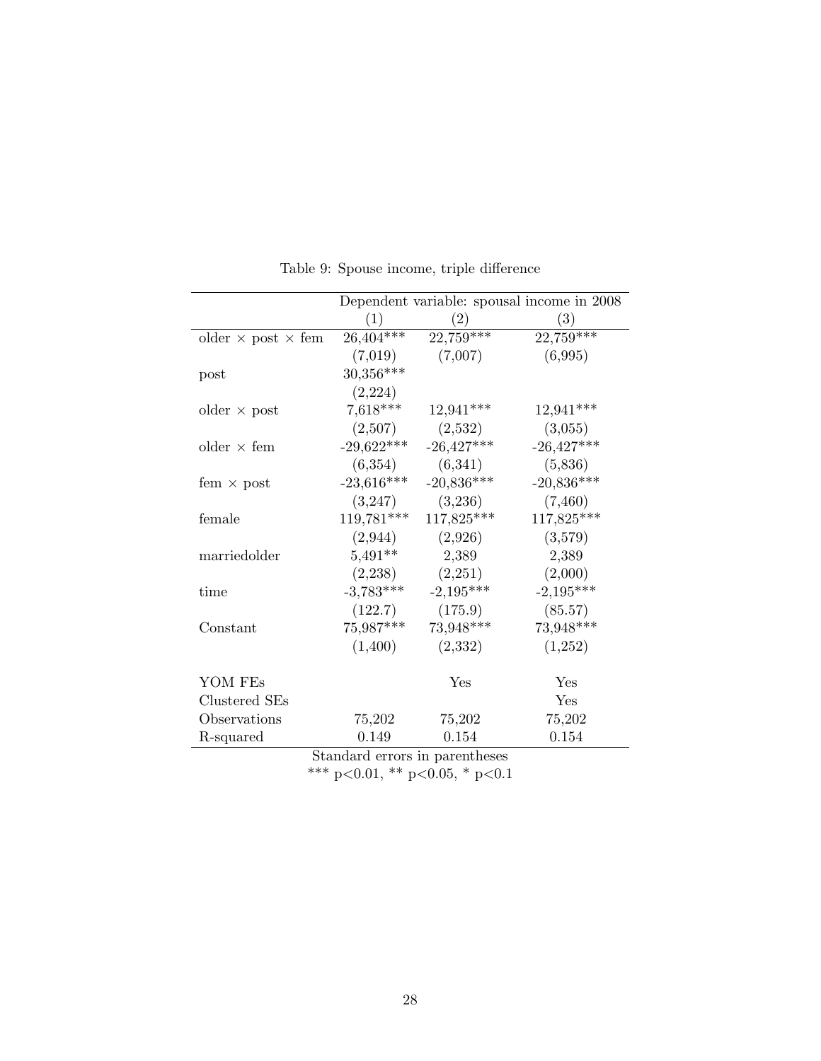Table 9: Spouse income, triple difference

| | Dependent variable: spousal income in 2008 | | |
|---|---|---|---|
| | (1) | (2) | (3) |
| older × post × fem | 26,404*** | 22,759*** | 22,759*** |
| | (7,019) | (7,007) | (6,995) |
| post | 30,356*** | | |
| | (2,224) | | |
| older × post | 7,618*** | 12,941*** | 12,941*** |
| | (2,507) | (2,532) | (3,055) |
| older × fem | -29,622*** | -26,427*** | -26,427*** |
| | (6,354) | (6,341) | (5,836) |
| fem × post | -23,616*** | -20,836*** | -20,836*** |
| | (3,247) | (3,236) | (7,460) |
| female | 119,781*** | 117,825*** | 117,825*** |
| | (2,944) | (2,926) | (3,579) |
| marriedolder | 5,491** | 2,389 | 2,389 |
| | (2,238) | (2,251) | (2,000) |
| time | -3,783*** | -2,195*** | -2,195*** |
| | (122.7) | (175.9) | (85.57) |
| Constant | 75,987*** | 73,948*** | 73,948*** |
| | (1,400) | (2,332) | (1,252) |
| | | | |
| YOM FEs | | Yes | Yes |
| Clustered SEs | | | Yes |
| Observations | 75,202 | 75,202 | 75,202 |
| R-squared | 0.149 | 0.154 | 0.154 |

Standard errors in parentheses

*** $p<0.01$, ** $p<0.05$, * $p<0.1$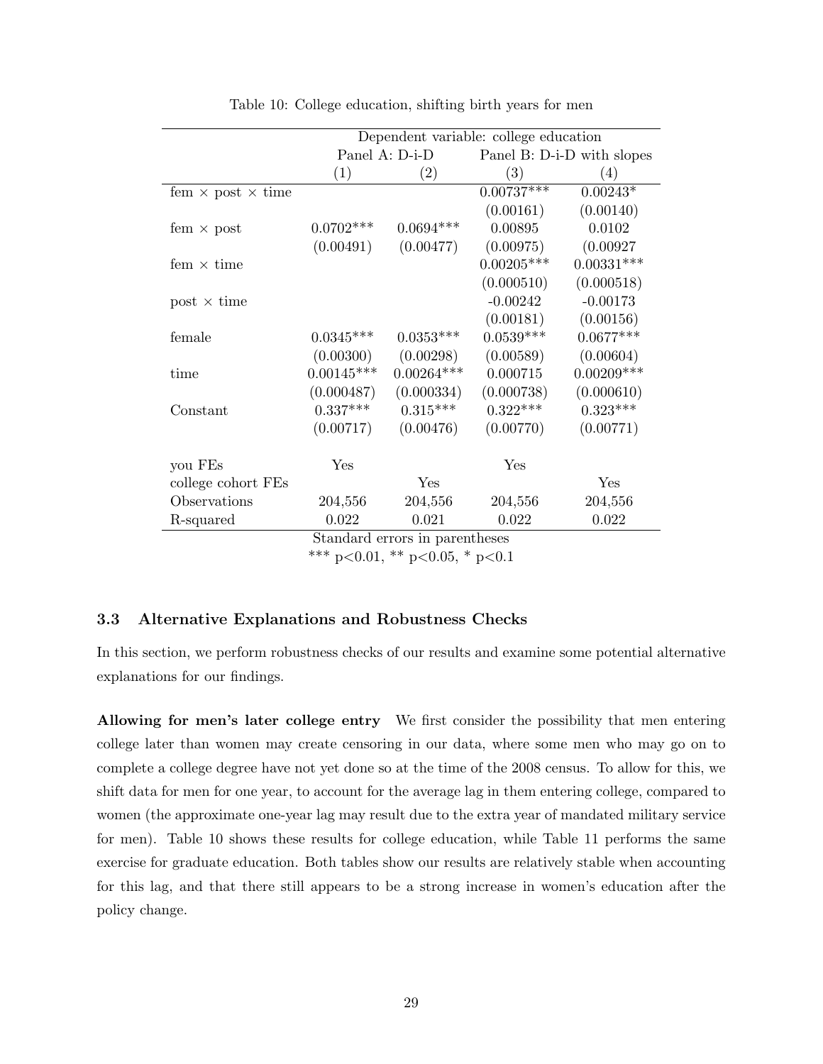Table 10: College education, shifting birth years for men

| | Dependent variable: college education | | | |
|---|---|---|---|---|
| | Panel A: D-i-D | | Panel B: D-i-D with slopes | |
| | (1) | (2) | (3) | (4) |
| fem × post × time | | | 0.00737*** | 0.00243* |
| | | | (0.00161) | (0.00140) |
| fem × post | 0.0702*** | 0.0694*** | 0.00895 | 0.0102 |
| | (0.00491) | (0.00477) | (0.00975) | (0.00927 |
| fem × time | | | 0.00205*** | 0.00331*** |
| | | | (0.000510) | (0.000518) |
| post × time | | | -0.00242 | -0.00173 |
| | | | (0.00181) | (0.00156) |
| female | 0.0345*** | 0.0353*** | 0.0539*** | 0.0677*** |
| | (0.00300) | (0.00298) | (0.00589) | (0.00604) |
| time | 0.00145*** | 0.00264*** | 0.000715 | 0.00209*** |
| | (0.000487) | (0.000334) | (0.000738) | (0.000610) |
| Constant | 0.337*** | 0.315*** | 0.322*** | 0.323*** |
| | (0.00717) | (0.00476) | (0.00770) | (0.00771) |
| you FEs | Yes | | Yes | |
| college cohort FEs | | Yes | | Yes |
| Observations | 204,556 | 204,556 | 204,556 | 204,556 |
| R-squared | 0.022 | 0.021 | 0.022 | 0.022 |

Standard errors in parentheses

*** p<0.01, ** p<0.05, * p<0.1

### 3.3 Alternative Explanations and Robustness Checks

In this section, we perform robustness checks of our results and examine some potential alternative explanations for our findings.

**Allowing for men's later college entry** We first consider the possibility that men entering college later than women may create censoring in our data, where some men who may go on to complete a college degree have not yet done so at the time of the 2008 census. To allow for this, we shift data for men for one year, to account for the average lag in them entering college, compared to women (the approximate one-year lag may result due to the extra year of mandated military service for men). Table 10 shows these results for college education, while Table 11 performs the same exercise for graduate education. Both tables show our results are relatively stable when accounting for this lag, and that there still appears to be a strong increase in women's education after the policy change.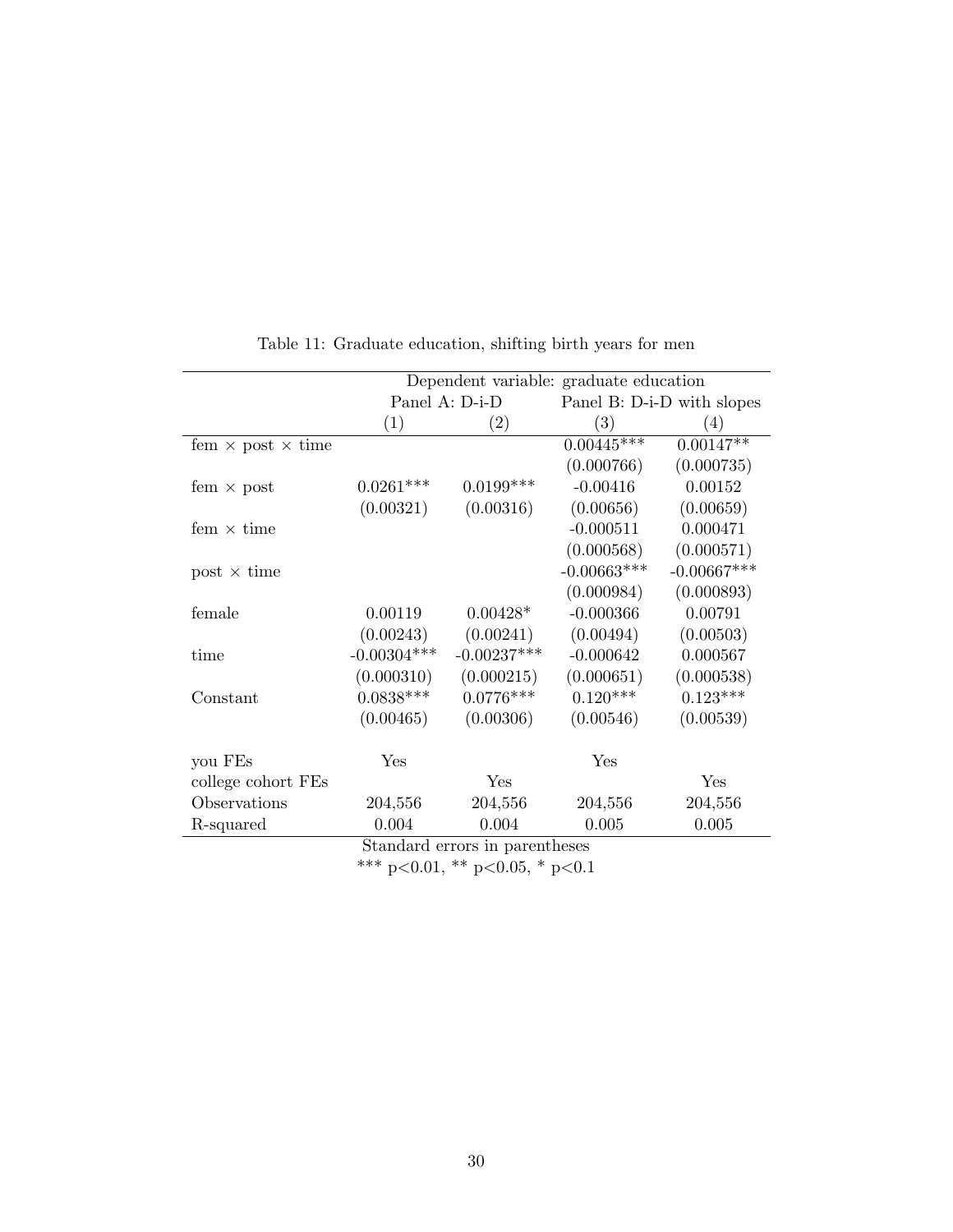Table 11: Graduate education, shifting birth years for men

| | Dependent variable: graduate education | | | |
|---|---|---|---|---|
| | Panel A: D-i-D | | Panel B: D-i-D with slopes | |
| | (1) | (2) | (3) | (4) |
| fem × post × time | | | 0.00445*** | 0.00147** |
| | | | (0.000766) | (0.000735) |
| fem × post | 0.0261*** | 0.0199*** | -0.00416 | 0.00152 |
| | (0.00321) | (0.00316) | (0.00656) | (0.00659) |
| fem × time | | | -0.000511 | 0.000471 |
| | | | (0.000568) | (0.000571) |
| post × time | | | -0.00663*** | -0.00667*** |
| | | | (0.000984) | (0.000893) |
| female | 0.00119 | 0.00428* | -0.000366 | 0.00791 |
| | (0.00243) | (0.00241) | (0.00494) | (0.00503) |
| time | -0.00304*** | -0.00237*** | -0.000642 | 0.000567 |
| | (0.000310) | (0.000215) | (0.000651) | (0.000538) |
| Constant | 0.0838*** | 0.0776*** | 0.120*** | 0.123*** |
| | (0.00465) | (0.00306) | (0.00546) | (0.00539) |
| | | | | |
| you FEs | Yes | | Yes | |
| college cohort FEs | | Yes | | Yes |
| Observations | 204,556 | 204,556 | 204,556 | 204,556 |
| R-squared | 0.004 | 0.004 | 0.005 | 0.005 |

Standard errors in parentheses

*** p<0.01, ** p<0.05, * p<0.1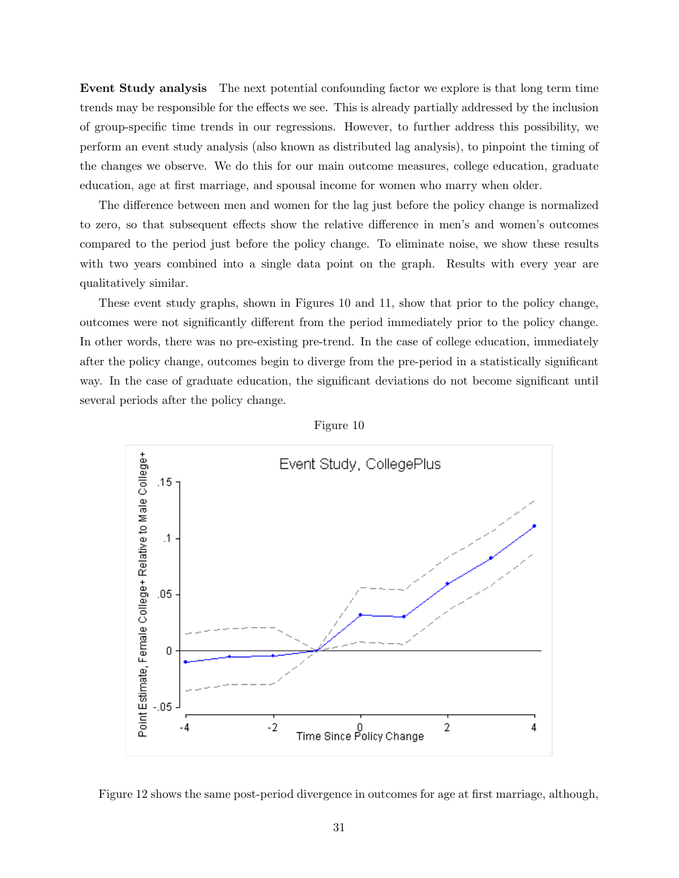**Event Study analysis** The next potential confounding factor we explore is that long term time trends may be responsible for the effects we see. This is already partially addressed by the inclusion of group-specific time trends in our regressions. However, to further address this possibility, we perform an event study analysis (also known as distributed lag analysis), to pinpoint the timing of the changes we observe. We do this for our main outcome measures, college education, graduate education, age at first marriage, and spousal income for women who marry when older.

The difference between men and women for the lag just before the policy change is normalized to zero, so that subsequent effects show the relative difference in men's and women's outcomes compared to the period just before the policy change. To eliminate noise, we show these results with two years combined into a single data point on the graph. Results with every year are qualitatively similar.

These event study graphs, shown in Figures 10 and 11, show that prior to the policy change, outcomes were not significantly different from the period immediately prior to the policy change. In other words, there was no pre-existing pre-trend. In the case of college education, immediately after the policy change, outcomes begin to diverge from the pre-period in a statistically significant way. In the case of graduate education, the significant deviations do not become significant until several periods after the policy change.

Figure 10

Figure 12 shows the same post-period divergence in outcomes for age at first marriage, although,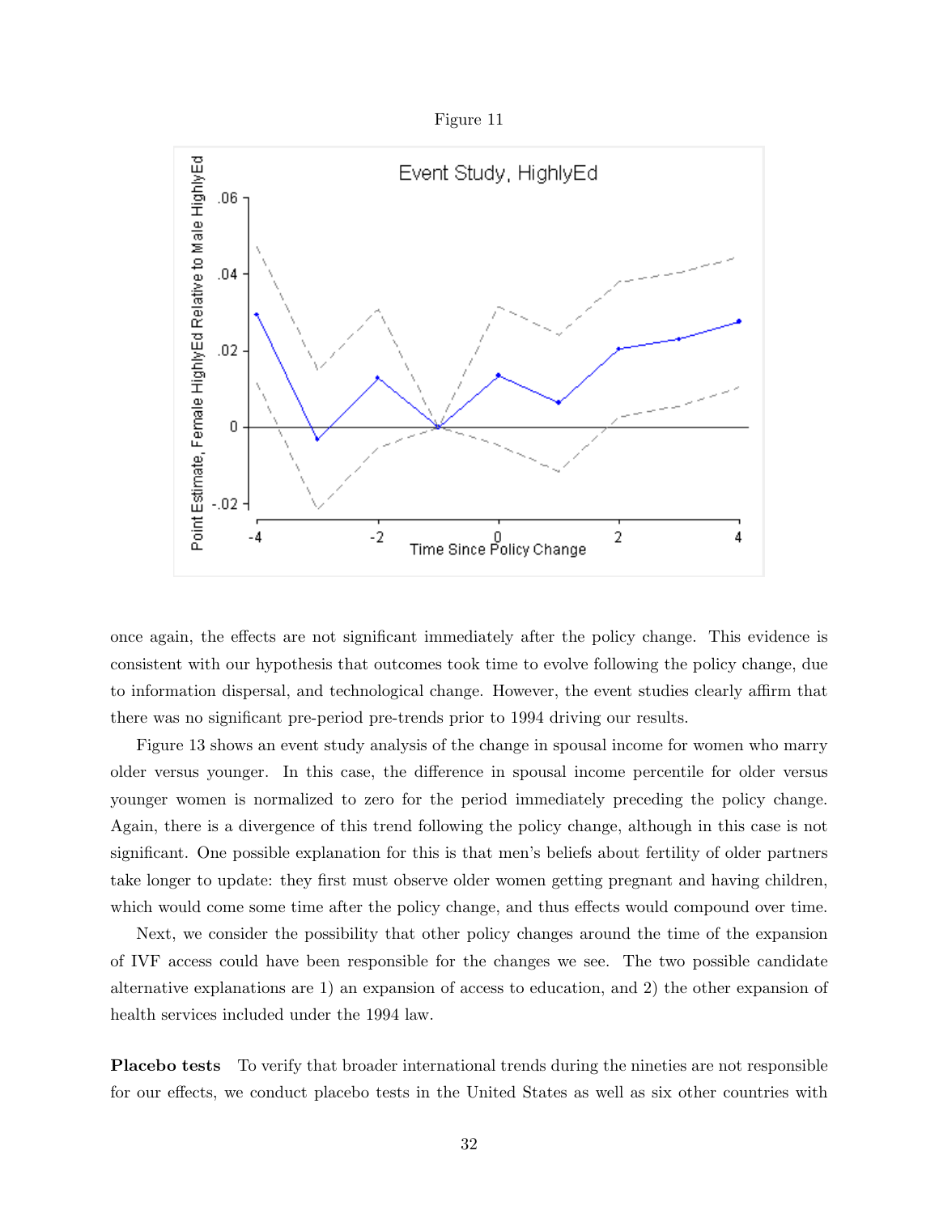Figure 11

once again, the effects are not significant immediately after the policy change. This evidence is consistent with our hypothesis that outcomes took time to evolve following the policy change, due to information dispersal, and technological change. However, the event studies clearly affirm that there was no significant pre-period pre-trends prior to 1994 driving our results.

Figure 13 shows an event study analysis of the change in spousal income for women who marry older versus younger. In this case, the difference in spousal income percentile for older versus younger women is normalized to zero for the period immediately preceding the policy change. Again, there is a divergence of this trend following the policy change, although in this case is not significant. One possible explanation for this is that men's beliefs about fertility of older partners take longer to update: they first must observe older women getting pregnant and having children, which would come some time after the policy change, and thus effects would compound over time.

Next, we consider the possibility that other policy changes around the time of the expansion of IVF access could have been responsible for the changes we see. The two possible candidate alternative explanations are 1) an expansion of access to education, and 2) the other expansion of health services included under the 1994 law.

**Placebo tests** To verify that broader international trends during the nineties are not responsible for our effects, we conduct placebo tests in the United States as well as six other countries with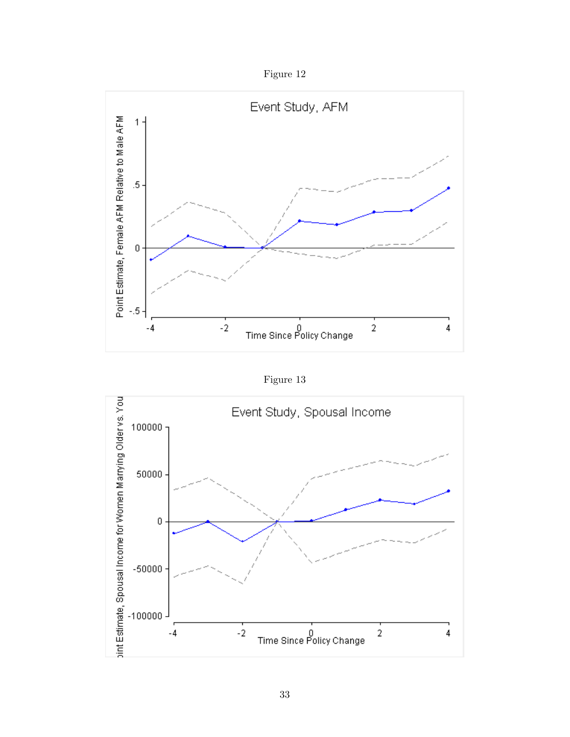Figure 12

Figure 13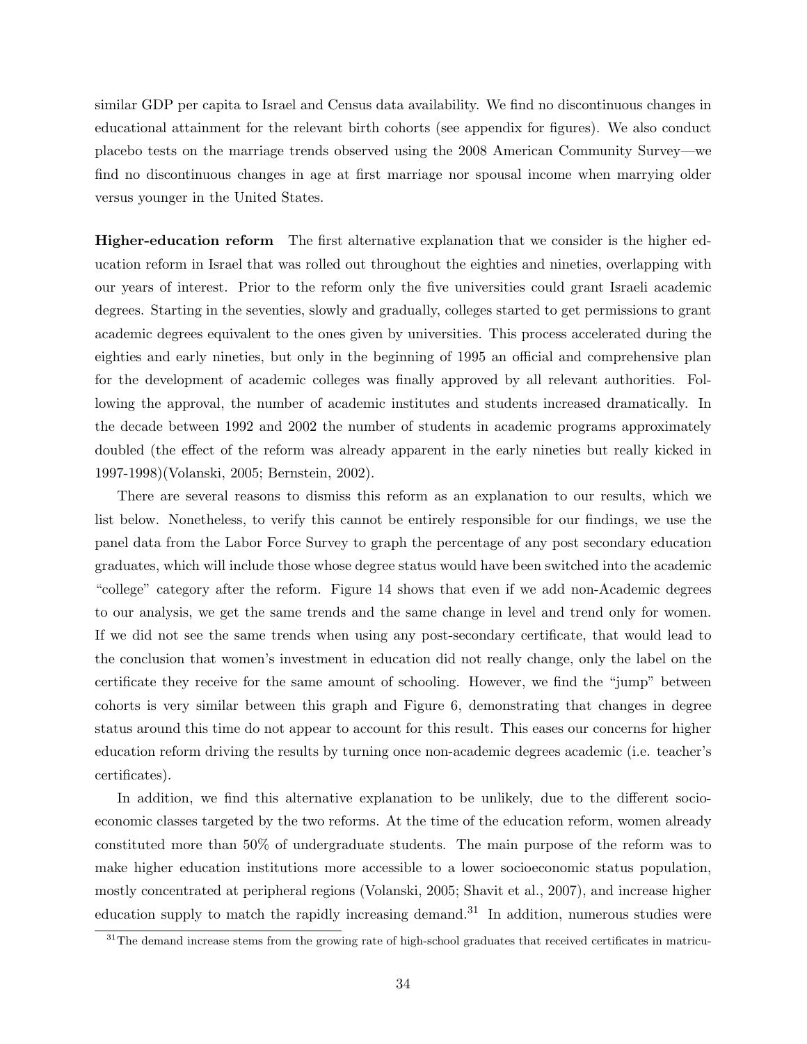similar GDP per capita to Israel and Census data availability. We find no discontinuous changes in educational attainment for the relevant birth cohorts (see appendix for figures). We also conduct placebo tests on the marriage trends observed using the 2008 American Community Survey—we find no discontinuous changes in age at first marriage nor spousal income when marrying older versus younger in the United States.

**Higher-education reform** The first alternative explanation that we consider is the higher education reform in Israel that was rolled out throughout the eighties and nineties, overlapping with our years of interest. Prior to the reform only the five universities could grant Israeli academic degrees. Starting in the seventies, slowly and gradually, colleges started to get permissions to grant academic degrees equivalent to the ones given by universities. This process accelerated during the eighties and early nineties, but only in the beginning of 1995 an official and comprehensive plan for the development of academic colleges was finally approved by all relevant authorities. Following the approval, the number of academic institutes and students increased dramatically. In the decade between 1992 and 2002 the number of students in academic programs approximately doubled (the effect of the reform was already apparent in the early nineties but really kicked in 1997-1998)(Volanski, 2005; Bernstein, 2002).

There are several reasons to dismiss this reform as an explanation to our results, which we list below. Nonetheless, to verify this cannot be entirely responsible for our findings, we use the panel data from the Labor Force Survey to graph the percentage of any post secondary education graduates, which will include those whose degree status would have been switched into the academic "college" category after the reform. Figure 14 shows that even if we add non-Academic degrees to our analysis, we get the same trends and the same change in level and trend only for women. If we did not see the same trends when using any post-secondary certificate, that would lead to the conclusion that women's investment in education did not really change, only the label on the certificate they receive for the same amount of schooling. However, we find the "jump" between cohorts is very similar between this graph and Figure 6, demonstrating that changes in degree status around this time do not appear to account for this result. This eases our concerns for higher education reform driving the results by turning once non-academic degrees academic (i.e. teacher's certificates).

In addition, we find this alternative explanation to be unlikely, due to the different socioeconomic classes targeted by the two reforms. At the time of the education reform, women already constituted more than 50% of undergraduate students. The main purpose of the reform was to make higher education institutions more accessible to a lower socioeconomic status population, mostly concentrated at peripheral regions (Volanski, 2005; Shavit et al., 2007), and increase higher education supply to match the rapidly increasing demand.[31] In addition, numerous studies were

[31] The demand increase stems from the growing rate of high-school graduates that received certificates in matricu-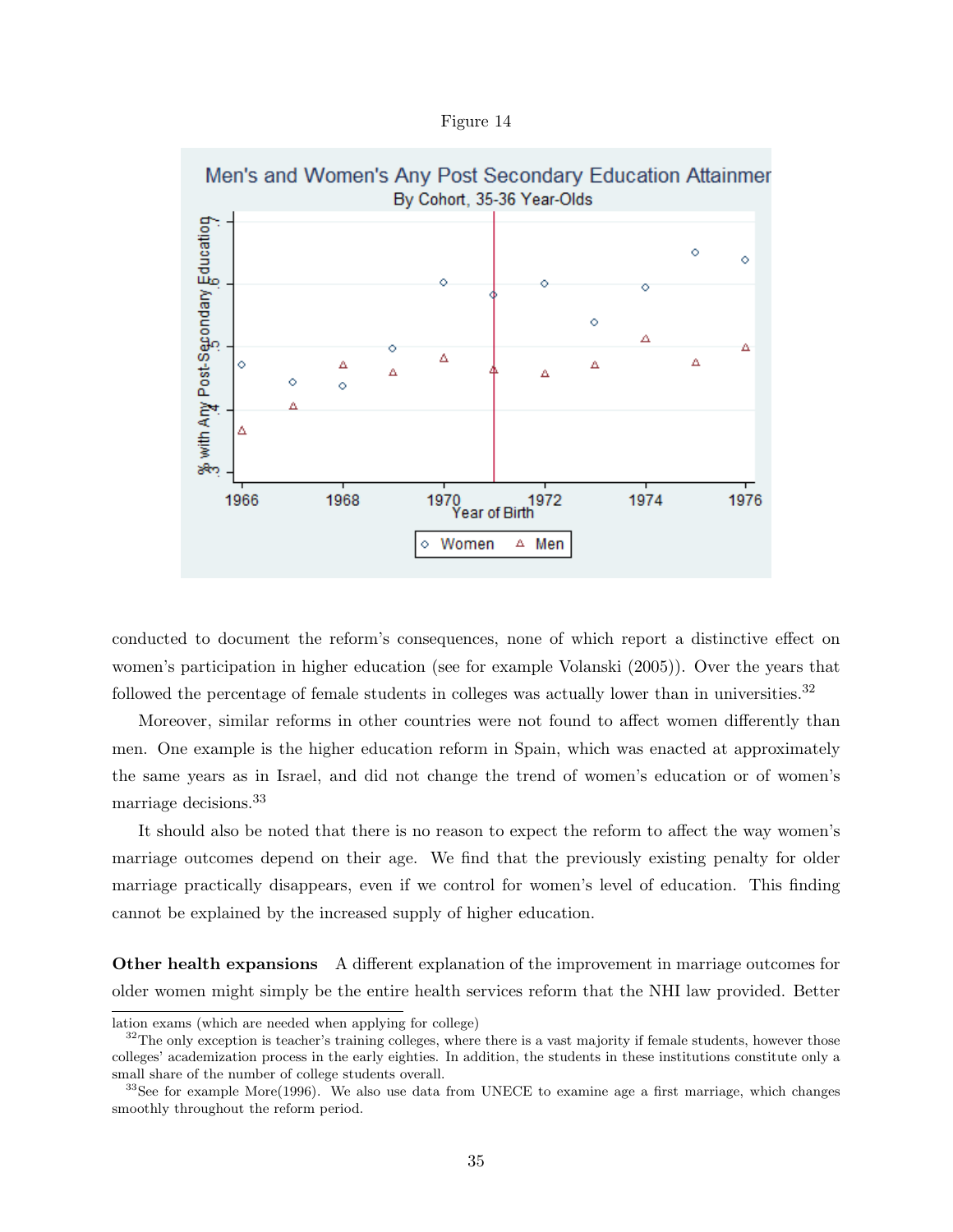Figure 14

conducted to document the reform's consequences, none of which report a distinctive effect on women's participation in higher education (see for example Volanski (2005)). Over the years that followed the percentage of female students in colleges was actually lower than in universities.[32]

Moreover, similar reforms in other countries were not found to affect women differently than men. One example is the higher education reform in Spain, which was enacted at approximately the same years as in Israel, and did not change the trend of women's education or of women's marriage decisions.[33]

It should also be noted that there is no reason to expect the reform to affect the way women's marriage outcomes depend on their age. We find that the previously existing penalty for older marriage practically disappears, even if we control for women's level of education. This finding cannot be explained by the increased supply of higher education.

**Other health expansions** A different explanation of the improvement in marriage outcomes for older women might simply be the entire health services reform that the NHI law provided. Better

lation exams (which are needed when applying for college)

[32]The only exception is teacher's training colleges, where there is a vast majority if female students, however those colleges' academization process in the early eighties. In addition, the students in these institutions constitute only a small share of the number of college students overall.

[33]See for example More(1996). We also use data from UNECE to examine age a first marriage, which changes smoothly throughout the reform period.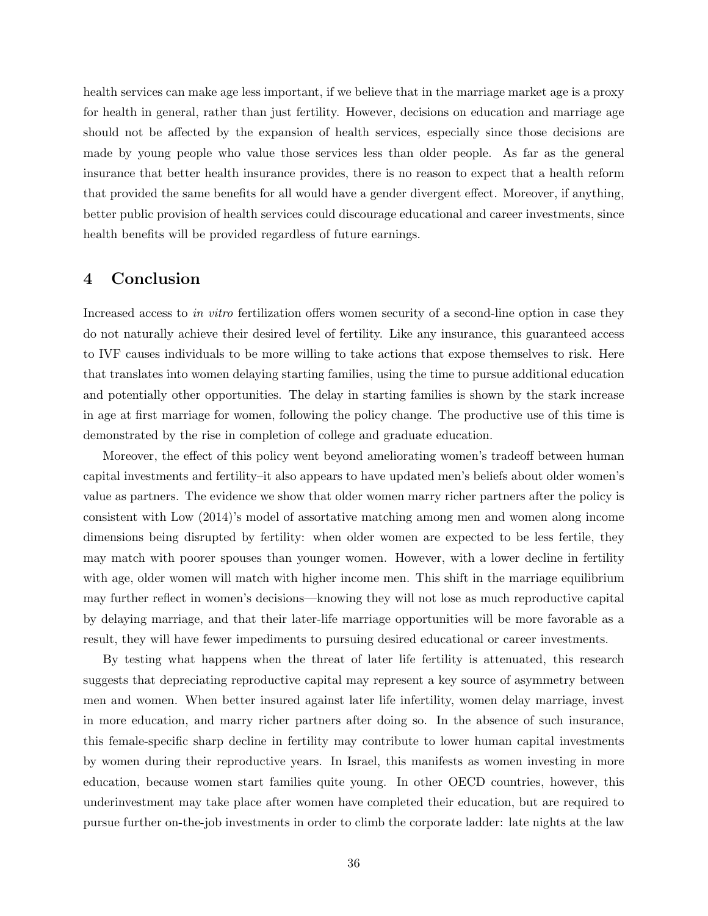health services can make age less important, if we believe that in the marriage market age is a proxy for health in general, rather than just fertility. However, decisions on education and marriage age should not be affected by the expansion of health services, especially since those decisions are made by young people who value those services less than older people. As far as the general insurance that better health insurance provides, there is no reason to expect that a health reform that provided the same benefits for all would have a gender divergent effect. Moreover, if anything, better public provision of health services could discourage educational and career investments, since health benefits will be provided regardless of future earnings.

## 4 Conclusion

Increased access to *in vitro* fertilization offers women security of a second-line option in case they do not naturally achieve their desired level of fertility. Like any insurance, this guaranteed access to IVF causes individuals to be more willing to take actions that expose themselves to risk. Here that translates into women delaying starting families, using the time to pursue additional education and potentially other opportunities. The delay in starting families is shown by the stark increase in age at first marriage for women, following the policy change. The productive use of this time is demonstrated by the rise in completion of college and graduate education.

Moreover, the effect of this policy went beyond ameliorating women's tradeoff between human capital investments and fertility–it also appears to have updated men's beliefs about older women's value as partners. The evidence we show that older women marry richer partners after the policy is consistent with Low (2014)'s model of assortative matching among men and women along income dimensions being disrupted by fertility: when older women are expected to be less fertile, they may match with poorer spouses than younger women. However, with a lower decline in fertility with age, older women will match with higher income men. This shift in the marriage equilibrium may further reflect in women's decisions—knowing they will not lose as much reproductive capital by delaying marriage, and that their later-life marriage opportunities will be more favorable as a result, they will have fewer impediments to pursuing desired educational or career investments.

By testing what happens when the threat of later life fertility is attenuated, this research suggests that depreciating reproductive capital may represent a key source of asymmetry between men and women. When better insured against later life infertility, women delay marriage, invest in more education, and marry richer partners after doing so. In the absence of such insurance, this female-specific sharp decline in fertility may contribute to lower human capital investments by women during their reproductive years. In Israel, this manifests as women investing in more education, because women start families quite young. In other OECD countries, however, this underinvestment may take place after women have completed their education, but are required to pursue further on-the-job investments in order to climb the corporate ladder: late nights at the law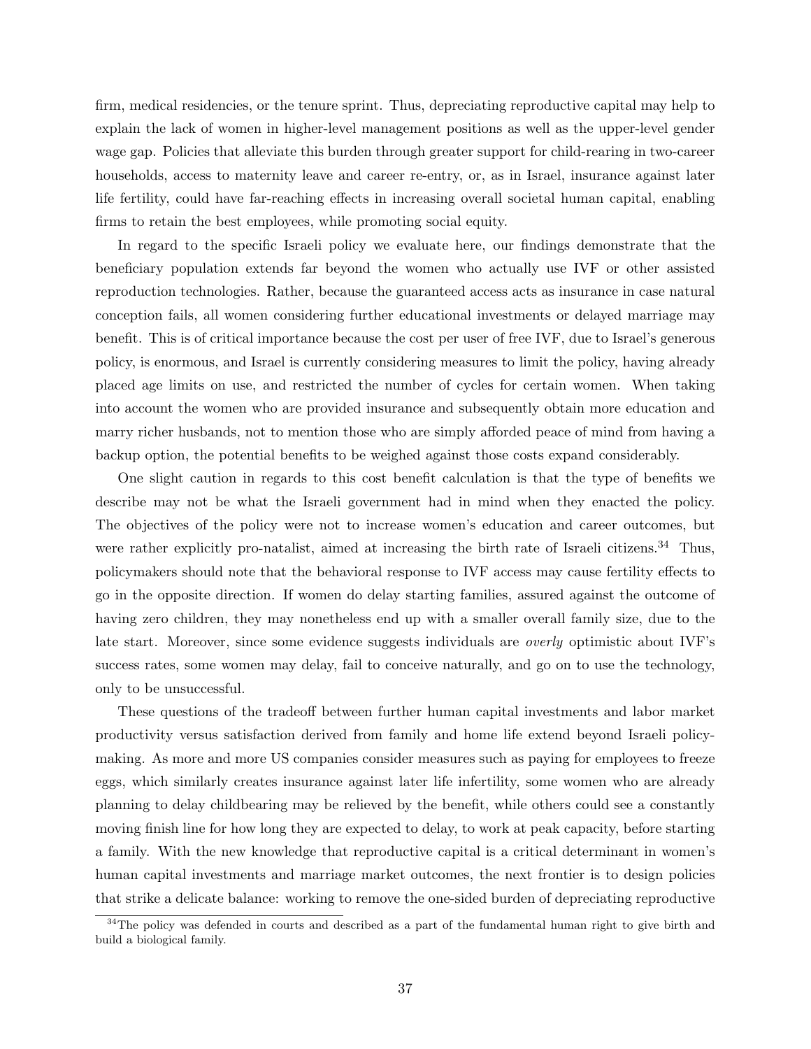firm, medical residencies, or the tenure sprint. Thus, depreciating reproductive capital may help to explain the lack of women in higher-level management positions as well as the upper-level gender wage gap. Policies that alleviate this burden through greater support for child-rearing in two-career households, access to maternity leave and career re-entry, or, as in Israel, insurance against later life fertility, could have far-reaching effects in increasing overall societal human capital, enabling firms to retain the best employees, while promoting social equity.

In regard to the specific Israeli policy we evaluate here, our findings demonstrate that the beneficiary population extends far beyond the women who actually use IVF or other assisted reproduction technologies. Rather, because the guaranteed access acts as insurance in case natural conception fails, all women considering further educational investments or delayed marriage may benefit. This is of critical importance because the cost per user of free IVF, due to Israel's generous policy, is enormous, and Israel is currently considering measures to limit the policy, having already placed age limits on use, and restricted the number of cycles for certain women. When taking into account the women who are provided insurance and subsequently obtain more education and marry richer husbands, not to mention those who are simply afforded peace of mind from having a backup option, the potential benefits to be weighed against those costs expand considerably.

One slight caution in regards to this cost benefit calculation is that the type of benefits we describe may not be what the Israeli government had in mind when they enacted the policy. The objectives of the policy were not to increase women's education and career outcomes, but were rather explicitly pro-natalist, aimed at increasing the birth rate of Israeli citizens.[34] Thus, policymakers should note that the behavioral response to IVF access may cause fertility effects to go in the opposite direction. If women do delay starting families, assured against the outcome of having zero children, they may nonetheless end up with a smaller overall family size, due to the late start. Moreover, since some evidence suggests individuals are *overly* optimistic about IVF's success rates, some women may delay, fail to conceive naturally, and go on to use the technology, only to be unsuccessful.

These questions of the tradeoff between further human capital investments and labor market productivity versus satisfaction derived from family and home life extend beyond Israeli policymaking. As more and more US companies consider measures such as paying for employees to freeze eggs, which similarly creates insurance against later life infertility, some women who are already planning to delay childbearing may be relieved by the benefit, while others could see a constantly moving finish line for how long they are expected to delay, to work at peak capacity, before starting a family. With the new knowledge that reproductive capital is a critical determinant in women's human capital investments and marriage market outcomes, the next frontier is to design policies that strike a delicate balance: working to remove the one-sided burden of depreciating reproductive

[34] The policy was defended in courts and described as a part of the fundamental human right to give birth and build a biological family.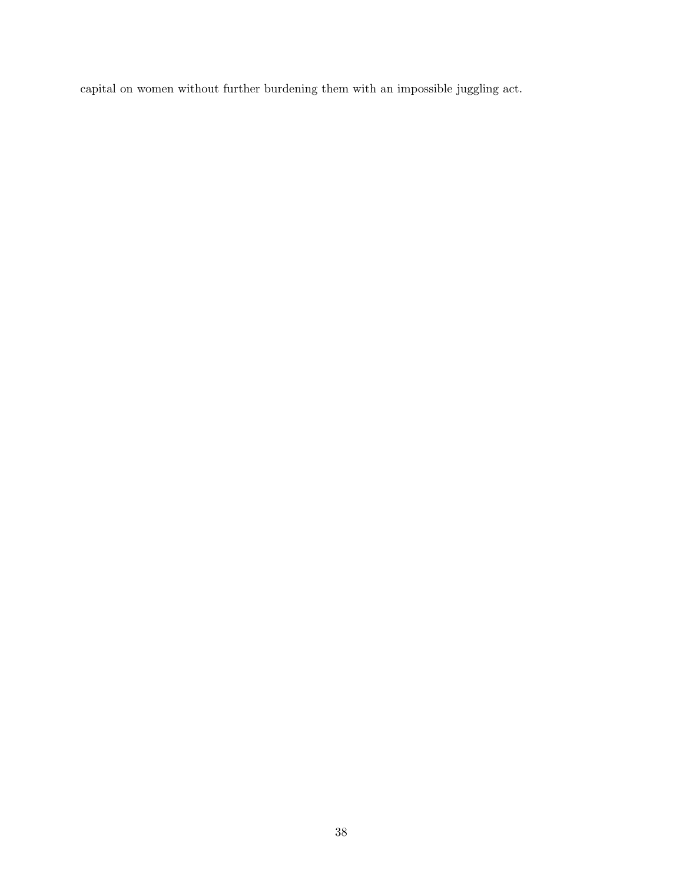capital on women without further burdening them with an impossible juggling act.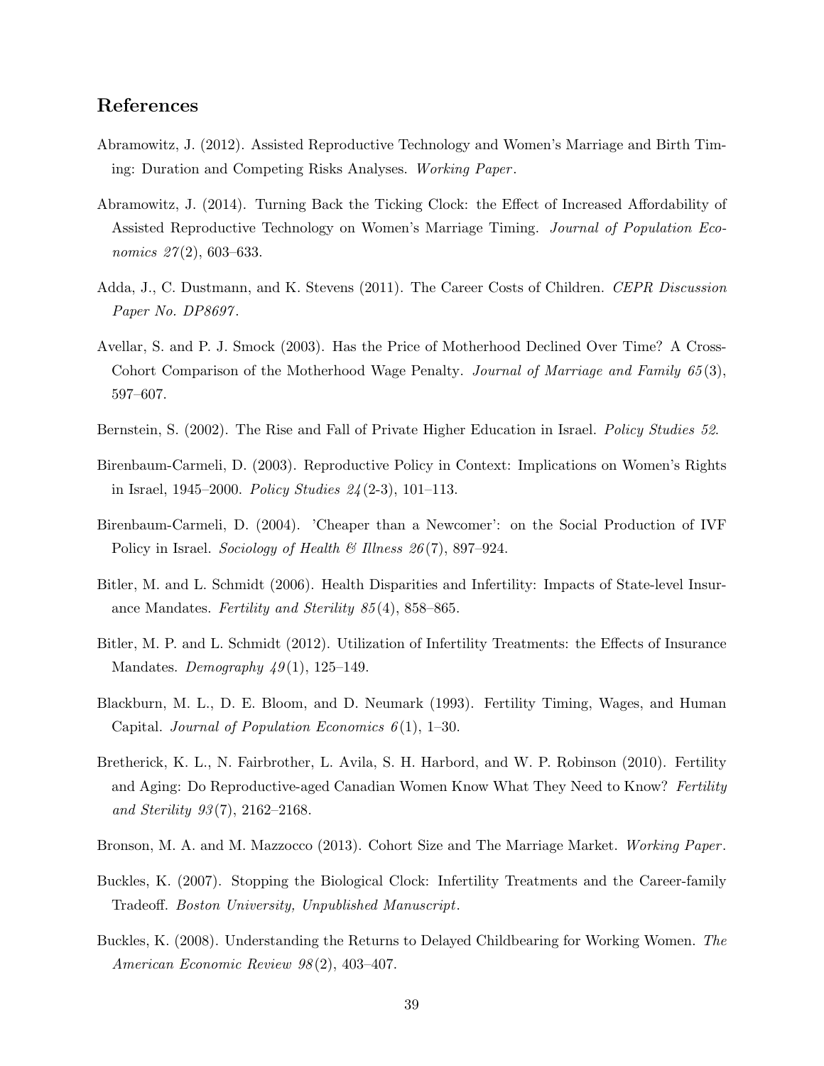## References

Abramowitz, J. (2012). Assisted Reproductive Technology and Women's Marriage and Birth Timing: Duration and Competing Risks Analyses. *Working Paper*.

Abramowitz, J. (2014). Turning Back the Ticking Clock: the Effect of Increased Affordability of Assisted Reproductive Technology on Women's Marriage Timing. *Journal of Population Economics 27*(2), 603–633.

Adda, J., C. Dustmann, and K. Stevens (2011). The Career Costs of Children. *CEPR Discussion Paper No. DP8697*.

Avellar, S. and P. J. Smock (2003). Has the Price of Motherhood Declined Over Time? A Cross-Cohort Comparison of the Motherhood Wage Penalty. *Journal of Marriage and Family 65*(3), 597–607.

Bernstein, S. (2002). The Rise and Fall of Private Higher Education in Israel. *Policy Studies 52*.

Birenbaum-Carmeli, D. (2003). Reproductive Policy in Context: Implications on Women's Rights in Israel, 1945–2000. *Policy Studies 24*(2-3), 101–113.

Birenbaum-Carmeli, D. (2004). 'Cheaper than a Newcomer': on the Social Production of IVF Policy in Israel. *Sociology of Health & Illness 26*(7), 897–924.

Bitler, M. and L. Schmidt (2006). Health Disparities and Infertility: Impacts of State-level Insurance Mandates. *Fertility and Sterility 85*(4), 858–865.

Bitler, M. P. and L. Schmidt (2012). Utilization of Infertility Treatments: the Effects of Insurance Mandates. *Demography 49*(1), 125–149.

Blackburn, M. L., D. E. Bloom, and D. Neumark (1993). Fertility Timing, Wages, and Human Capital. *Journal of Population Economics 6*(1), 1–30.

Bretherick, K. L., N. Fairbrother, L. Avila, S. H. Harbord, and W. P. Robinson (2010). Fertility and Aging: Do Reproductive-aged Canadian Women Know What They Need to Know? *Fertility and Sterility 93*(7), 2162–2168.

Bronson, M. A. and M. Mazzocco (2013). Cohort Size and The Marriage Market. *Working Paper*.

Buckles, K. (2007). Stopping the Biological Clock: Infertility Treatments and the Career-family Tradeoff. *Boston University, Unpublished Manuscript*.

Buckles, K. (2008). Understanding the Returns to Delayed Childbearing for Working Women. *The American Economic Review 98*(2), 403–407.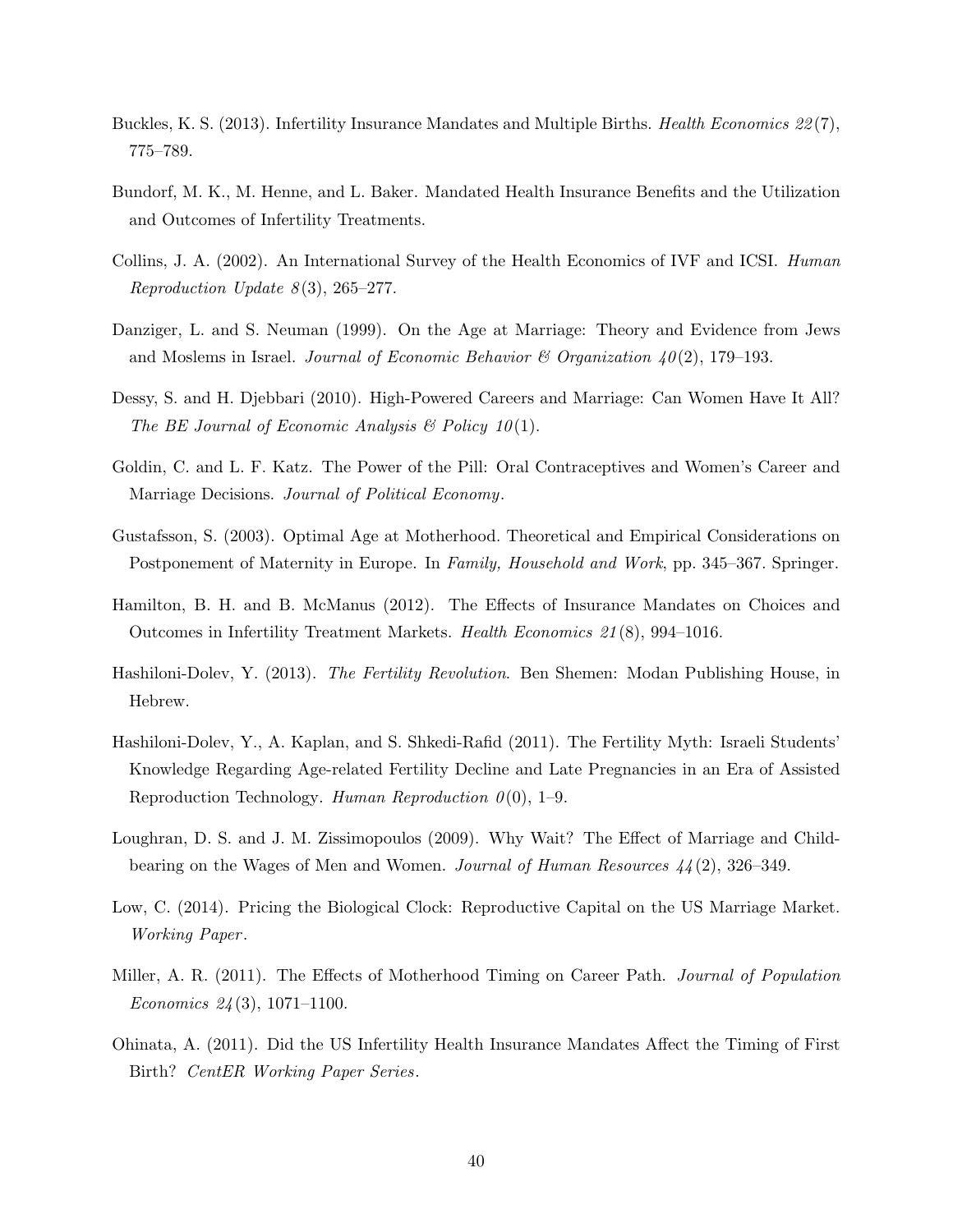Buckles, K. S. (2013). Infertility Insurance Mandates and Multiple Births. *Health Economics 22*(7), 775–789.

Bundorf, M. K., M. Henne, and L. Baker. Mandated Health Insurance Benefits and the Utilization and Outcomes of Infertility Treatments.

Collins, J. A. (2002). An International Survey of the Health Economics of IVF and ICSI. *Human Reproduction Update 8*(3), 265–277.

Danziger, L. and S. Neuman (1999). On the Age at Marriage: Theory and Evidence from Jews and Moslems in Israel. *Journal of Economic Behavior & Organization 40*(2), 179–193.

Dessy, S. and H. Djebbari (2010). High-Powered Careers and Marriage: Can Women Have It All? *The BE Journal of Economic Analysis & Policy 10*(1).

Goldin, C. and L. F. Katz. The Power of the Pill: Oral Contraceptives and Women's Career and Marriage Decisions. *Journal of Political Economy*.

Gustafsson, S. (2003). Optimal Age at Motherhood. Theoretical and Empirical Considerations on Postponement of Maternity in Europe. In *Family, Household and Work*, pp. 345–367. Springer.

Hamilton, B. H. and B. McManus (2012). The Effects of Insurance Mandates on Choices and Outcomes in Infertility Treatment Markets. *Health Economics 21*(8), 994–1016.

Hashiloni-Dolev, Y. (2013). *The Fertility Revolution*. Ben Shemen: Modan Publishing House, in Hebrew.

Hashiloni-Dolev, Y., A. Kaplan, and S. Shkedi-Rafid (2011). The Fertility Myth: Israeli Students' Knowledge Regarding Age-related Fertility Decline and Late Pregnancies in an Era of Assisted Reproduction Technology. *Human Reproduction 0*(0), 1–9.

Loughran, D. S. and J. M. Zissimopoulos (2009). Why Wait? The Effect of Marriage and Childbearing on the Wages of Men and Women. *Journal of Human Resources 44*(2), 326–349.

Low, C. (2014). Pricing the Biological Clock: Reproductive Capital on the US Marriage Market. *Working Paper*.

Miller, A. R. (2011). The Effects of Motherhood Timing on Career Path. *Journal of Population Economics 24*(3), 1071–1100.

Ohinata, A. (2011). Did the US Infertility Health Insurance Mandates Affect the Timing of First Birth? *CentER Working Paper Series*.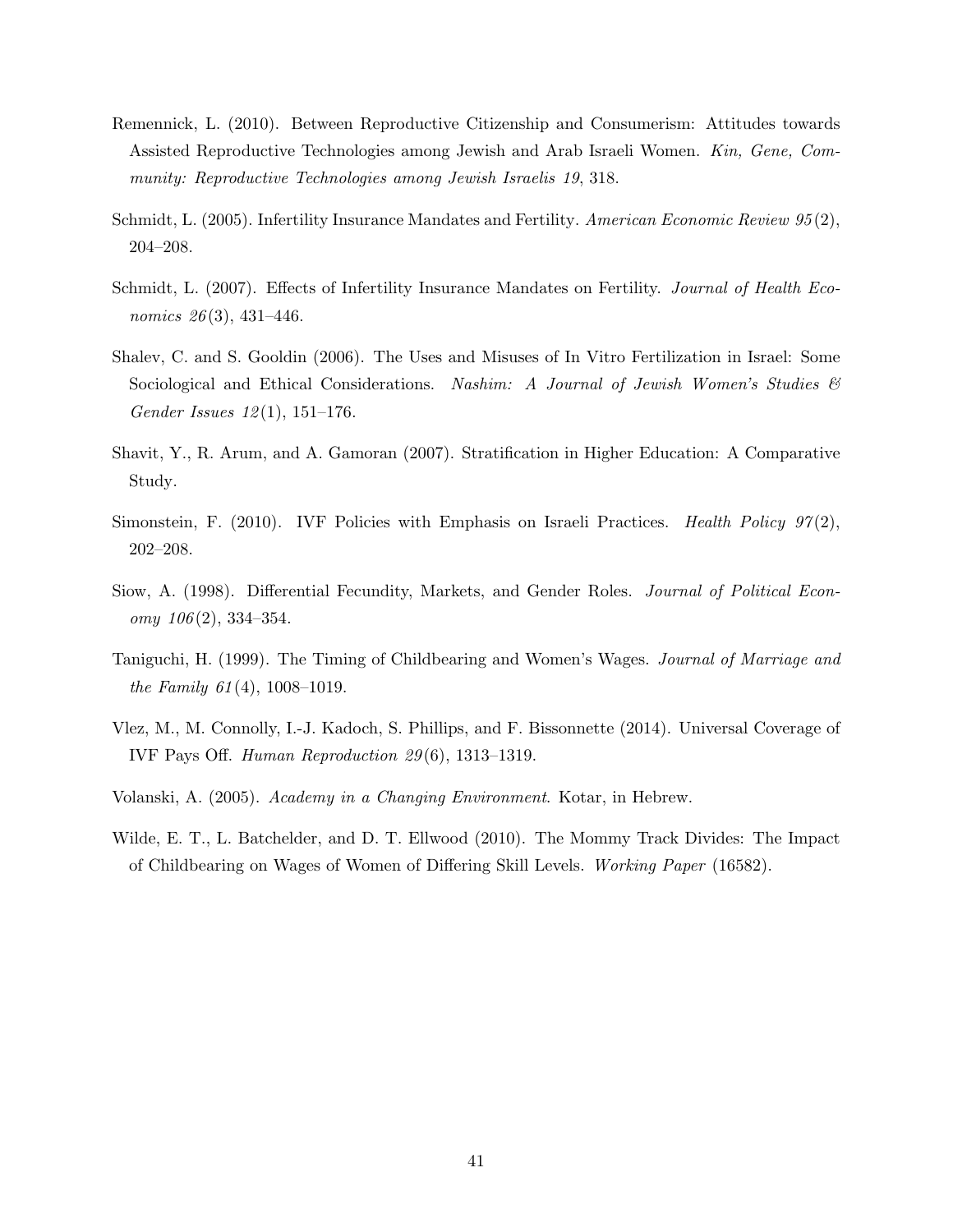Remennick, L. (2010). Between Reproductive Citizenship and Consumerism: Attitudes towards Assisted Reproductive Technologies among Jewish and Arab Israeli Women. *Kin, Gene, Community: Reproductive Technologies among Jewish Israelis 19*, 318.

Schmidt, L. (2005). Infertility Insurance Mandates and Fertility. *American Economic Review 95*(2), 204–208.

Schmidt, L. (2007). Effects of Infertility Insurance Mandates on Fertility. *Journal of Health Economics 26*(3), 431–446.

Shalev, C. and S. Gooldin (2006). The Uses and Misuses of In Vitro Fertilization in Israel: Some Sociological and Ethical Considerations. *Nashim: A Journal of Jewish Women's Studies & Gender Issues 12*(1), 151–176.

Shavit, Y., R. Arum, and A. Gamoran (2007). Stratification in Higher Education: A Comparative Study.

Simonstein, F. (2010). IVF Policies with Emphasis on Israeli Practices. *Health Policy 97*(2), 202–208.

Siow, A. (1998). Differential Fecundity, Markets, and Gender Roles. *Journal of Political Economy 106*(2), 334–354.

Taniguchi, H. (1999). The Timing of Childbearing and Women's Wages. *Journal of Marriage and the Family 61*(4), 1008–1019.

Vlez, M., M. Connolly, I.-J. Kadoch, S. Phillips, and F. Bissonnette (2014). Universal Coverage of IVF Pays Off. *Human Reproduction 29*(6), 1313–1319.

Volanski, A. (2005). *Academy in a Changing Environment*. Kotar, in Hebrew.

Wilde, E. T., L. Batchelder, and D. T. Ellwood (2010). The Mommy Track Divides: The Impact of Childbearing on Wages of Women of Differing Skill Levels. *Working Paper* (16582).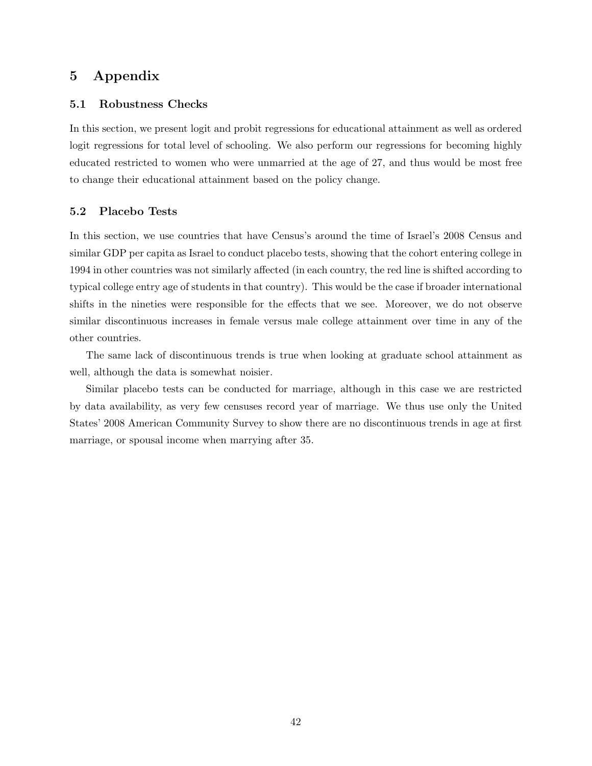# 5 Appendix

## 5.1 Robustness Checks

In this section, we present logit and probit regressions for educational attainment as well as ordered logit regressions for total level of schooling. We also perform our regressions for becoming highly educated restricted to women who were unmarried at the age of 27, and thus would be most free to change their educational attainment based on the policy change.

## 5.2 Placebo Tests

In this section, we use countries that have Census's around the time of Israel's 2008 Census and similar GDP per capita as Israel to conduct placebo tests, showing that the cohort entering college in 1994 in other countries was not similarly affected (in each country, the red line is shifted according to typical college entry age of students in that country). This would be the case if broader international shifts in the nineties were responsible for the effects that we see. Moreover, we do not observe similar discontinuous increases in female versus male college attainment over time in any of the other countries.

The same lack of discontinuous trends is true when looking at graduate school attainment as well, although the data is somewhat noisier.

Similar placebo tests can be conducted for marriage, although in this case we are restricted by data availability, as very few censuses record year of marriage. We thus use only the United States' 2008 American Community Survey to show there are no discontinuous trends in age at first marriage, or spousal income when marrying after 35.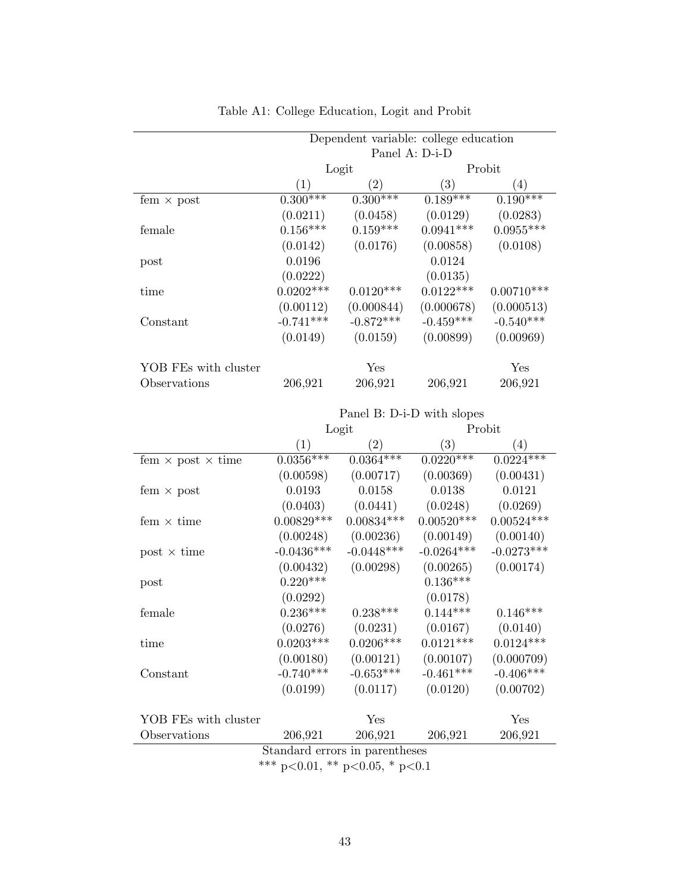Table A1: College Education, Logit and Probit

| | Dependent variable: college education | | | |
|---|---|---|---|---|
| | Panel A: D-i-D | | | |
| | Logit | | Probit | |
| | (1) | (2) | (3) | (4) |
| fem × post | 0.300*** | 0.300*** | 0.189*** | 0.190*** |
| | (0.0211) | (0.0458) | (0.0129) | (0.0283) |
| female | 0.156*** | 0.159*** | 0.0941*** | 0.0955*** |
| | (0.0142) | (0.0176) | (0.00858) | (0.0108) |
| post | 0.0196 | | 0.0124 | |
| | (0.0222) | | (0.0135) | |
| time | 0.0202*** | 0.0120*** | 0.0122*** | 0.00710*** |
| | (0.00112) | (0.000844) | (0.000678) | (0.000513) |
| Constant | -0.741*** | -0.872*** | -0.459*** | -0.540*** |
| | (0.0149) | (0.0159) | (0.00899) | (0.00969) |
| YOB FEs with cluster | | Yes | | Yes |
| Observations | 206,921 | 206,921 | 206,921 | 206,921 |

| | Panel B: D-i-D with slopes | | | |
|---|---|---|---|---|
| | Logit | | Probit | |
| | (1) | (2) | (3) | (4) |
| fem × post × time | 0.0356*** | 0.0364*** | 0.0220*** | 0.0224*** |
| | (0.00598) | (0.00717) | (0.00369) | (0.00431) |
| fem × post | 0.0193 | 0.0158 | 0.0138 | 0.0121 |
| | (0.0403) | (0.0441) | (0.0248) | (0.0269) |
| fem × time | 0.00829*** | 0.00834*** | 0.00520*** | 0.00524*** |
| | (0.00248) | (0.00236) | (0.00149) | (0.00140) |
| post × time | -0.0436*** | -0.0448*** | -0.0264*** | -0.0273*** |
| | (0.00432) | (0.00298) | (0.00265) | (0.00174) |
| post | 0.220*** | | 0.136*** | |
| | (0.0292) | | (0.0178) | |
| female | 0.236*** | 0.238*** | 0.144*** | 0.146*** |
| | (0.0276) | (0.0231) | (0.0167) | (0.0140) |
| time | 0.0203*** | 0.0206*** | 0.0121*** | 0.0124*** |
| | (0.00180) | (0.00121) | (0.00107) | (0.000709) |
| Constant | -0.740*** | -0.653*** | -0.461*** | -0.406*** |
| | (0.0199) | (0.0117) | (0.0120) | (0.00702) |
| YOB FEs with cluster | | Yes | | Yes |
| Observations | 206,921 | 206,921 | 206,921 | 206,921 |

Standard errors in parentheses
*** $p<0.01$, ** $p<0.05$, * $p<0.1$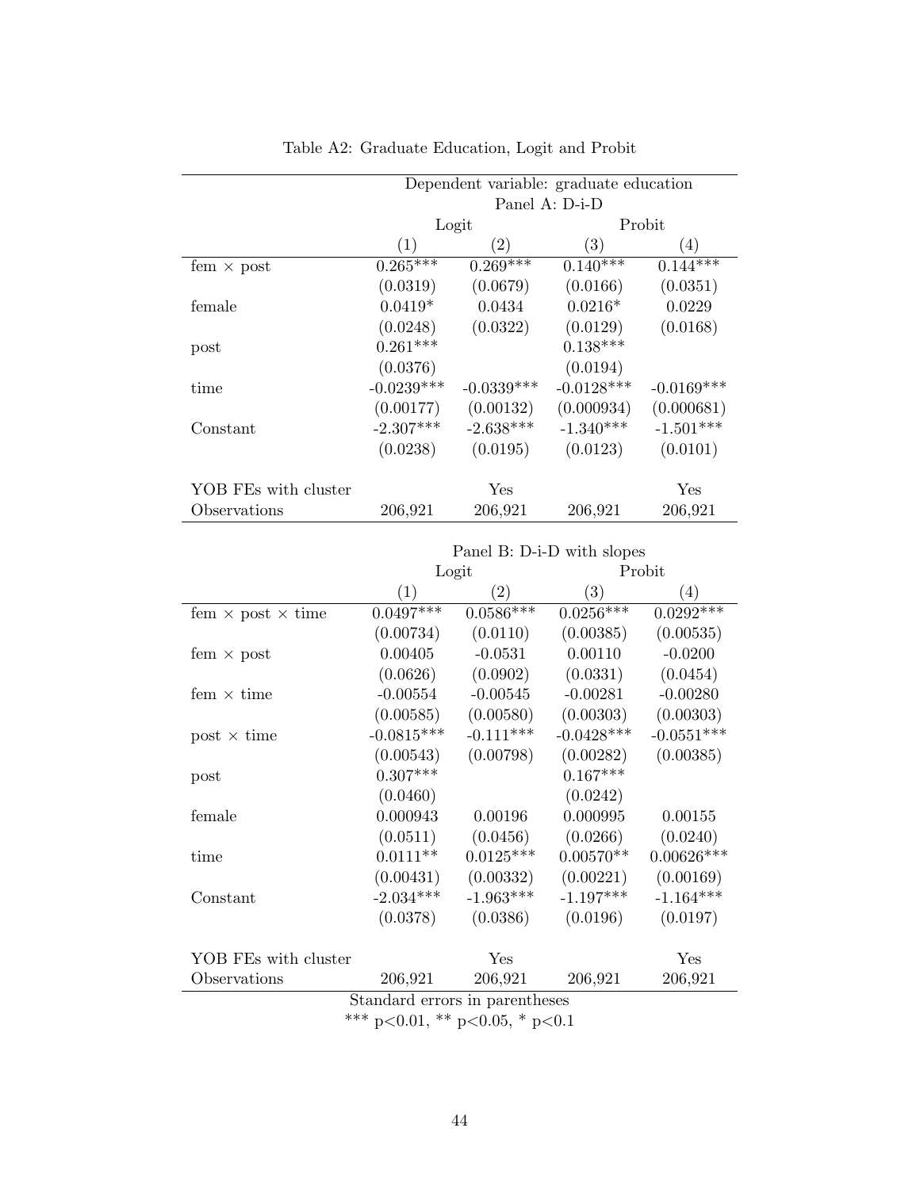Table A2: Graduate Education, Logit and Probit

| | Dependent variable: graduate education | | | |
|---|---|---|---|---|
| | Panel A: D-i-D | | | |
| | Logit | | Probit | |
| | (1) | (2) | (3) | (4) |
| fem × post | 0.265*** | 0.269*** | 0.140*** | 0.144*** |
| | (0.0319) | (0.0679) | (0.0166) | (0.0351) |
| female | 0.0419* | 0.0434 | 0.0216* | 0.0229 |
| | (0.0248) | (0.0322) | (0.0129) | (0.0168) |
| post | 0.261*** | | 0.138*** | |
| | (0.0376) | | (0.0194) | |
| time | -0.0239*** | -0.0339*** | -0.0128*** | -0.0169*** |
| | (0.00177) | (0.00132) | (0.000934) | (0.000681) |
| Constant | -2.307*** | -2.638*** | -1.340*** | -1.501*** |
| | (0.0238) | (0.0195) | (0.0123) | (0.0101) |
| YOB FEs with cluster | | Yes | | Yes |
| Observations | 206,921 | 206,921 | 206,921 | 206,921 |

| | Panel B: D-i-D with slopes | | | |
|---|---|---|---|---|
| | Logit | | Probit | |
| | (1) | (2) | (3) | (4) |
| fem × post × time | 0.0497*** | 0.0586*** | 0.0256*** | 0.0292*** |
| | (0.00734) | (0.0110) | (0.00385) | (0.00535) |
| fem × post | 0.00405 | -0.0531 | 0.00110 | -0.0200 |
| | (0.0626) | (0.0902) | (0.0331) | (0.0454) |
| fem × time | -0.00554 | -0.00545 | -0.00281 | -0.00280 |
| | (0.00585) | (0.00580) | (0.00303) | (0.00303) |
| post × time | -0.0815*** | -0.111*** | -0.0428*** | -0.0551*** |
| | (0.00543) | (0.00798) | (0.00282) | (0.00385) |
| post | 0.307*** | | 0.167*** | |
| | (0.0460) | | (0.0242) | |
| female | 0.000943 | 0.00196 | 0.000995 | 0.00155 |
| | (0.0511) | (0.0456) | (0.0266) | (0.0240) |
| time | 0.0111** | 0.0125*** | 0.00570** | 0.00626*** |
| | (0.00431) | (0.00332) | (0.00221) | (0.00169) |
| Constant | -2.034*** | -1.963*** | -1.197*** | -1.164*** |
| | (0.0378) | (0.0386) | (0.0196) | (0.0197) |
| YOB FEs with cluster | | Yes | | Yes |
| Observations | 206,921 | 206,921 | 206,921 | 206,921 |

Standard errors in parentheses

*** p<0.01, ** p<0.05, * p<0.1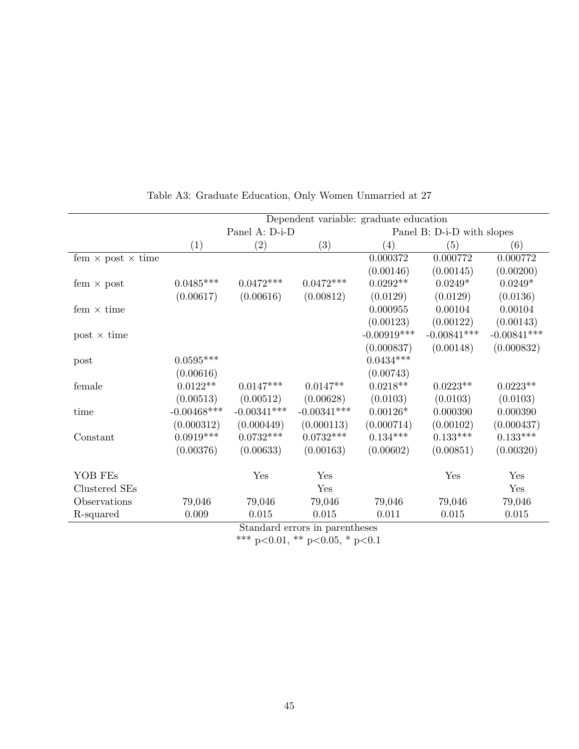Table A3: Graduate Education, Only Women Unmarried at 27

| | Dependent variable: graduate education | | | | | |
|---|---|---|---|---|---|---|
| | Panel A: D-i-D | | | Panel B: D-i-D with slopes | | |
| | (1) | (2) | (3) | (4) | (5) | (6) |
| fem × post × time | | | | 0.000372 | 0.000772 | 0.000772 |
| | | | | (0.00146) | (0.00145) | (0.00200) |
| fem × post | 0.0485*** | 0.0472*** | 0.0472*** | 0.0292** | 0.0249* | 0.0249* |
| | (0.00617) | (0.00616) | (0.00812) | (0.0129) | (0.0129) | (0.0136) |
| fem × time | | | | 0.000955 | 0.00104 | 0.00104 |
| | | | | (0.00123) | (0.00122) | (0.00143) |
| post × time | | | | -0.00919*** | -0.00841*** | -0.00841*** |
| | | | | (0.000837) | (0.00148) | (0.000832) |
| post | 0.0595*** | | | 0.0434*** | | |
| | (0.00616) | | | (0.00743) | | |
| female | 0.0122** | 0.0147*** | 0.0147** | 0.0218** | 0.0223** | 0.0223** |
| | (0.00513) | (0.00512) | (0.00628) | (0.0103) | (0.0103) | (0.0103) |
| time | -0.00468*** | -0.00341*** | -0.00341*** | 0.00126* | 0.000390 | 0.000390 |
| | (0.000312) | (0.000449) | (0.000113) | (0.000714) | (0.00102) | (0.000437) |
| Constant | 0.0919*** | 0.0732*** | 0.0732*** | 0.134*** | 0.133*** | 0.133*** |
| | (0.00376) | (0.00633) | (0.00163) | (0.00602) | (0.00851) | (0.00320) |
| YOB FEs | | Yes | Yes | | Yes | Yes |
| Clustered SEs | | | Yes | | | Yes |
| Observations | 79,046 | 79,046 | 79,046 | 79,046 | 79,046 | 79,046 |
| R-squared | 0.009 | 0.015 | 0.015 | 0.011 | 0.015 | 0.015 |

Standard errors in parentheses

*** p<0.01, ** p<0.05, * p<0.1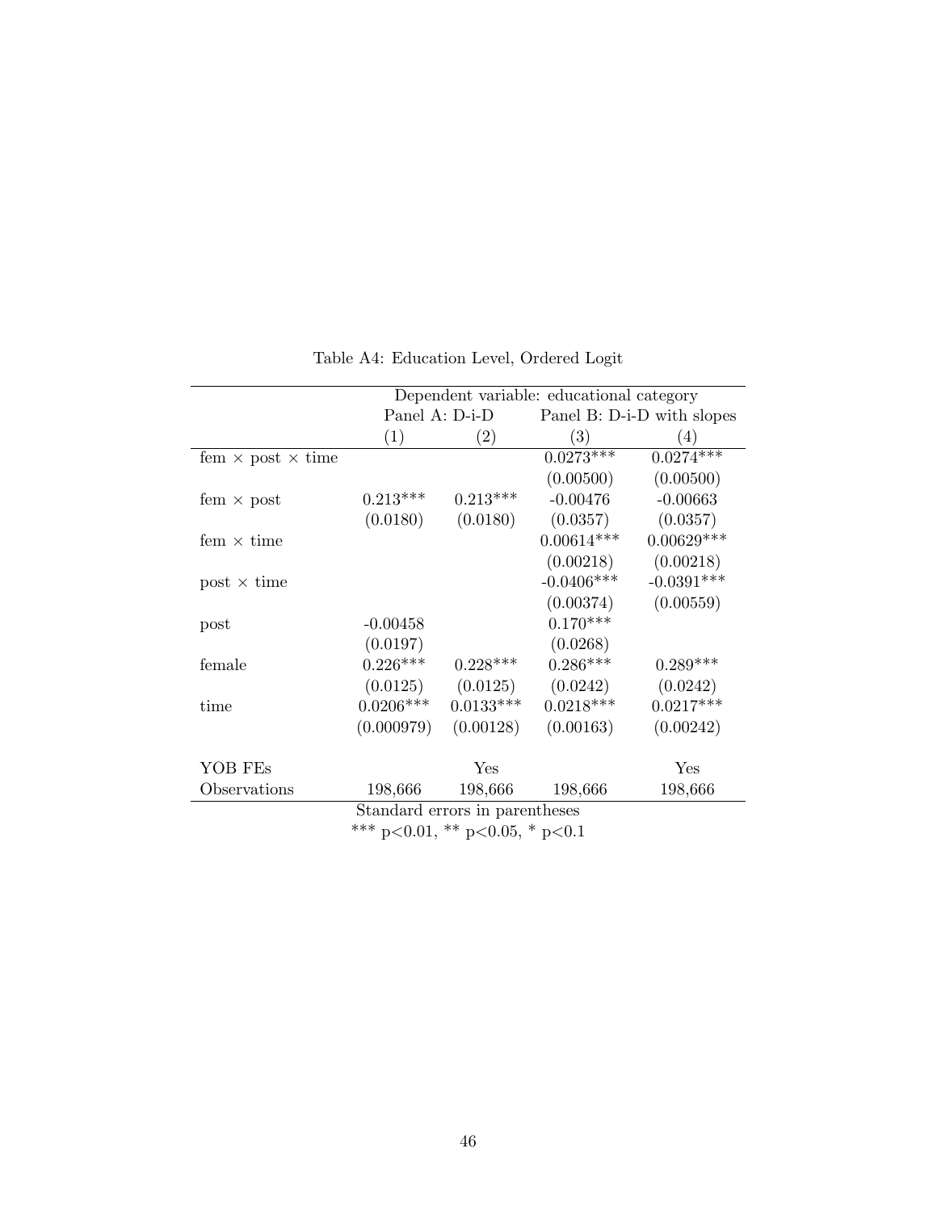Table A4: Education Level, Ordered Logit

| | Dependent variable: educational category | | | |
|---|---|---|---|---|
| | Panel A: D-i-D | | Panel B: D-i-D with slopes | |
| | (1) | (2) | (3) | (4) |
| fem × post × time | | | 0.0273*** | 0.0274*** |
| | | | (0.00500) | (0.00500) |
| fem × post | 0.213*** | 0.213*** | -0.00476 | -0.00663 |
| | (0.0180) | (0.0180) | (0.0357) | (0.0357) |
| fem × time | | | 0.00614*** | 0.00629*** |
| | | | (0.00218) | (0.00218) |
| post × time | | | -0.0406*** | -0.0391*** |
| | | | (0.00374) | (0.00559) |
| post | -0.00458 | | 0.170*** | |
| | (0.0197) | | (0.0268) | |
| female | 0.226*** | 0.228*** | 0.286*** | 0.289*** |
| | (0.0125) | (0.0125) | (0.0242) | (0.0242) |
| time | 0.0206*** | 0.0133*** | 0.0218*** | 0.0217*** |
| | (0.000979) | (0.00128) | (0.00163) | (0.00242) |
| YOB FEs | | Yes | | Yes |
| Observations | 198,666 | 198,666 | 198,666 | 198,666 |

Standard errors in parentheses

*** p<0.01, ** p<0.05, * p<0.1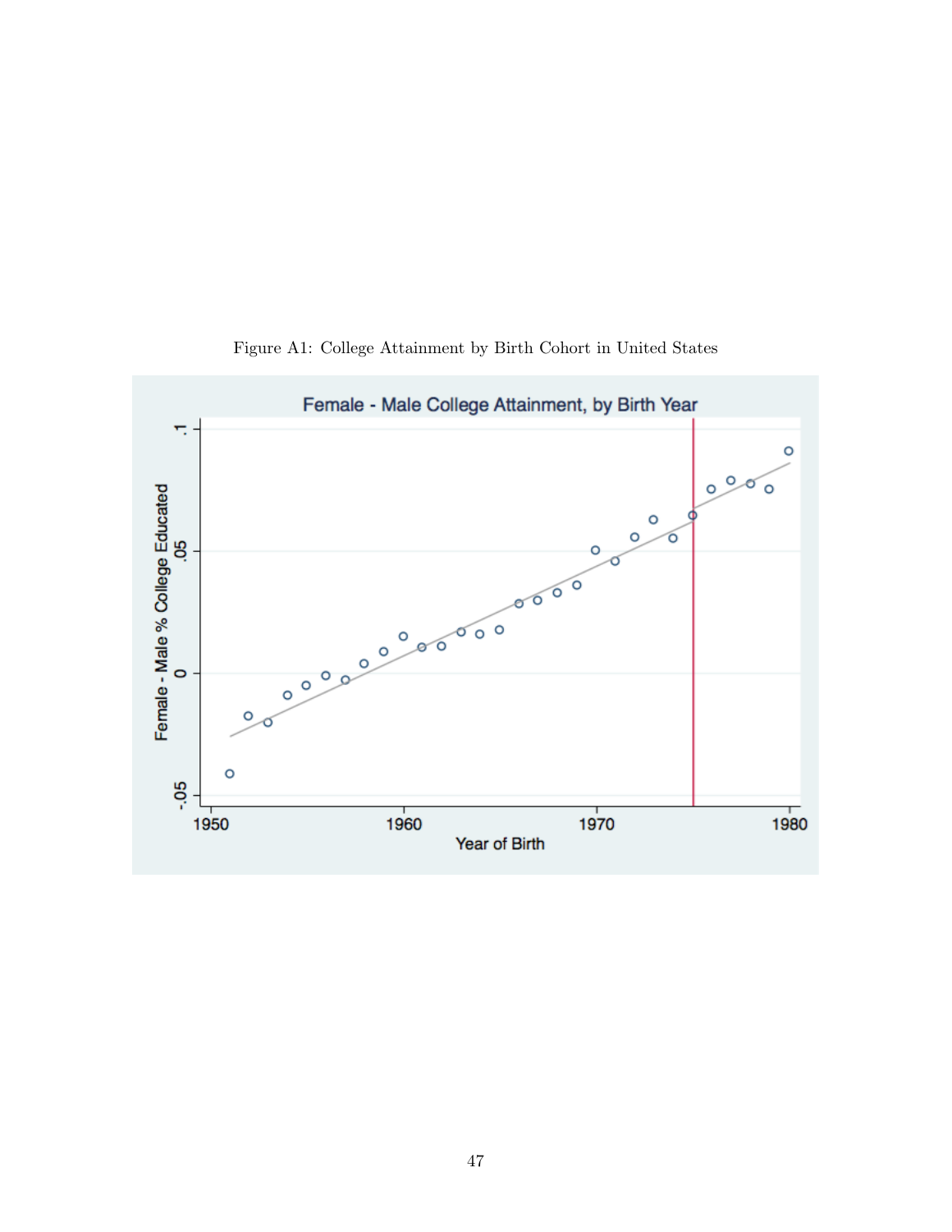Figure A1: College Attainment by Birth Cohort in United States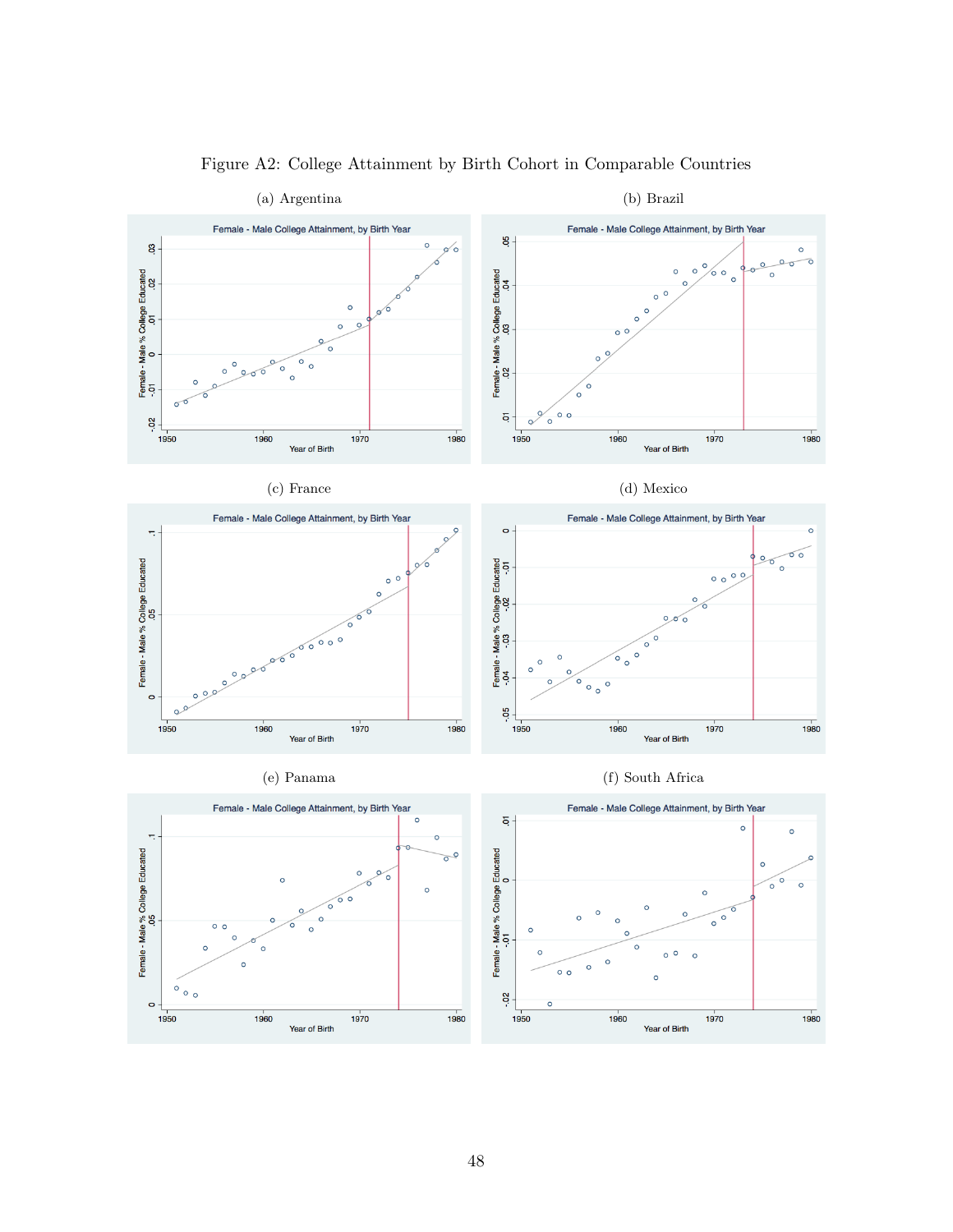Figure A2: College Attainment by Birth Cohort in Comparable Countries

(a) Argentina

(b) Brazil

(c) France

(d) Mexico

(e) Panama

(f) South Africa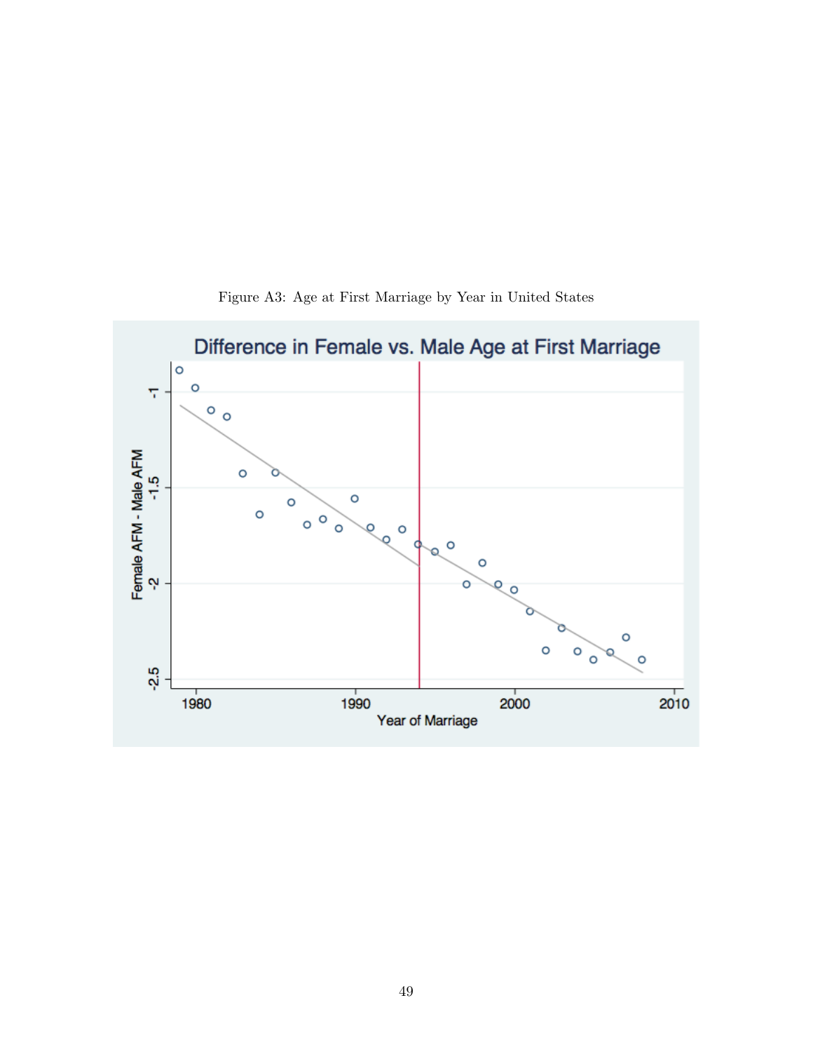Figure A3: Age at First Marriage by Year in United States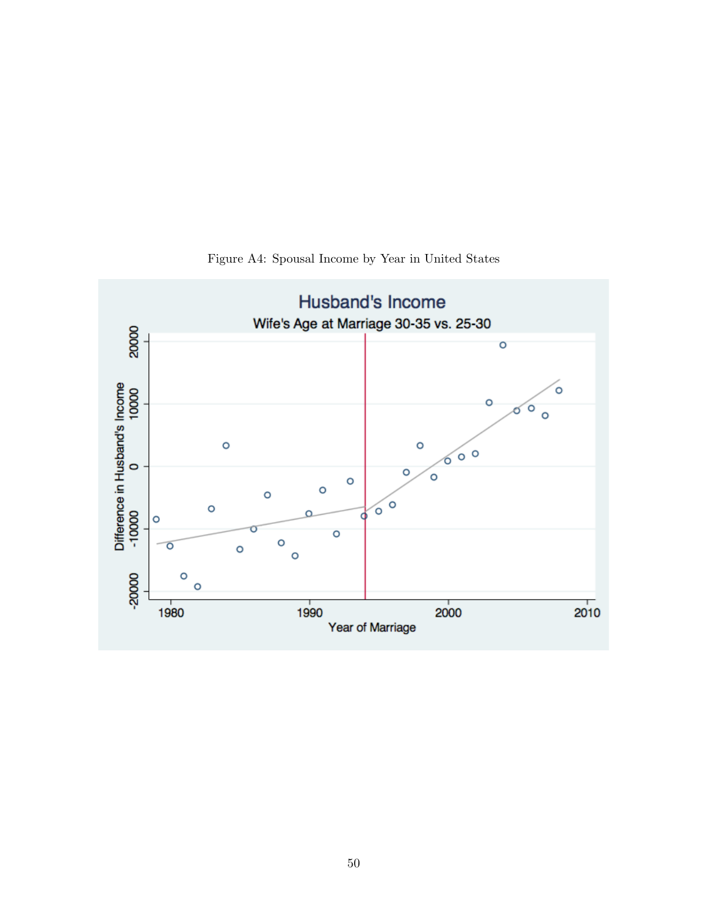Figure A4: Spousal Income by Year in United States

Husband's Income

Wife's Age at Marriage 30-35 vs. 25-30

Difference in Husband's Income

20000
10000
0
-10000
-20000

1980
1990
2000
2010

Year of Marriage